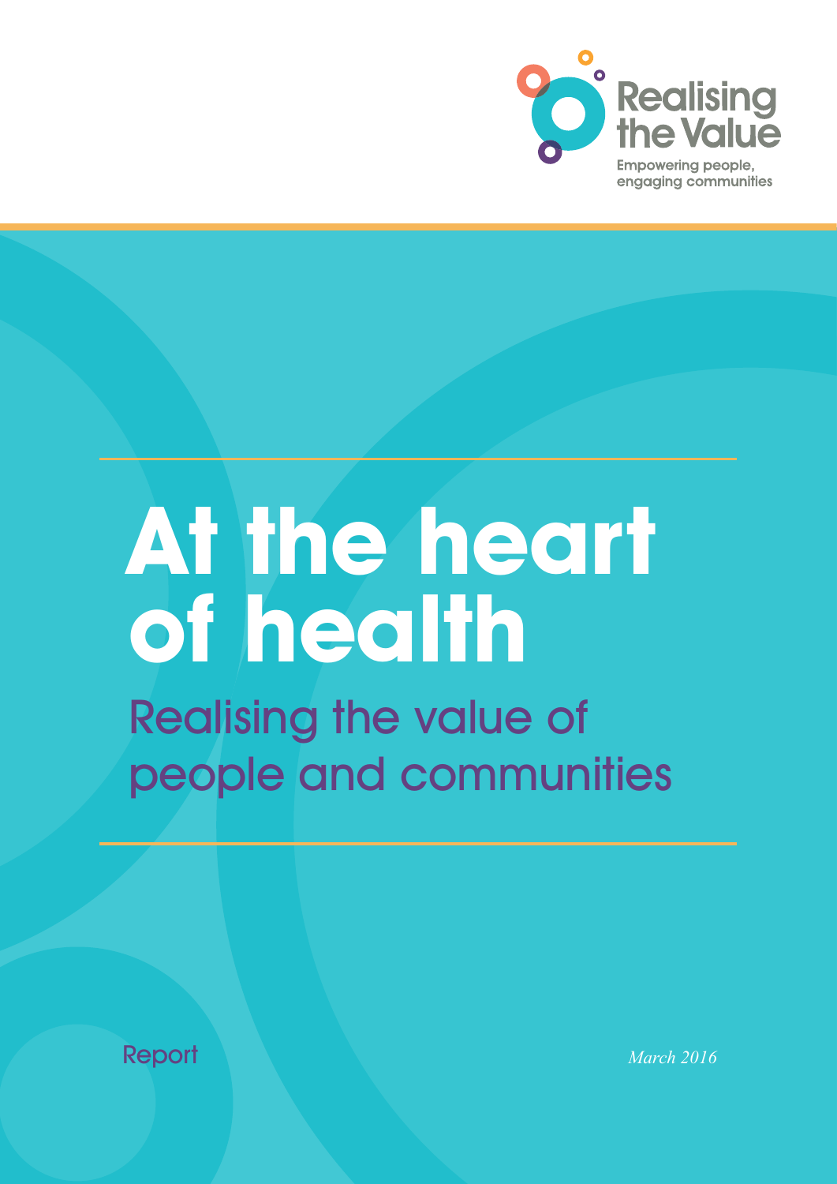Realising the Value

Empowering people, engaging communities

# At the heart of health

## Realising the value of people and communities

Report

*March 2016*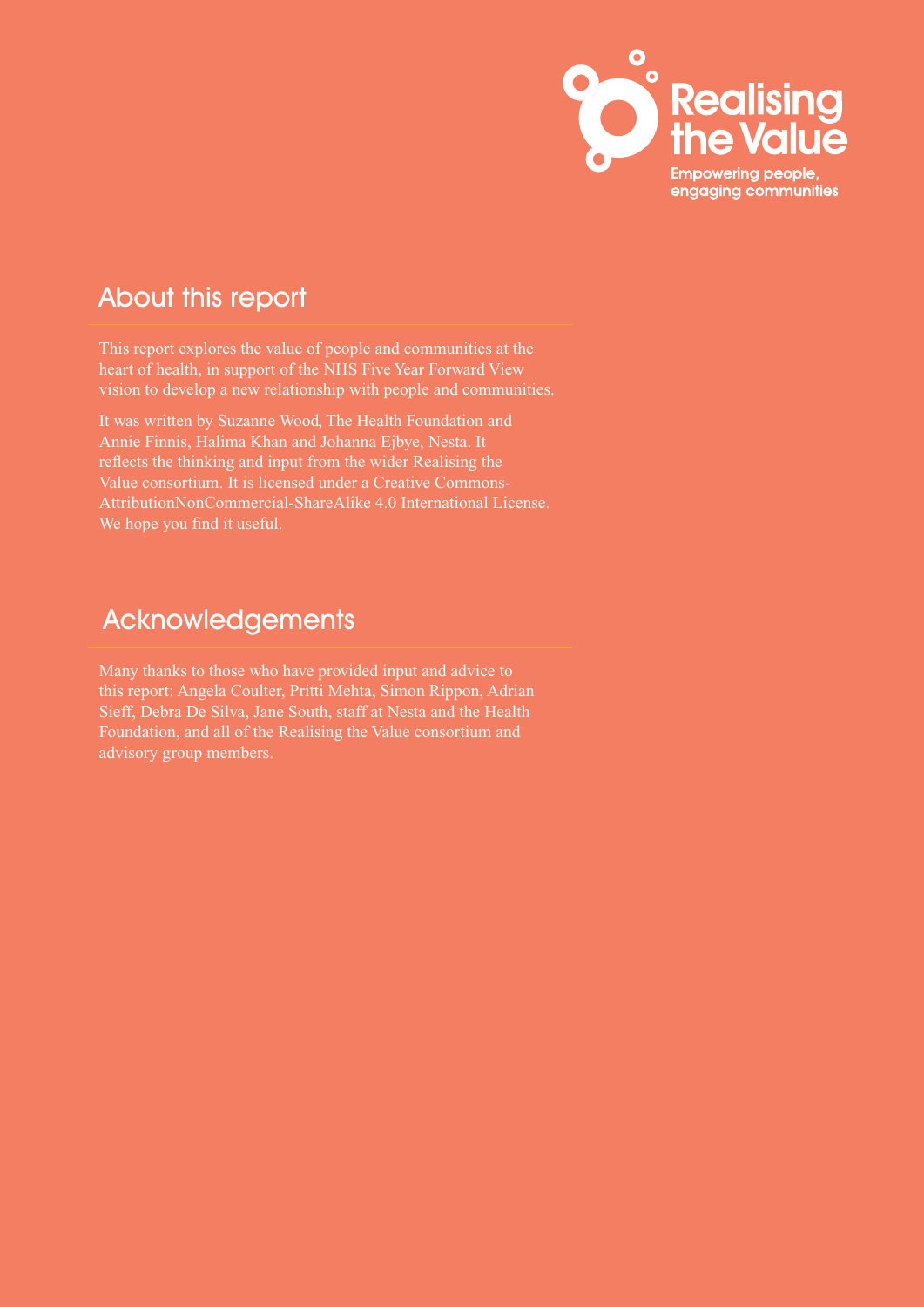Realising the Value

Empowering people, engaging communities

## About this report

This report explores the value of people and communities at the heart of health, in support of the NHS Five Year Forward View vision to develop a new relationship with people and communities.

It was written by Suzanne Wood, The Health Foundation and Annie Finnis, Halima Khan and Johanna Ejbye, Nesta. It reflects the thinking and input from the wider Realising the Value consortium. It is licensed under a Creative Commons-AttributionNonCommercial-ShareAlike 4.0 International License. We hope you find it useful.

## Acknowledgements

Many thanks to those who have provided input and advice to this report: Angela Coulter, Pritti Mehta, Simon Rippon, Adrian Sieff, Debra De Silva, Jane South, staff at Nesta and the Health Foundation, and all of the Realising the Value consortium and advisory group members.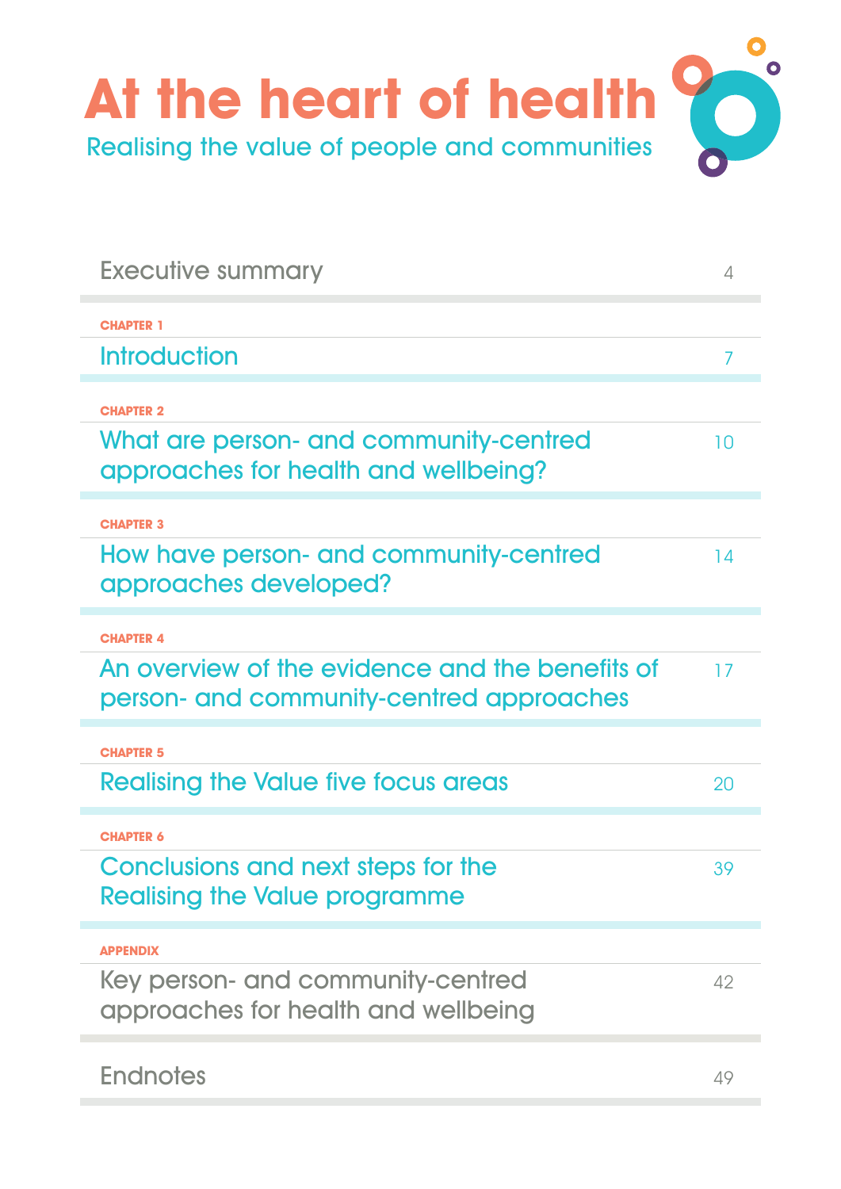# At the heart of health

## Realising the value of people and communities

| | |
|---|---|
| Executive summary | 4 |
| **CHAPTER 1** | |
| Introduction | 7 |
| **CHAPTER 2** | |
| What are person- and community-centred approaches for health and wellbeing? | 10 |
| **CHAPTER 3** | |
| How have person- and community-centred approaches developed? | 14 |
| **CHAPTER 4** | |
| An overview of the evidence and the benefits of person- and community-centred approaches | 17 |
| **CHAPTER 5** | |
| Realising the Value five focus areas | 20 |
| **CHAPTER 6** | |
| Conclusions and next steps for the Realising the Value programme | 39 |
| **APPENDIX** | |
| Key person- and community-centred approaches for health and wellbeing | 42 |
| Endnotes | 49 |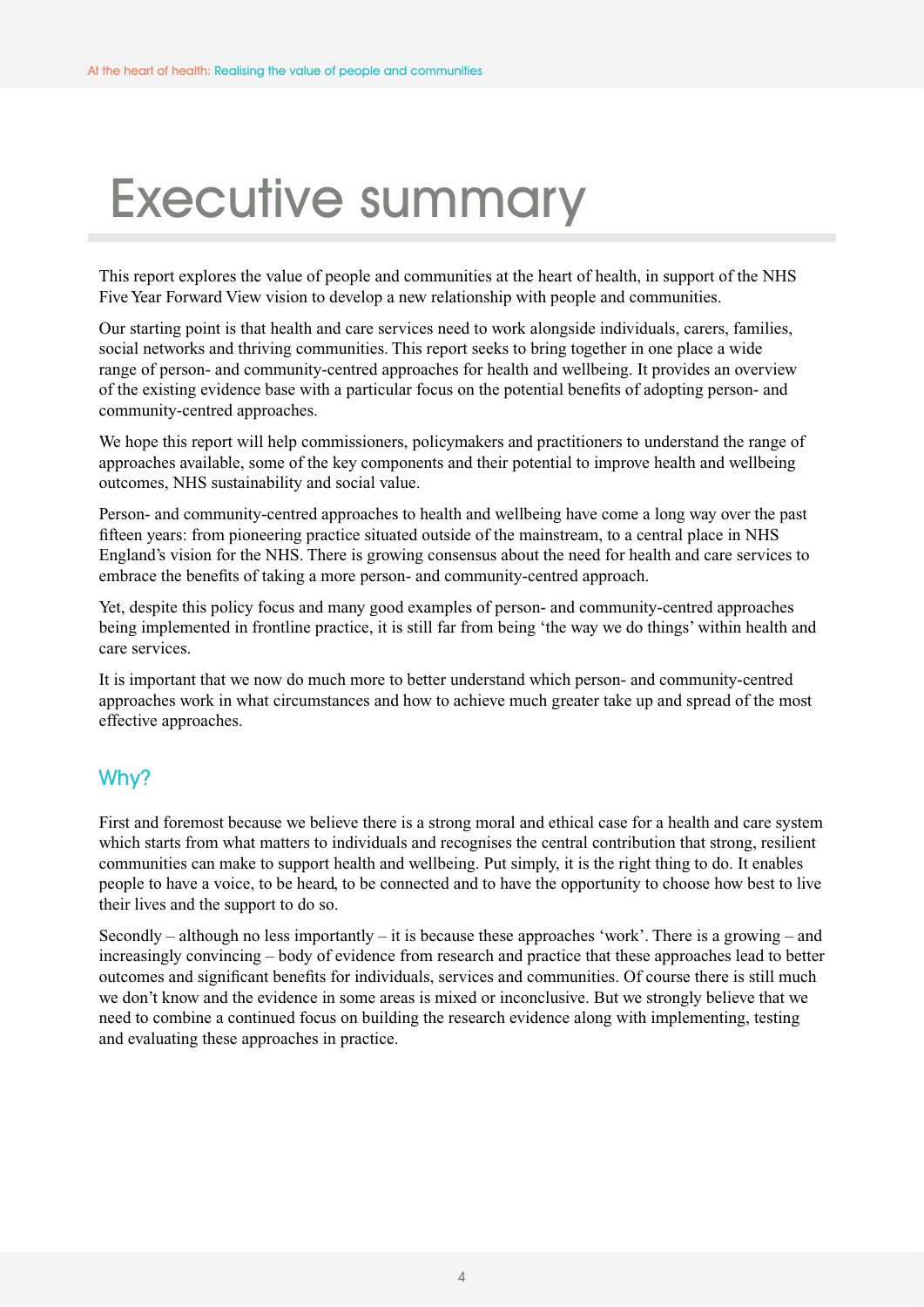# Executive summary

This report explores the value of people and communities at the heart of health, in support of the NHS Five Year Forward View vision to develop a new relationship with people and communities.

Our starting point is that health and care services need to work alongside individuals, carers, families, social networks and thriving communities. This report seeks to bring together in one place a wide range of person- and community-centred approaches for health and wellbeing. It provides an overview of the existing evidence base with a particular focus on the potential benefits of adopting person- and community-centred approaches.

We hope this report will help commissioners, policymakers and practitioners to understand the range of approaches available, some of the key components and their potential to improve health and wellbeing outcomes, NHS sustainability and social value.

Person- and community-centred approaches to health and wellbeing have come a long way over the past fifteen years: from pioneering practice situated outside of the mainstream, to a central place in NHS England's vision for the NHS. There is growing consensus about the need for health and care services to embrace the benefits of taking a more person- and community-centred approach.

Yet, despite this policy focus and many good examples of person- and community-centred approaches being implemented in frontline practice, it is still far from being 'the way we do things' within health and care services.

It is important that we now do much more to better understand which person- and community-centred approaches work in what circumstances and how to achieve much greater take up and spread of the most effective approaches.

## Why?

First and foremost because we believe there is a strong moral and ethical case for a health and care system which starts from what matters to individuals and recognises the central contribution that strong, resilient communities can make to support health and wellbeing. Put simply, it is the right thing to do. It enables people to have a voice, to be heard, to be connected and to have the opportunity to choose how best to live their lives and the support to do so.

Secondly – although no less importantly – it is because these approaches 'work'. There is a growing – and increasingly convincing – body of evidence from research and practice that these approaches lead to better outcomes and significant benefits for individuals, services and communities. Of course there is still much we don't know and the evidence in some areas is mixed or inconclusive. But we strongly believe that we need to combine a continued focus on building the research evidence along with implementing, testing and evaluating these approaches in practice.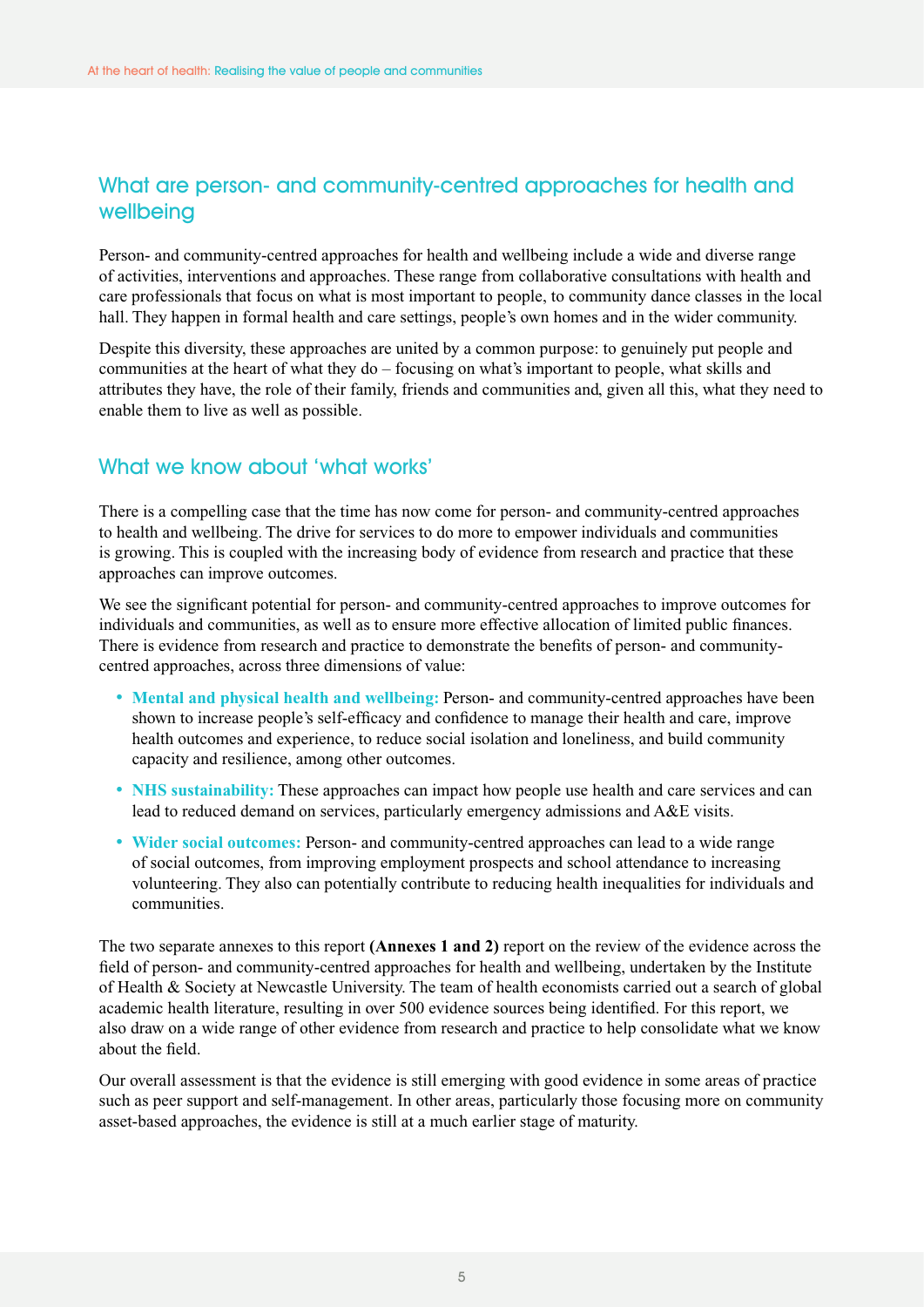## What are person- and community-centred approaches for health and wellbeing

Person- and community-centred approaches for health and wellbeing include a wide and diverse range of activities, interventions and approaches. These range from collaborative consultations with health and care professionals that focus on what is most important to people, to community dance classes in the local hall. They happen in formal health and care settings, people's own homes and in the wider community.

Despite this diversity, these approaches are united by a common purpose: to genuinely put people and communities at the heart of what they do – focusing on what's important to people, what skills and attributes they have, the role of their family, friends and communities and, given all this, what they need to enable them to live as well as possible.

## What we know about 'what works'

There is a compelling case that the time has now come for person- and community-centred approaches to health and wellbeing. The drive for services to do more to empower individuals and communities is growing. This is coupled with the increasing body of evidence from research and practice that these approaches can improve outcomes.

We see the significant potential for person- and community-centred approaches to improve outcomes for individuals and communities, as well as to ensure more effective allocation of limited public finances. There is evidence from research and practice to demonstrate the benefits of person- and community-centred approaches, across three dimensions of value:

- **Mental and physical health and wellbeing:** Person- and community-centred approaches have been shown to increase people's self-efficacy and confidence to manage their health and care, improve health outcomes and experience, to reduce social isolation and loneliness, and build community capacity and resilience, among other outcomes.
- **NHS sustainability:** These approaches can impact how people use health and care services and can lead to reduced demand on services, particularly emergency admissions and A&E visits.
- **Wider social outcomes:** Person- and community-centred approaches can lead to a wide range of social outcomes, from improving employment prospects and school attendance to increasing volunteering. They also can potentially contribute to reducing health inequalities for individuals and communities.

The two separate annexes to this report **(Annexes 1 and 2)** report on the review of the evidence across the field of person- and community-centred approaches for health and wellbeing, undertaken by the Institute of Health & Society at Newcastle University. The team of health economists carried out a search of global academic health literature, resulting in over 500 evidence sources being identified. For this report, we also draw on a wide range of other evidence from research and practice to help consolidate what we know about the field.

Our overall assessment is that the evidence is still emerging with good evidence in some areas of practice such as peer support and self-management. In other areas, particularly those focusing more on community asset-based approaches, the evidence is still at a much earlier stage of maturity.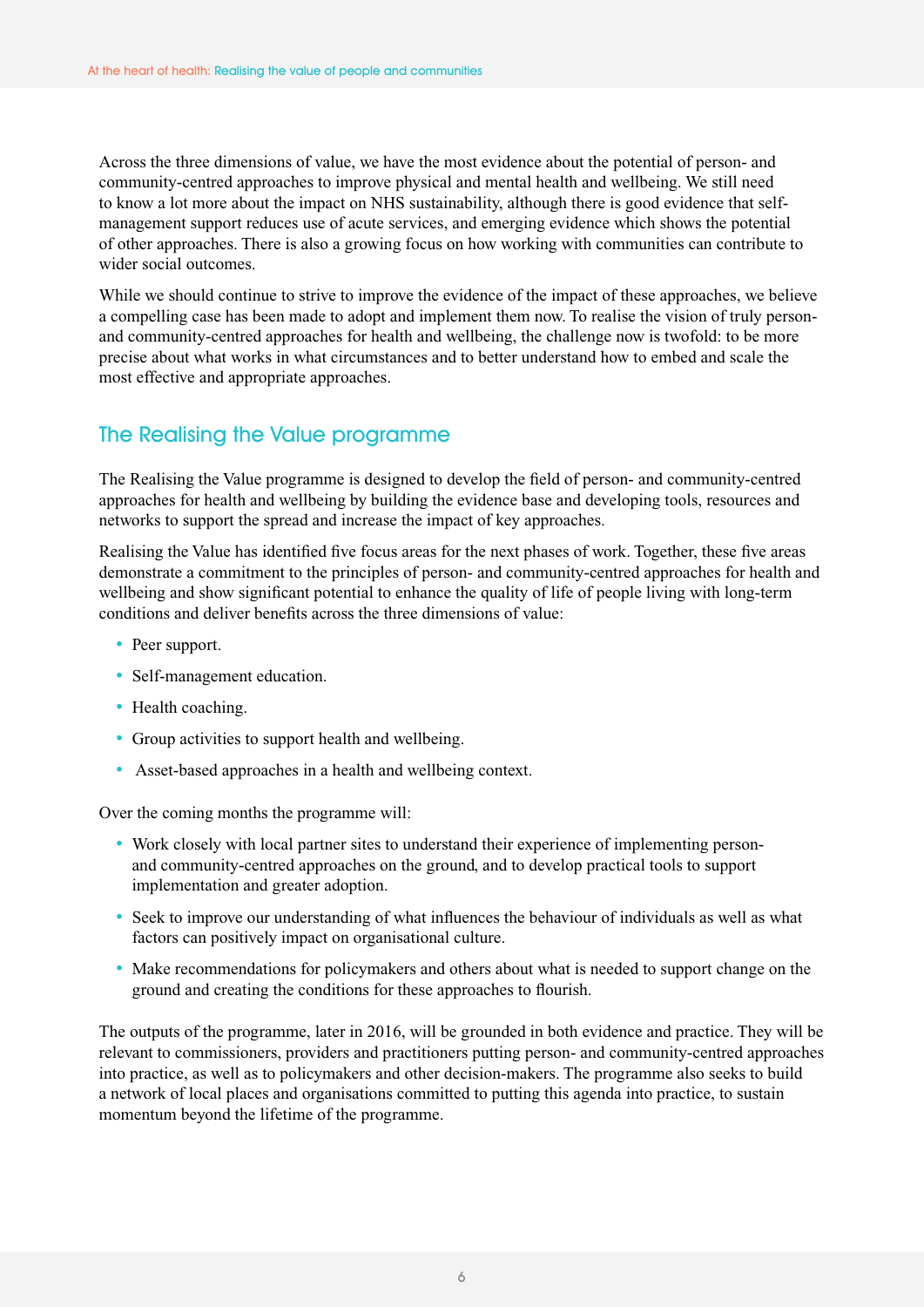Across the three dimensions of value, we have the most evidence about the potential of person- and community-centred approaches to improve physical and mental health and wellbeing. We still need to know a lot more about the impact on NHS sustainability, although there is good evidence that self-management support reduces use of acute services, and emerging evidence which shows the potential of other approaches. There is also a growing focus on how working with communities can contribute to wider social outcomes.

While we should continue to strive to improve the evidence of the impact of these approaches, we believe a compelling case has been made to adopt and implement them now. To realise the vision of truly person- and community-centred approaches for health and wellbeing, the challenge now is twofold: to be more precise about what works in what circumstances and to better understand how to embed and scale the most effective and appropriate approaches.

## The Realising the Value programme

The Realising the Value programme is designed to develop the field of person- and community-centred approaches for health and wellbeing by building the evidence base and developing tools, resources and networks to support the spread and increase the impact of key approaches.

Realising the Value has identified five focus areas for the next phases of work. Together, these five areas demonstrate a commitment to the principles of person- and community-centred approaches for health and wellbeing and show significant potential to enhance the quality of life of people living with long-term conditions and deliver benefits across the three dimensions of value:

- Peer support.
- Self-management education.
- Health coaching.
- Group activities to support health and wellbeing.
- Asset-based approaches in a health and wellbeing context.

Over the coming months the programme will:

- Work closely with local partner sites to understand their experience of implementing person- and community-centred approaches on the ground, and to develop practical tools to support implementation and greater adoption.
- Seek to improve our understanding of what influences the behaviour of individuals as well as what factors can positively impact on organisational culture.
- Make recommendations for policymakers and others about what is needed to support change on the ground and creating the conditions for these approaches to flourish.

The outputs of the programme, later in 2016, will be grounded in both evidence and practice. They will be relevant to commissioners, providers and practitioners putting person- and community-centred approaches into practice, as well as to policymakers and other decision-makers. The programme also seeks to build a network of local places and organisations committed to putting this agenda into practice, to sustain momentum beyond the lifetime of the programme.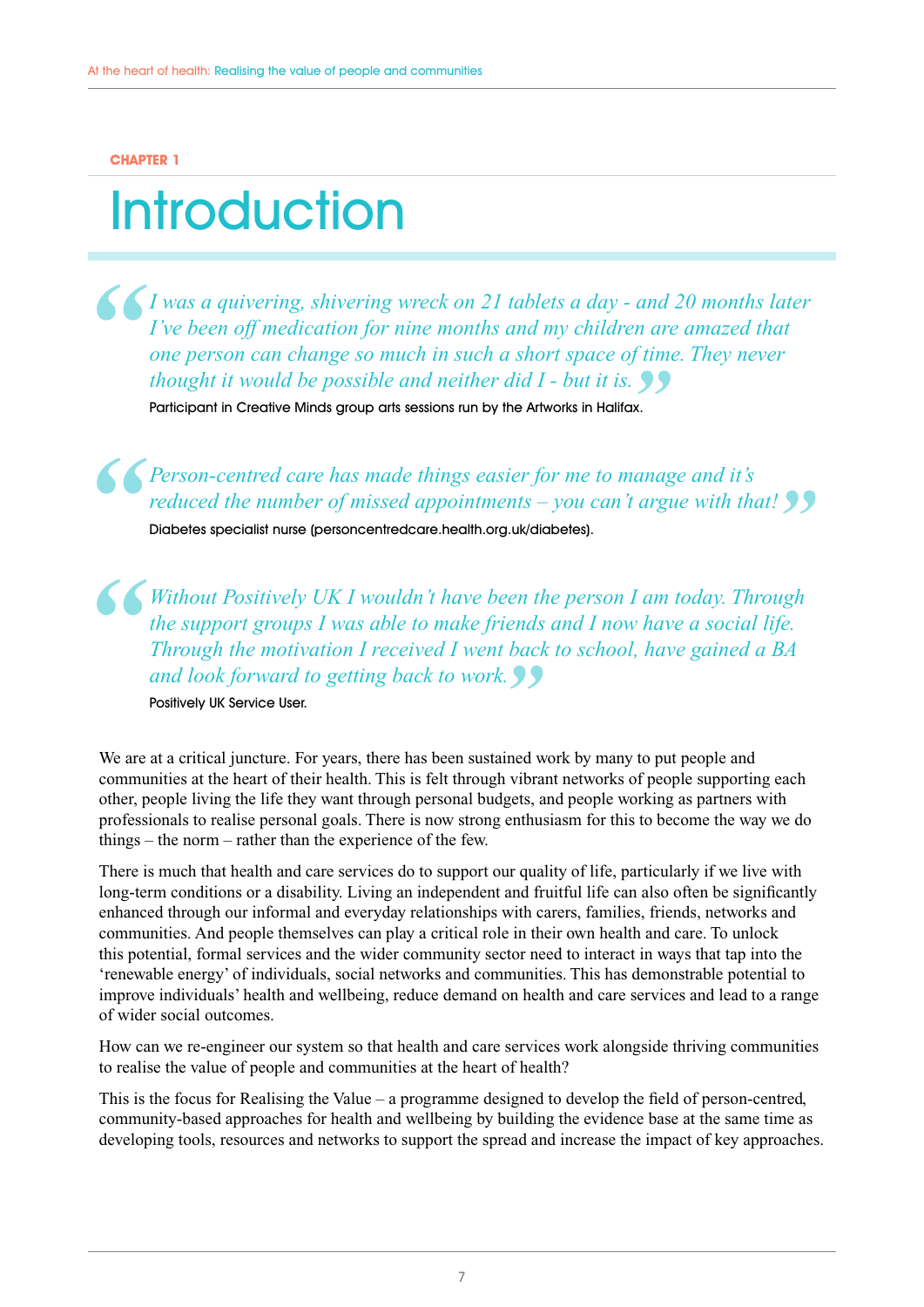CHAPTER 1

# Introduction

> *I was a quivering, shivering wreck on 21 tablets a day - and 20 months later I've been off medication for nine months and my children are amazed that one person can change so much in such a short space of time. They never thought it would be possible and neither did I - but it is.*
>
> Participant in Creative Minds group arts sessions run by the Artworks in Halifax.

> *Person-centred care has made things easier for me to manage and it's reduced the number of missed appointments – you can't argue with that!*
>
> Diabetes specialist nurse (personcentredcare.health.org.uk/diabetes).

> *Without Positively UK I wouldn't have been the person I am today. Through the support groups I was able to make friends and I now have a social life. Through the motivation I received I went back to school, have gained a BA and look forward to getting back to work.*
>
> Positively UK Service User.

We are at a critical juncture. For years, there has been sustained work by many to put people and communities at the heart of their health. This is felt through vibrant networks of people supporting each other, people living the life they want through personal budgets, and people working as partners with professionals to realise personal goals. There is now strong enthusiasm for this to become the way we do things – the norm – rather than the experience of the few.

There is much that health and care services do to support our quality of life, particularly if we live with long-term conditions or a disability. Living an independent and fruitful life can also often be significantly enhanced through our informal and everyday relationships with carers, families, friends, networks and communities. And people themselves can play a critical role in their own health and care. To unlock this potential, formal services and the wider community sector need to interact in ways that tap into the 'renewable energy' of individuals, social networks and communities. This has demonstrable potential to improve individuals' health and wellbeing, reduce demand on health and care services and lead to a range of wider social outcomes.

How can we re-engineer our system so that health and care services work alongside thriving communities to realise the value of people and communities at the heart of health?

This is the focus for Realising the Value – a programme designed to develop the field of person-centred, community-based approaches for health and wellbeing by building the evidence base at the same time as developing tools, resources and networks to support the spread and increase the impact of key approaches.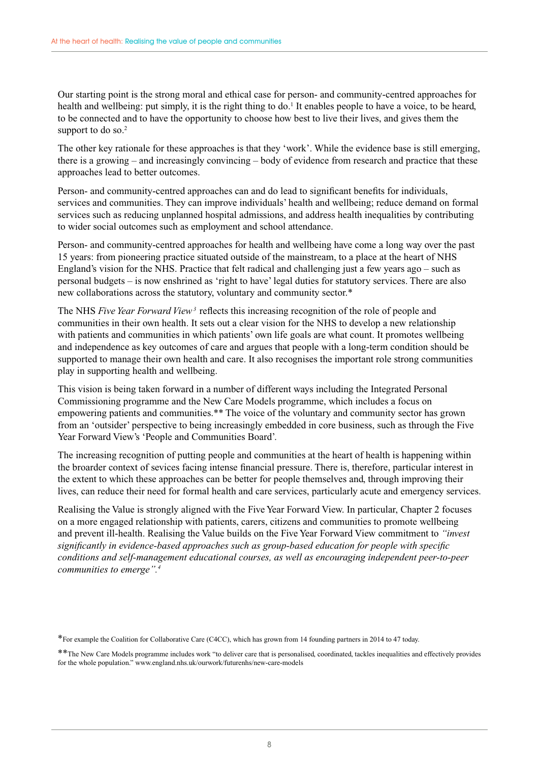Our starting point is the strong moral and ethical case for person- and community-centred approaches for health and wellbeing: put simply, it is the right thing to do.[1] It enables people to have a voice, to be heard, to be connected and to have the opportunity to choose how best to live their lives, and gives them the support to do so.[2]

The other key rationale for these approaches is that they 'work'. While the evidence base is still emerging, there is a growing – and increasingly convincing – body of evidence from research and practice that these approaches lead to better outcomes.

Person- and community-centred approaches can and do lead to significant benefits for individuals, services and communities. They can improve individuals' health and wellbeing; reduce demand on formal services such as reducing unplanned hospital admissions, and address health inequalities by contributing to wider social outcomes such as employment and school attendance.

Person- and community-centred approaches for health and wellbeing have come a long way over the past 15 years: from pioneering practice situated outside of the mainstream, to a place at the heart of NHS England's vision for the NHS. Practice that felt radical and challenging just a few years ago – such as personal budgets – is now enshrined as 'right to have' legal duties for statutory services. There are also new collaborations across the statutory, voluntary and community sector.*

The NHS *Five Year Forward View*[3] reflects this increasing recognition of the role of people and communities in their own health. It sets out a clear vision for the NHS to develop a new relationship with patients and communities in which patients' own life goals are what count. It promotes wellbeing and independence as key outcomes of care and argues that people with a long-term condition should be supported to manage their own health and care. It also recognises the important role strong communities play in supporting health and wellbeing.

This vision is being taken forward in a number of different ways including the Integrated Personal Commissioning programme and the New Care Models programme, which includes a focus on empowering patients and communities.** The voice of the voluntary and community sector has grown from an 'outsider' perspective to being increasingly embedded in core business, such as through the Five Year Forward View's 'People and Communities Board'.

The increasing recognition of putting people and communities at the heart of health is happening within the broarder context of sevices facing intense financial pressure. There is, therefore, particular interest in the extent to which these approaches can be better for people themselves and, through improving their lives, can reduce their need for formal health and care services, particularly acute and emergency services.

Realising the Value is strongly aligned with the Five Year Forward View. In particular, Chapter 2 focuses on a more engaged relationship with patients, carers, citizens and communities to promote wellbeing and prevent ill-health. Realising the Value builds on the Five Year Forward View commitment to *"invest significantly in evidence-based approaches such as group-based education for people with specific conditions and self-management educational courses, as well as encouraging independent peer-to-peer communities to emerge".*[4]

*For example the Coalition for Collaborative Care (C4CC), which has grown from 14 founding partners in 2014 to 47 today.

**The New Care Models programme includes work "to deliver care that is personalised, coordinated, tackles inequalities and effectively provides for the whole population." www.england.nhs.uk/ourwork/futurenhs/new-care-models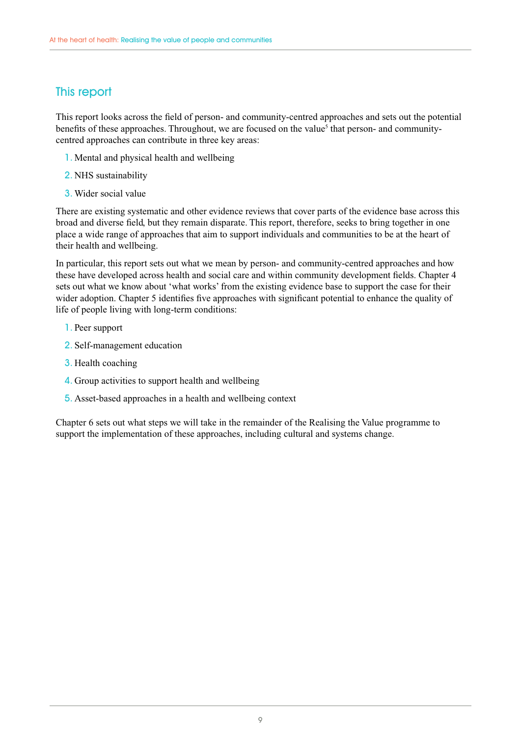## This report

This report looks across the field of person- and community-centred approaches and sets out the potential benefits of these approaches. Throughout, we are focused on the value[5] that person- and community-centred approaches can contribute in three key areas:

1. Mental and physical health and wellbeing
2. NHS sustainability
3. Wider social value

There are existing systematic and other evidence reviews that cover parts of the evidence base across this broad and diverse field, but they remain disparate. This report, therefore, seeks to bring together in one place a wide range of approaches that aim to support individuals and communities to be at the heart of their health and wellbeing.

In particular, this report sets out what we mean by person- and community-centred approaches and how these have developed across health and social care and within community development fields. Chapter 4 sets out what we know about 'what works' from the existing evidence base to support the case for their wider adoption. Chapter 5 identifies five approaches with significant potential to enhance the quality of life of people living with long-term conditions:

1. Peer support
2. Self-management education
3. Health coaching
4. Group activities to support health and wellbeing
5. Asset-based approaches in a health and wellbeing context

Chapter 6 sets out what steps we will take in the remainder of the Realising the Value programme to support the implementation of these approaches, including cultural and systems change.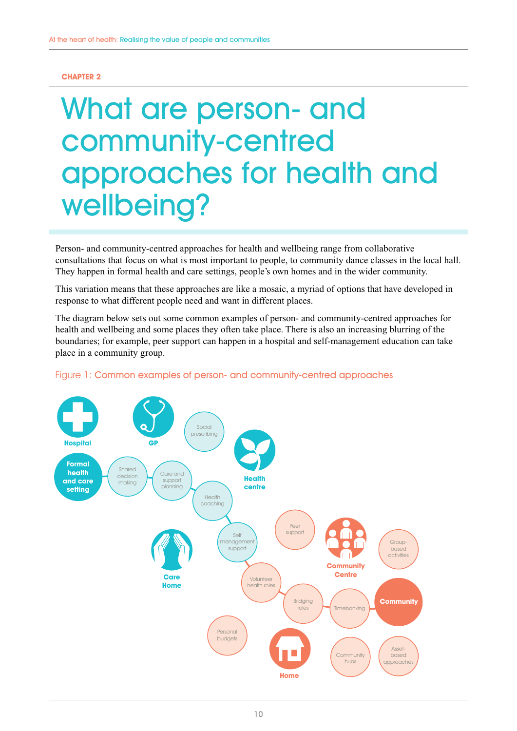CHAPTER 2

# What are person- and community-centred approaches for health and wellbeing?

Person- and community-centred approaches for health and wellbeing range from collaborative consultations that focus on what is most important to people, to community dance classes in the local hall. They happen in formal health and care settings, people's own homes and in the wider community.

This variation means that these approaches are like a mosaic, a myriad of options that have developed in response to what different people need and want in different places.

The diagram below sets out some common examples of person- and community-centred approaches for health and wellbeing and some places they often take place. There is also an increasing blurring of the boundaries; for example, peer support can happen in a hospital and self-management education can take place in a community group.

Figure 1: Common examples of person- and community-centred approaches

Hospital

GP

Social prescribing

Formal health and care setting

Shared decision making

Care and support planning

Health centre

Health coaching

Peer support

Community Centre

Group-based activities

Care Home

Self management support

Volunteer health roles

Bridging roles

Timebanking

Community

Personal budgets

Home

Community hubs

Asset-based approaches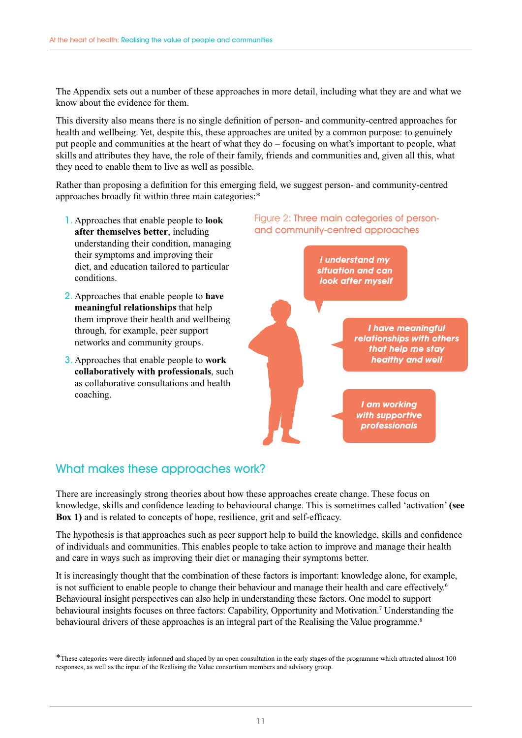The Appendix sets out a number of these approaches in more detail, including what they are and what we know about the evidence for them.

This diversity also means there is no single definition of person- and community-centred approaches for health and wellbeing. Yet, despite this, these approaches are united by a common purpose: to genuinely put people and communities at the heart of what they do – focusing on what's important to people, what skills and attributes they have, the role of their family, friends and communities and, given all this, what they need to enable them to live as well as possible.

Rather than proposing a definition for this emerging field, we suggest person- and community-centred approaches broadly fit within three main categories:*

1. Approaches that enable people to **look after themselves better**, including understanding their condition, managing their symptoms and improving their diet, and education tailored to particular conditions.
2. Approaches that enable people to **have meaningful relationships** that help them improve their health and wellbeing through, for example, peer support networks and community groups.
3. Approaches that enable people to **work collaboratively with professionals**, such as collaborative consultations and health coaching.

Figure 2: Three main categories of person- and community-centred approaches

*I understand my situation and can look after myself*

*I have meaningful relationships with others that help me stay healthy and well*

*I am working with supportive professionals*

## What makes these approaches work?

There are increasingly strong theories about how these approaches create change. These focus on knowledge, skills and confidence leading to behavioural change. This is sometimes called 'activation' **(see Box 1)** and is related to concepts of hope, resilience, grit and self-efficacy.

The hypothesis is that approaches such as peer support help to build the knowledge, skills and confidence of individuals and communities. This enables people to take action to improve and manage their health and care in ways such as improving their diet or managing their symptoms better.

It is increasingly thought that the combination of these factors is important: knowledge alone, for example, is not sufficient to enable people to change their behaviour and manage their health and care effectively.[6] Behavioural insight perspectives can also help in understanding these factors. One model to support behavioural insights focuses on three factors: Capability, Opportunity and Motivation.[7] Understanding the behavioural drivers of these approaches is an integral part of the Realising the Value programme.[8]

*These categories were directly informed and shaped by an open consultation in the early stages of the programme which attracted almost 100 responses, as well as the input of the Realising the Value consortium members and advisory group.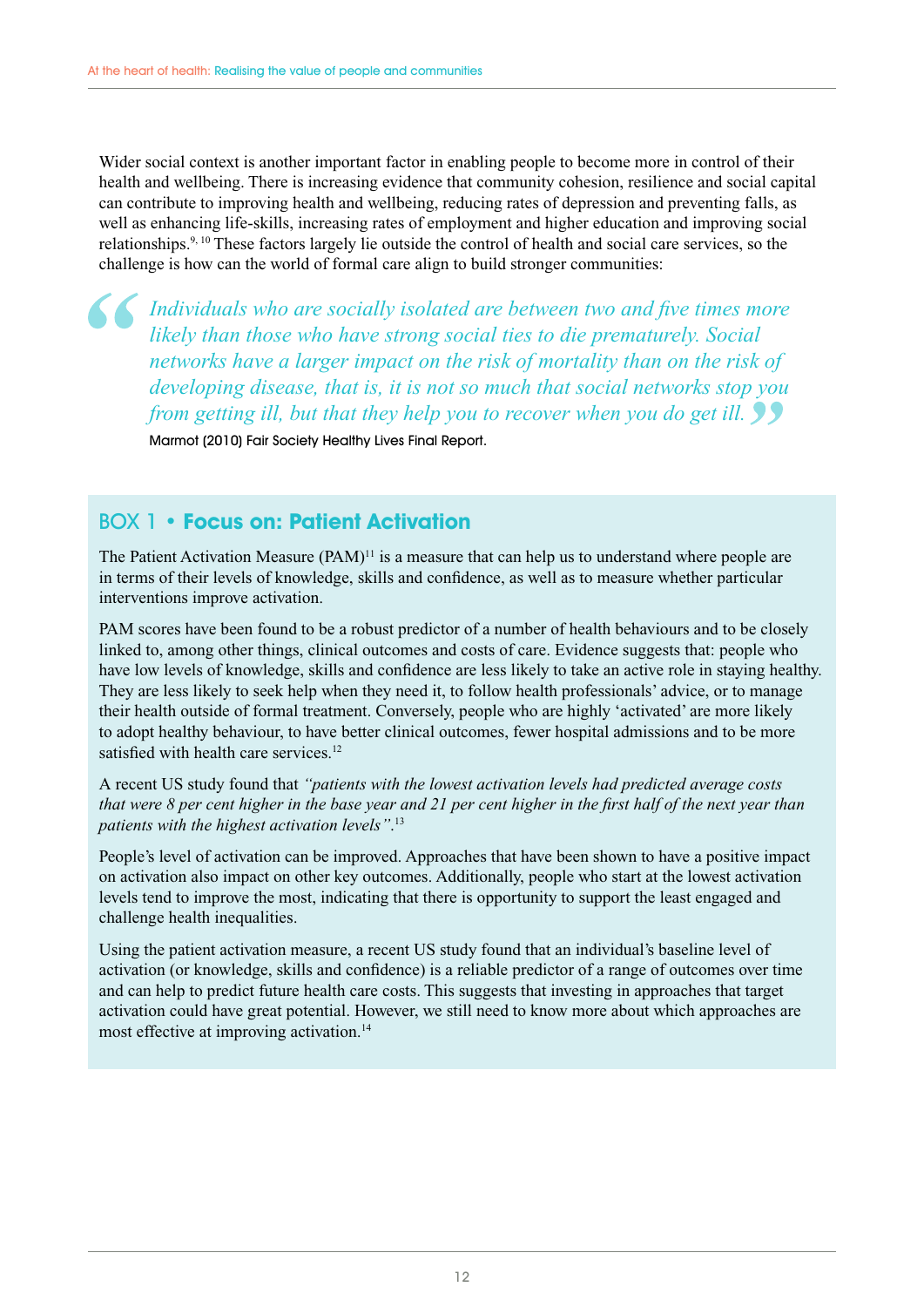Wider social context is another important factor in enabling people to become more in control of their health and wellbeing. There is increasing evidence that community cohesion, resilience and social capital can contribute to improving health and wellbeing, reducing rates of depression and preventing falls, as well as enhancing life-skills, increasing rates of employment and higher education and improving social relationships.[9, 10] These factors largely lie outside the control of health and social care services, so the challenge is how can the world of formal care align to build stronger communities:

> *Individuals who are socially isolated are between two and five times more likely than those who have strong social ties to die prematurely. Social networks have a larger impact on the risk of mortality than on the risk of developing disease, that is, it is not so much that social networks stop you from getting ill, but that they help you to recover when you do get ill.*
>
> Marmot (2010) Fair Society Healthy Lives Final Report.

## BOX 1 • **Focus on: Patient Activation**

The Patient Activation Measure (PAM)[11] is a measure that can help us to understand where people are in terms of their levels of knowledge, skills and confidence, as well as to measure whether particular interventions improve activation.

PAM scores have been found to be a robust predictor of a number of health behaviours and to be closely linked to, among other things, clinical outcomes and costs of care. Evidence suggests that: people who have low levels of knowledge, skills and confidence are less likely to take an active role in staying healthy. They are less likely to seek help when they need it, to follow health professionals' advice, or to manage their health outside of formal treatment. Conversely, people who are highly 'activated' are more likely to adopt healthy behaviour, to have better clinical outcomes, fewer hospital admissions and to be more satisfied with health care services.[12]

A recent US study found that *"patients with the lowest activation levels had predicted average costs that were 8 per cent higher in the base year and 21 per cent higher in the first half of the next year than patients with the highest activation levels"*.[13]

People's level of activation can be improved. Approaches that have been shown to have a positive impact on activation also impact on other key outcomes. Additionally, people who start at the lowest activation levels tend to improve the most, indicating that there is opportunity to support the least engaged and challenge health inequalities.

Using the patient activation measure, a recent US study found that an individual's baseline level of activation (or knowledge, skills and confidence) is a reliable predictor of a range of outcomes over time and can help to predict future health care costs. This suggests that investing in approaches that target activation could have great potential. However, we still need to know more about which approaches are most effective at improving activation.[14]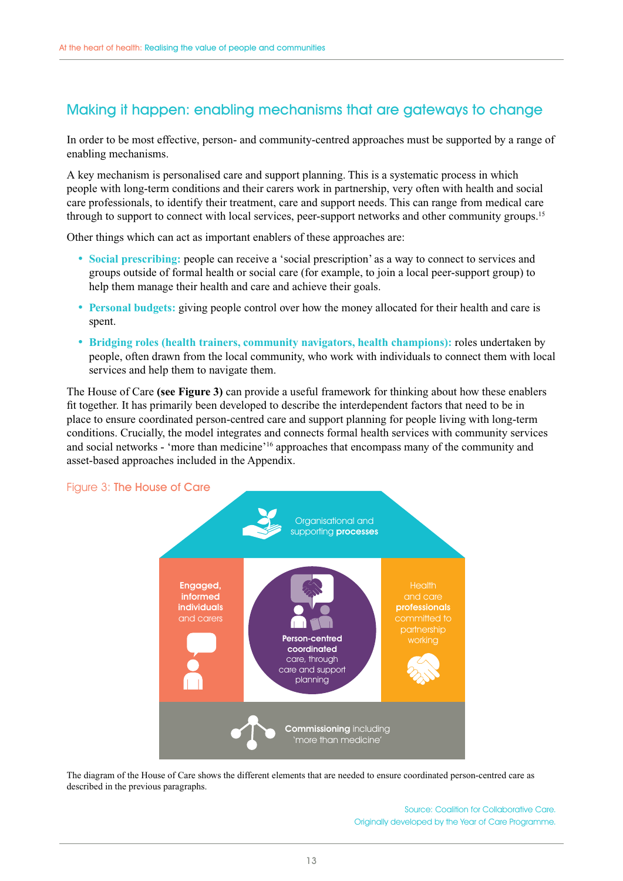## Making it happen: enabling mechanisms that are gateways to change

In order to be most effective, person- and community-centred approaches must be supported by a range of enabling mechanisms.

A key mechanism is personalised care and support planning. This is a systematic process in which people with long-term conditions and their carers work in partnership, very often with health and social care professionals, to identify their treatment, care and support needs. This can range from medical care through to support to connect with local services, peer-support networks and other community groups.[15]

Other things which can act as important enablers of these approaches are:

- **Social prescribing:** people can receive a 'social prescription' as a way to connect to services and groups outside of formal health or social care (for example, to join a local peer-support group) to help them manage their health and care and achieve their goals.
- **Personal budgets:** giving people control over how the money allocated for their health and care is spent.
- **Bridging roles (health trainers, community navigators, health champions):** roles undertaken by people, often drawn from the local community, who work with individuals to connect them with local services and help them to navigate them.

The House of Care **(see Figure 3)** can provide a useful framework for thinking about how these enablers fit together. It has primarily been developed to describe the interdependent factors that need to be in place to ensure coordinated person-centred care and support planning for people living with long-term conditions. Crucially, the model integrates and connects formal health services with community services and social networks - 'more than medicine'[16] approaches that encompass many of the community and asset-based approaches included in the Appendix.

Figure 3: The House of Care

Organisational and supporting **processes**

**Engaged, informed individuals** and carers

**Person-centred coordinated** care, through care and support planning

Health and care **professionals** committed to partnership working

**Commissioning** including 'more than medicine'

The diagram of the House of Care shows the different elements that are needed to ensure coordinated person-centred care as described in the previous paragraphs.

Source: Coalition for Collaborative Care.
Originally developed by the Year of Care Programme.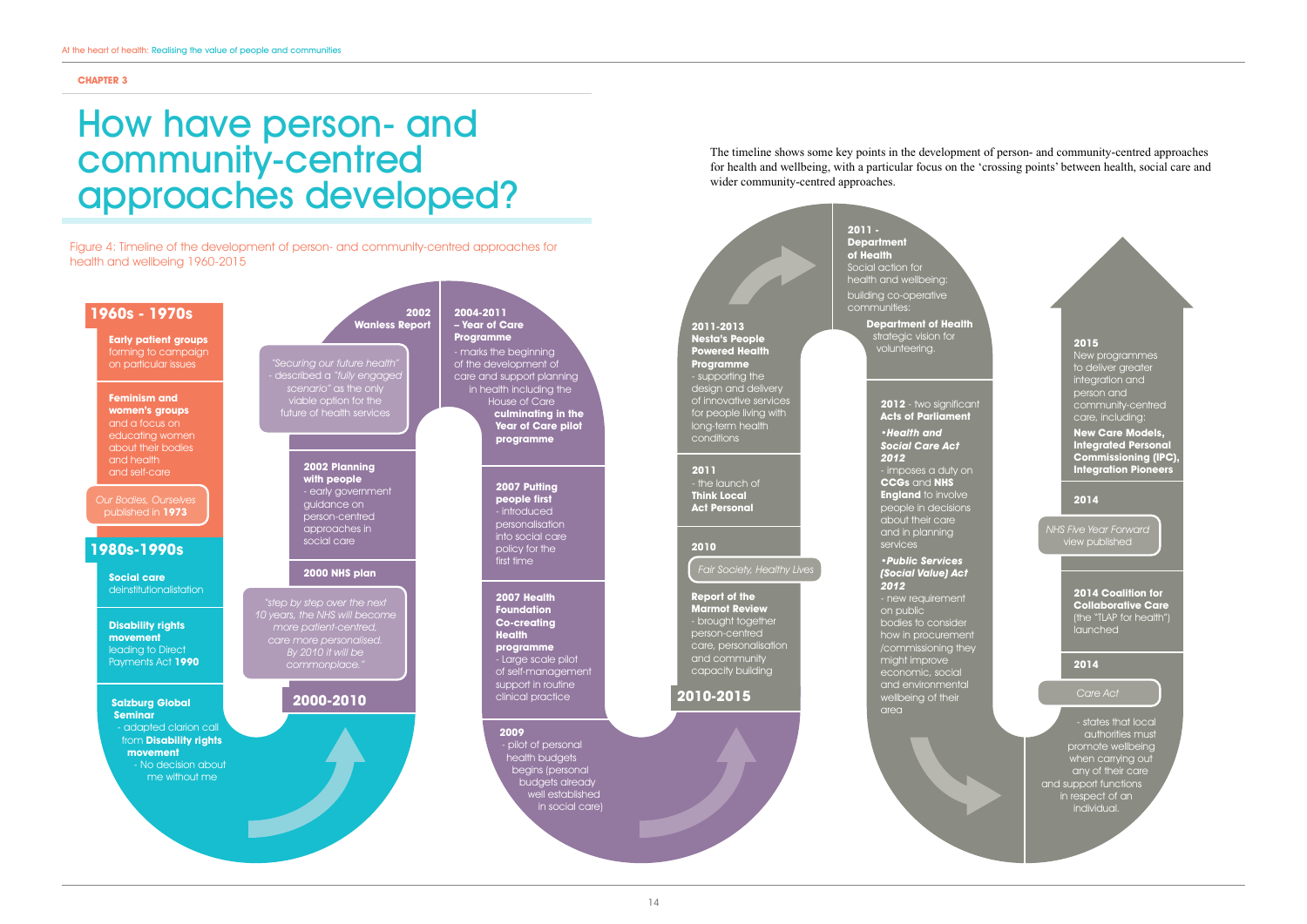CHAPTER 3

# How have person- and community-centred approaches developed?

The timeline shows some key points in the development of person- and community-centred approaches for health and wellbeing, with a particular focus on the 'crossing points' between health, social care and wider community-centred approaches.

Figure 4: Timeline of the development of person- and community-centred approaches for health and wellbeing 1960-2015

## 1960s - 1970s

**Early patient groups** forming to campaign on particular issues

**Feminism and women's groups** and a focus on educating women about their bodies and health and self-care

*Our Bodies, Ourselves* published in **1973**

## 1980s-1990s

**Social care** deinstitutionalistation

**Disability rights movement** leading to Direct Payments Act **1990**

**Salzburg Global Seminar** - adapted clarion call from **Disability rights movement** - No decision about me without me

## 2000-2010

**2000 NHS plan**

*"step by step over the next 10 years, the NHS will become more patient-centred, care more personalised. By 2010 it will be commonplace."*

**2002 Planning with people** - early government guidance on person-centred approaches in social care

**2002 Wanless Report**

*"Securing our future health"* - described a *"fully engaged scenario"* as the only viable option for the future of health services

**2004-2011 – Year of Care Programme** - marks the beginning of the development of care and support planning in health including the House of Care **culminating in the Year of Care pilot programme**

**2007 Putting people first** - introduced personalisation into social care policy for the first time

**2007 Health Foundation Co-creating Health programme** - Large scale pilot of self-management support in routine clinical practice

**2009** - pilot of personal health budgets begins (personal budgets already well established in social care)

## 2010-2015

**2010**

*Fair Society, Healthy Lives*

**Report of the Marmot Review** - brought together person-centred care, personalisation and community capacity building

**2011** - the launch of **Think Local Act Personal**

**2011-2013 Nesta's People Powered Health Programme** - supporting the design and delivery of innovative services for people living with long-term health conditions

**2011 - Department of Health** Social action for health and wellbeing: building co-operative communities:

**Department of Health** strategic vision for volunteering.

**2012** - two significant **Acts of Parliament**

***•Health and Social Care Act 2012*** - imposes a duty on **CCGs** and **NHS England** to involve people in decisions about their care and in planning services

***•Public Services (Social Value) Act 2012*** - new requirement on public bodies to consider how in procurement /commissioning they might improve economic, social and environmental wellbeing of their area

**2014**

*Care Act*

- states that local authorities must promote wellbeing when carrying out any of their care and support functions in respect of an individual.

**2014 Coalition for Collaborative Care** (the "TLAP for health") launched

**2014**

*NHS Five Year Forward* view published

**2015** New programmes to deliver greater integration and person and community-centred care, including:

**New Care Models, Integrated Personal Commissioning (IPC), Integration Pioneers**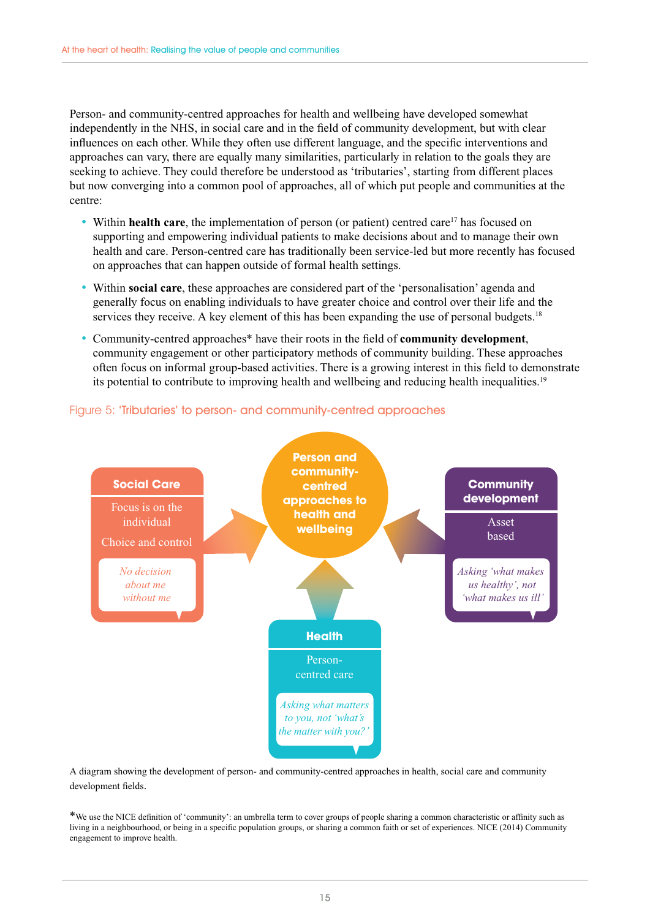Person- and community-centred approaches for health and wellbeing have developed somewhat independently in the NHS, in social care and in the field of community development, but with clear influences on each other. While they often use different language, and the specific interventions and approaches can vary, there are equally many similarities, particularly in relation to the goals they are seeking to achieve. They could therefore be understood as 'tributaries', starting from different places but now converging into a common pool of approaches, all of which put people and communities at the centre:

- Within **health care**, the implementation of person (or patient) centred care[17] has focused on supporting and empowering individual patients to make decisions about and to manage their own health and care. Person-centred care has traditionally been service-led but more recently has focused on approaches that can happen outside of formal health settings.
- Within **social care**, these approaches are considered part of the 'personalisation' agenda and generally focus on enabling individuals to have greater choice and control over their life and the services they receive. A key element of this has been expanding the use of personal budgets.[18]
- Community-centred approaches* have their roots in the field of **community development**, community engagement or other participatory methods of community building. These approaches often focus on informal group-based activities. There is a growing interest in this field to demonstrate its potential to contribute to improving health and wellbeing and reducing health inequalities.[19]

Figure 5: 'Tributaries' to person- and community-centred approaches

**Person and community-centred approaches to health and wellbeing**

**Social Care**
Focus is on the individual
Choice and control
*No decision about me without me*

**Community development**
Asset based
*Asking 'what makes us healthy', not 'what makes us ill'*

**Health**
Person-centred care
*Asking what matters to you, not 'what's the matter with you?'*

A diagram showing the development of person- and community-centred approaches in health, social care and community development fields.

*We use the NICE definition of 'community': an umbrella term to cover groups of people sharing a common characteristic or affinity such as living in a neighbourhood, or being in a specific population groups, or sharing a common faith or set of experiences. NICE (2014) Community engagement to improve health.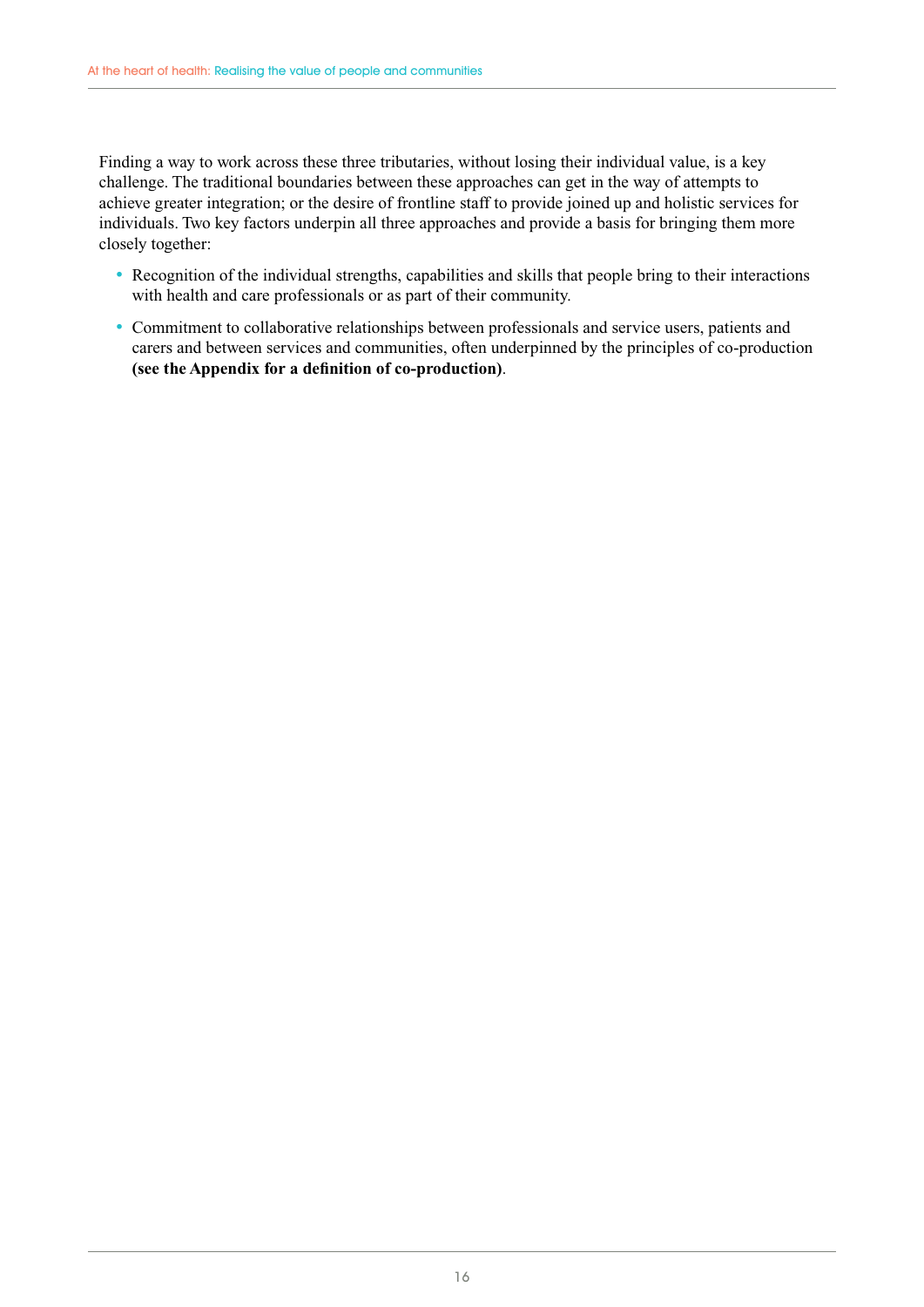Finding a way to work across these three tributaries, without losing their individual value, is a key challenge. The traditional boundaries between these approaches can get in the way of attempts to achieve greater integration; or the desire of frontline staff to provide joined up and holistic services for individuals. Two key factors underpin all three approaches and provide a basis for bringing them more closely together:

- Recognition of the individual strengths, capabilities and skills that people bring to their interactions with health and care professionals or as part of their community.
- Commitment to collaborative relationships between professionals and service users, patients and carers and between services and communities, often underpinned by the principles of co-production **(see the Appendix for a definition of co-production)**.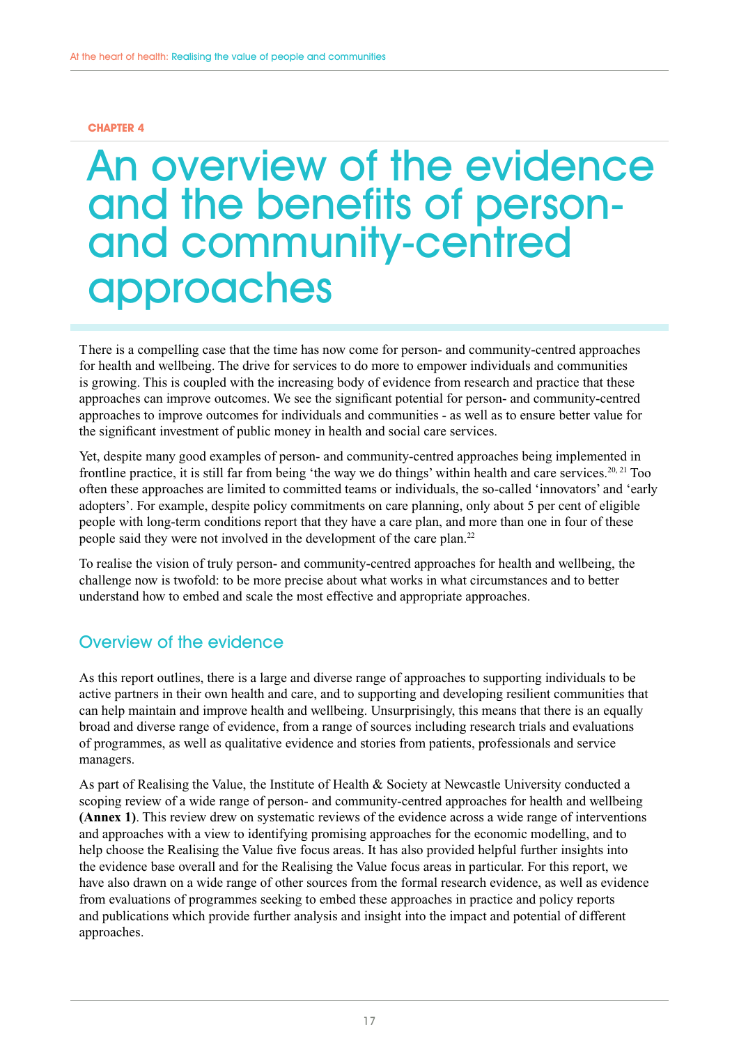CHAPTER 4

# An overview of the evidence and the benefits of person- and community-centred approaches

There is a compelling case that the time has now come for person- and community-centred approaches for health and wellbeing. The drive for services to do more to empower individuals and communities is growing. This is coupled with the increasing body of evidence from research and practice that these approaches can improve outcomes. We see the significant potential for person- and community-centred approaches to improve outcomes for individuals and communities - as well as to ensure better value for the significant investment of public money in health and social care services.

Yet, despite many good examples of person- and community-centred approaches being implemented in frontline practice, it is still far from being 'the way we do things' within health and care services.[20, 21] Too often these approaches are limited to committed teams or individuals, the so-called 'innovators' and 'early adopters'. For example, despite policy commitments on care planning, only about 5 per cent of eligible people with long-term conditions report that they have a care plan, and more than one in four of these people said they were not involved in the development of the care plan.[22]

To realise the vision of truly person- and community-centred approaches for health and wellbeing, the challenge now is twofold: to be more precise about what works in what circumstances and to better understand how to embed and scale the most effective and appropriate approaches.

## Overview of the evidence

As this report outlines, there is a large and diverse range of approaches to supporting individuals to be active partners in their own health and care, and to supporting and developing resilient communities that can help maintain and improve health and wellbeing. Unsurprisingly, this means that there is an equally broad and diverse range of evidence, from a range of sources including research trials and evaluations of programmes, as well as qualitative evidence and stories from patients, professionals and service managers.

As part of Realising the Value, the Institute of Health & Society at Newcastle University conducted a scoping review of a wide range of person- and community-centred approaches for health and wellbeing **(Annex 1)**. This review drew on systematic reviews of the evidence across a wide range of interventions and approaches with a view to identifying promising approaches for the economic modelling, and to help choose the Realising the Value five focus areas. It has also provided helpful further insights into the evidence base overall and for the Realising the Value focus areas in particular. For this report, we have also drawn on a wide range of other sources from the formal research evidence, as well as evidence from evaluations of programmes seeking to embed these approaches in practice and policy reports and publications which provide further analysis and insight into the impact and potential of different approaches.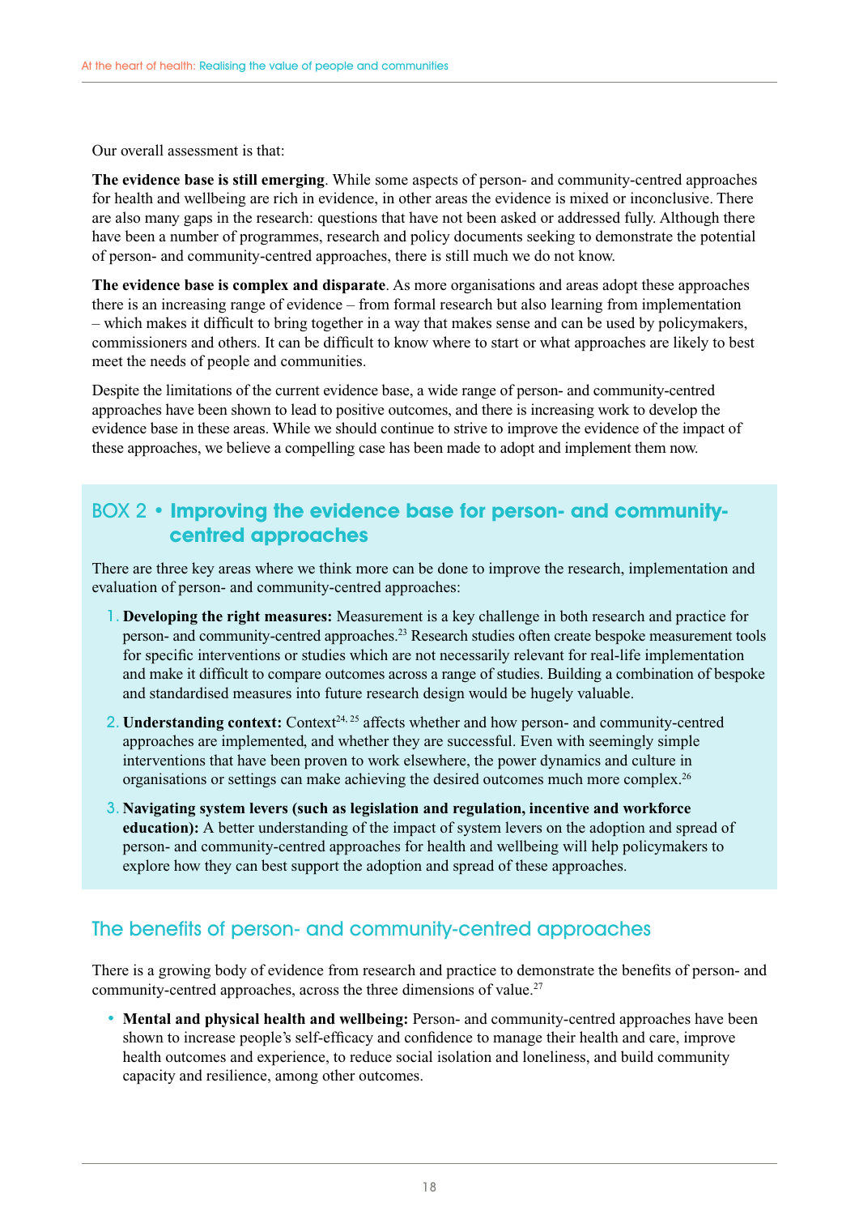Our overall assessment is that:

**The evidence base is still emerging**. While some aspects of person- and community-centred approaches for health and wellbeing are rich in evidence, in other areas the evidence is mixed or inconclusive. There are also many gaps in the research: questions that have not been asked or addressed fully. Although there have been a number of programmes, research and policy documents seeking to demonstrate the potential of person- and community-centred approaches, there is still much we do not know.

**The evidence base is complex and disparate**. As more organisations and areas adopt these approaches there is an increasing range of evidence – from formal research but also learning from implementation – which makes it difficult to bring together in a way that makes sense and can be used by policymakers, commissioners and others. It can be difficult to know where to start or what approaches are likely to best meet the needs of people and communities.

Despite the limitations of the current evidence base, a wide range of person- and community-centred approaches have been shown to lead to positive outcomes, and there is increasing work to develop the evidence base in these areas. While we should continue to strive to improve the evidence of the impact of these approaches, we believe a compelling case has been made to adopt and implement them now.

### BOX 2 • Improving the evidence base for person- and community-centred approaches

There are three key areas where we think more can be done to improve the research, implementation and evaluation of person- and community-centred approaches:

1. **Developing the right measures:** Measurement is a key challenge in both research and practice for person- and community-centred approaches.[23] Research studies often create bespoke measurement tools for specific interventions or studies which are not necessarily relevant for real-life implementation and make it difficult to compare outcomes across a range of studies. Building a combination of bespoke and standardised measures into future research design would be hugely valuable.
2. **Understanding context:** Context[24, 25] affects whether and how person- and community-centred approaches are implemented, and whether they are successful. Even with seemingly simple interventions that have been proven to work elsewhere, the power dynamics and culture in organisations or settings can make achieving the desired outcomes much more complex.[26]
3. **Navigating system levers (such as legislation and regulation, incentive and workforce education):** A better understanding of the impact of system levers on the adoption and spread of person- and community-centred approaches for health and wellbeing will help policymakers to explore how they can best support the adoption and spread of these approaches.

## The benefits of person- and community-centred approaches

There is a growing body of evidence from research and practice to demonstrate the benefits of person- and community-centred approaches, across the three dimensions of value.[27]

- **Mental and physical health and wellbeing:** Person- and community-centred approaches have been shown to increase people's self-efficacy and confidence to manage their health and care, improve health outcomes and experience, to reduce social isolation and loneliness, and build community capacity and resilience, among other outcomes.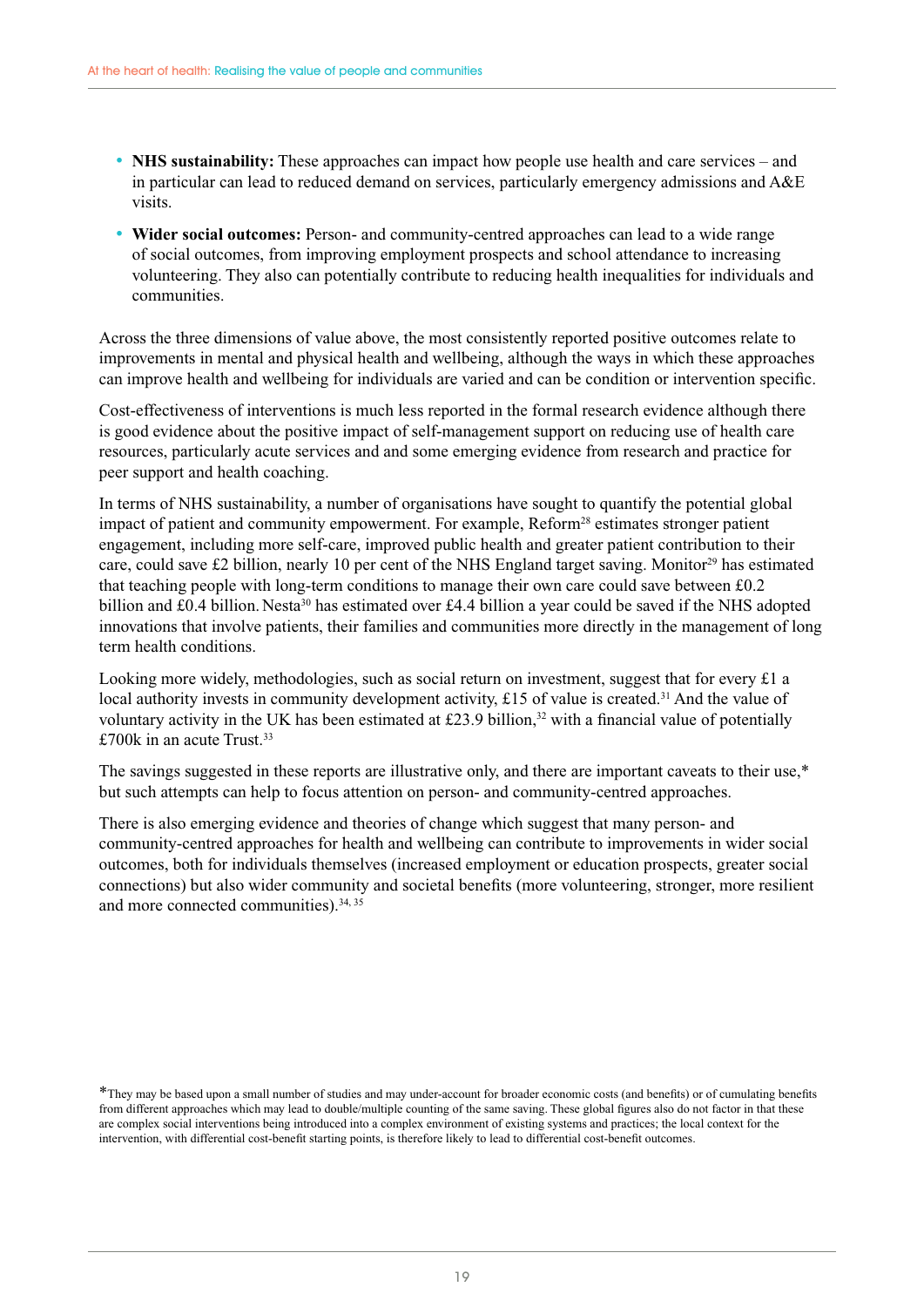- **NHS sustainability:** These approaches can impact how people use health and care services – and in particular can lead to reduced demand on services, particularly emergency admissions and A&E visits.
- **Wider social outcomes:** Person- and community-centred approaches can lead to a wide range of social outcomes, from improving employment prospects and school attendance to increasing volunteering. They also can potentially contribute to reducing health inequalities for individuals and communities.

Across the three dimensions of value above, the most consistently reported positive outcomes relate to improvements in mental and physical health and wellbeing, although the ways in which these approaches can improve health and wellbeing for individuals are varied and can be condition or intervention specific.

Cost-effectiveness of interventions is much less reported in the formal research evidence although there is good evidence about the positive impact of self-management support on reducing use of health care resources, particularly acute services and and some emerging evidence from research and practice for peer support and health coaching.

In terms of NHS sustainability, a number of organisations have sought to quantify the potential global impact of patient and community empowerment. For example, Reform[28] estimates stronger patient engagement, including more self-care, improved public health and greater patient contribution to their care, could save £2 billion, nearly 10 per cent of the NHS England target saving. Monitor[29] has estimated that teaching people with long-term conditions to manage their own care could save between £0.2 billion and £0.4 billion. Nesta[30] has estimated over £4.4 billion a year could be saved if the NHS adopted innovations that involve patients, their families and communities more directly in the management of long term health conditions.

Looking more widely, methodologies, such as social return on investment, suggest that for every £1 a local authority invests in community development activity, £15 of value is created.[31] And the value of voluntary activity in the UK has been estimated at £23.9 billion,[32] with a financial value of potentially £700k in an acute Trust.[33]

The savings suggested in these reports are illustrative only, and there are important caveats to their use,* but such attempts can help to focus attention on person- and community-centred approaches.

There is also emerging evidence and theories of change which suggest that many person- and community-centred approaches for health and wellbeing can contribute to improvements in wider social outcomes, both for individuals themselves (increased employment or education prospects, greater social connections) but also wider community and societal benefits (more volunteering, stronger, more resilient and more connected communities).[34, 35]

*They may be based upon a small number of studies and may under-account for broader economic costs (and benefits) or of cumulating benefits from different approaches which may lead to double/multiple counting of the same saving. These global figures also do not factor in that these are complex social interventions being introduced into a complex environment of existing systems and practices; the local context for the intervention, with differential cost-benefit starting points, is therefore likely to lead to differential cost-benefit outcomes.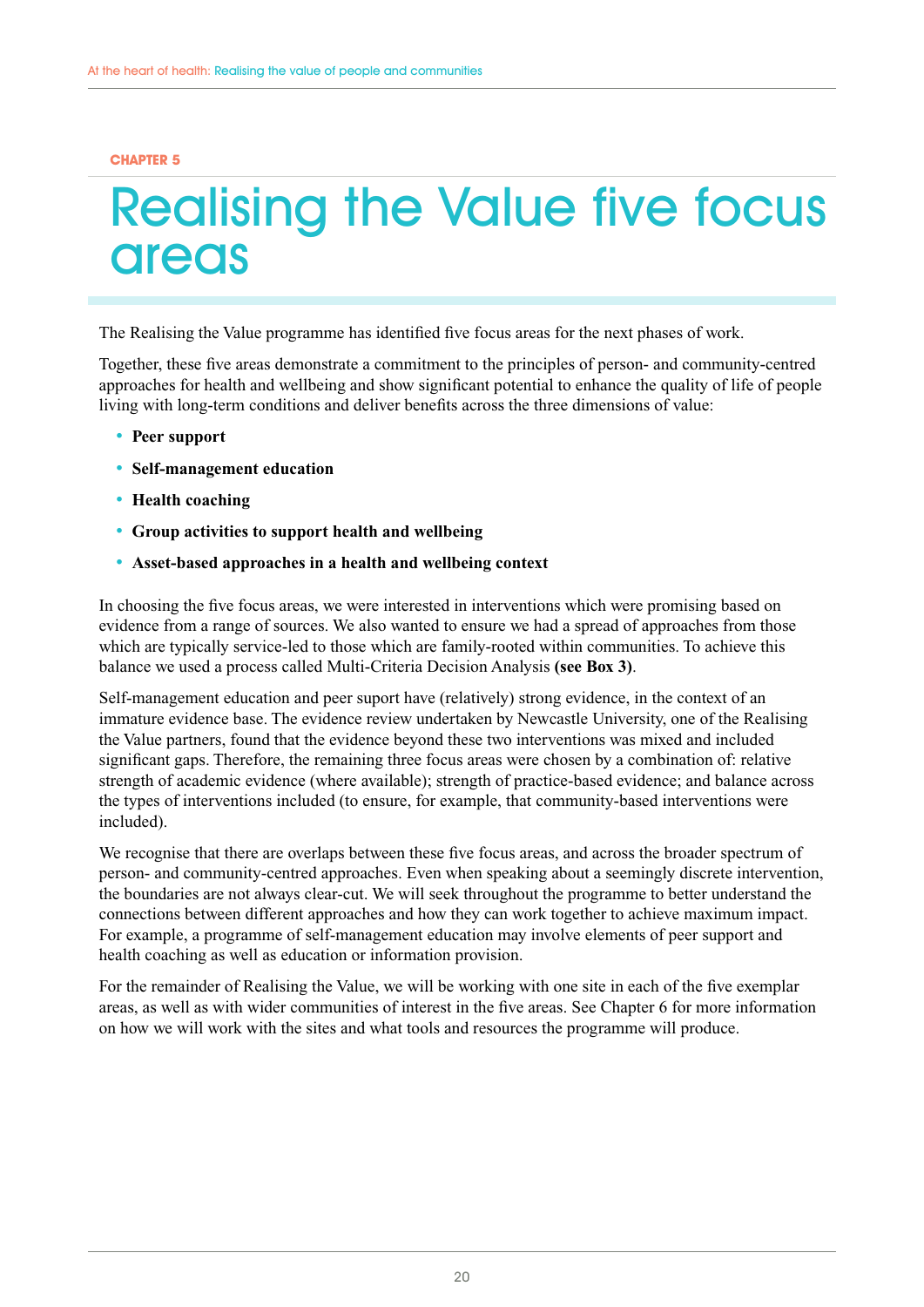CHAPTER 5

# Realising the Value five focus areas

The Realising the Value programme has identified five focus areas for the next phases of work.

Together, these five areas demonstrate a commitment to the principles of person- and community-centred approaches for health and wellbeing and show significant potential to enhance the quality of life of people living with long-term conditions and deliver benefits across the three dimensions of value:

- **Peer support**
- **Self-management education**
- **Health coaching**
- **Group activities to support health and wellbeing**
- **Asset-based approaches in a health and wellbeing context**

In choosing the five focus areas, we were interested in interventions which were promising based on evidence from a range of sources. We also wanted to ensure we had a spread of approaches from those which are typically service-led to those which are family-rooted within communities. To achieve this balance we used a process called Multi-Criteria Decision Analysis **(see Box 3)**.

Self-management education and peer suport have (relatively) strong evidence, in the context of an immature evidence base. The evidence review undertaken by Newcastle University, one of the Realising the Value partners, found that the evidence beyond these two interventions was mixed and included significant gaps. Therefore, the remaining three focus areas were chosen by a combination of: relative strength of academic evidence (where available); strength of practice-based evidence; and balance across the types of interventions included (to ensure, for example, that community-based interventions were included).

We recognise that there are overlaps between these five focus areas, and across the broader spectrum of person- and community-centred approaches. Even when speaking about a seemingly discrete intervention, the boundaries are not always clear-cut. We will seek throughout the programme to better understand the connections between different approaches and how they can work together to achieve maximum impact. For example, a programme of self-management education may involve elements of peer support and health coaching as well as education or information provision.

For the remainder of Realising the Value, we will be working with one site in each of the five exemplar areas, as well as with wider communities of interest in the five areas. See Chapter 6 for more information on how we will work with the sites and what tools and resources the programme will produce.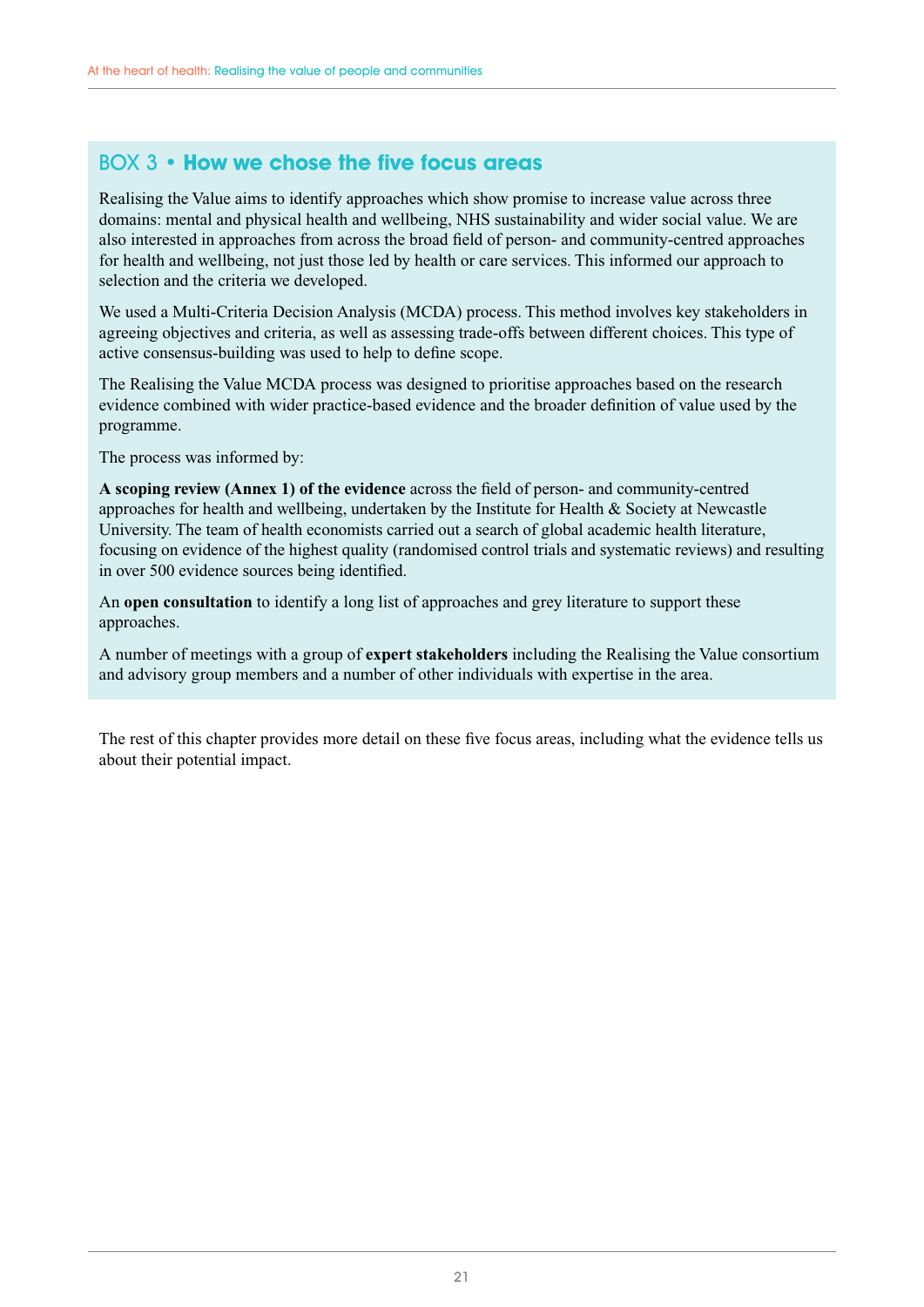## BOX 3 • How we chose the five focus areas

Realising the Value aims to identify approaches which show promise to increase value across three domains: mental and physical health and wellbeing, NHS sustainability and wider social value. We are also interested in approaches from across the broad field of person- and community-centred approaches for health and wellbeing, not just those led by health or care services. This informed our approach to selection and the criteria we developed.

We used a Multi-Criteria Decision Analysis (MCDA) process. This method involves key stakeholders in agreeing objectives and criteria, as well as assessing trade-offs between different choices. This type of active consensus-building was used to help to define scope.

The Realising the Value MCDA process was designed to prioritise approaches based on the research evidence combined with wider practice-based evidence and the broader definition of value used by the programme.

The process was informed by:

**A scoping review (Annex 1) of the evidence** across the field of person- and community-centred approaches for health and wellbeing, undertaken by the Institute for Health & Society at Newcastle University. The team of health economists carried out a search of global academic health literature, focusing on evidence of the highest quality (randomised control trials and systematic reviews) and resulting in over 500 evidence sources being identified.

An **open consultation** to identify a long list of approaches and grey literature to support these approaches.

A number of meetings with a group of **expert stakeholders** including the Realising the Value consortium and advisory group members and a number of other individuals with expertise in the area.

The rest of this chapter provides more detail on these five focus areas, including what the evidence tells us about their potential impact.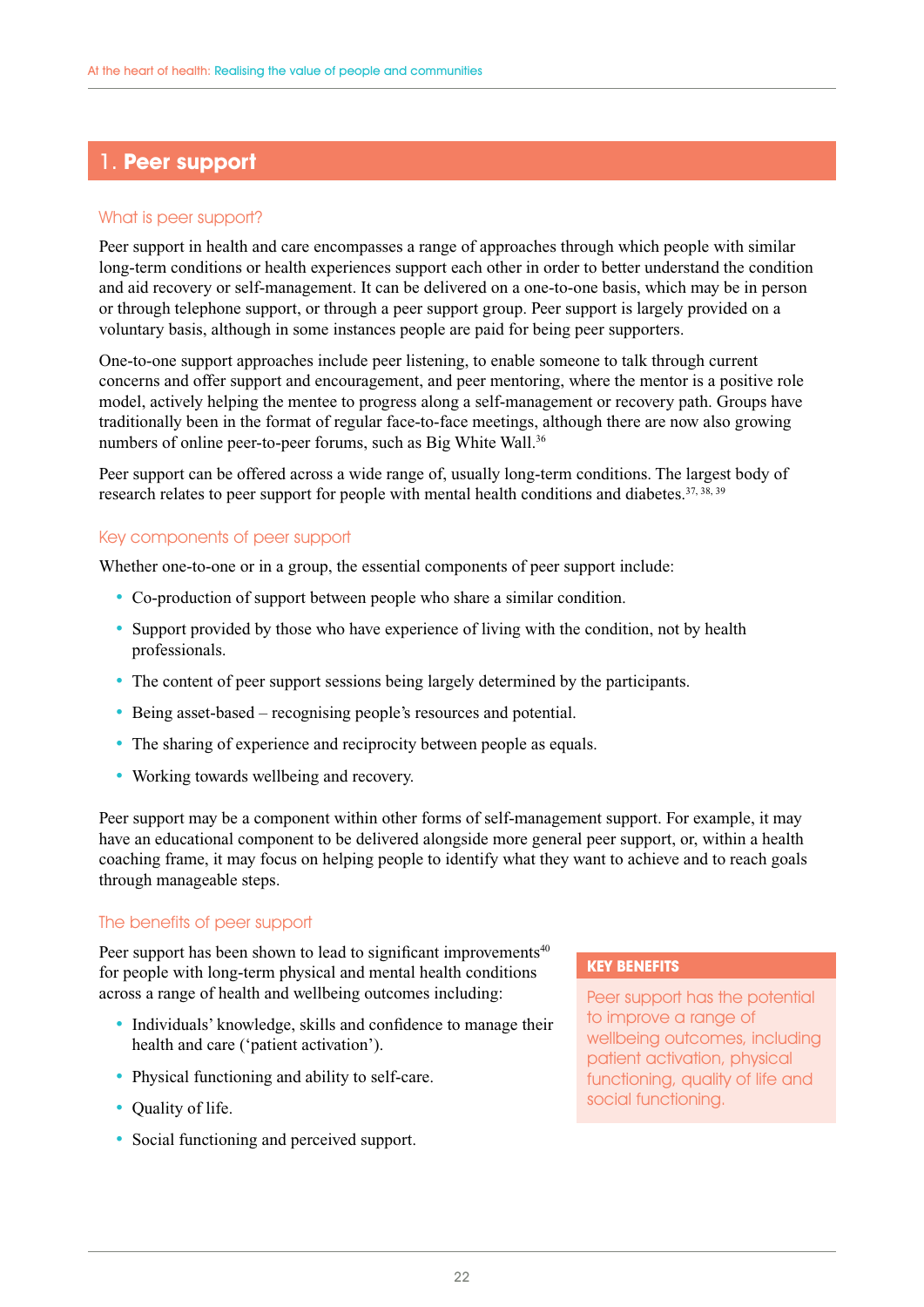## 1. Peer support

### What is peer support?

Peer support in health and care encompasses a range of approaches through which people with similar long-term conditions or health experiences support each other in order to better understand the condition and aid recovery or self-management. It can be delivered on a one-to-one basis, which may be in person or through telephone support, or through a peer support group. Peer support is largely provided on a voluntary basis, although in some instances people are paid for being peer supporters.

One-to-one support approaches include peer listening, to enable someone to talk through current concerns and offer support and encouragement, and peer mentoring, where the mentor is a positive role model, actively helping the mentee to progress along a self-management or recovery path. Groups have traditionally been in the format of regular face-to-face meetings, although there are now also growing numbers of online peer-to-peer forums, such as Big White Wall.[36]

Peer support can be offered across a wide range of, usually long-term conditions. The largest body of research relates to peer support for people with mental health conditions and diabetes.[37, 38, 39]

### Key components of peer support

Whether one-to-one or in a group, the essential components of peer support include:

- Co-production of support between people who share a similar condition.
- Support provided by those who have experience of living with the condition, not by health professionals.
- The content of peer support sessions being largely determined by the participants.
- Being asset-based – recognising people's resources and potential.
- The sharing of experience and reciprocity between people as equals.
- Working towards wellbeing and recovery.

Peer support may be a component within other forms of self-management support. For example, it may have an educational component to be delivered alongside more general peer support, or, within a health coaching frame, it may focus on helping people to identify what they want to achieve and to reach goals through manageable steps.

### The benefits of peer support

Peer support has been shown to lead to significant improvements[40] for people with long-term physical and mental health conditions across a range of health and wellbeing outcomes including:

- Individuals' knowledge, skills and confidence to manage their health and care ('patient activation').
- Physical functioning and ability to self-care.
- Quality of life.
- Social functioning and perceived support.

**KEY BENEFITS**

Peer support has the potential to improve a range of wellbeing outcomes, including patient activation, physical functioning, quality of life and social functioning.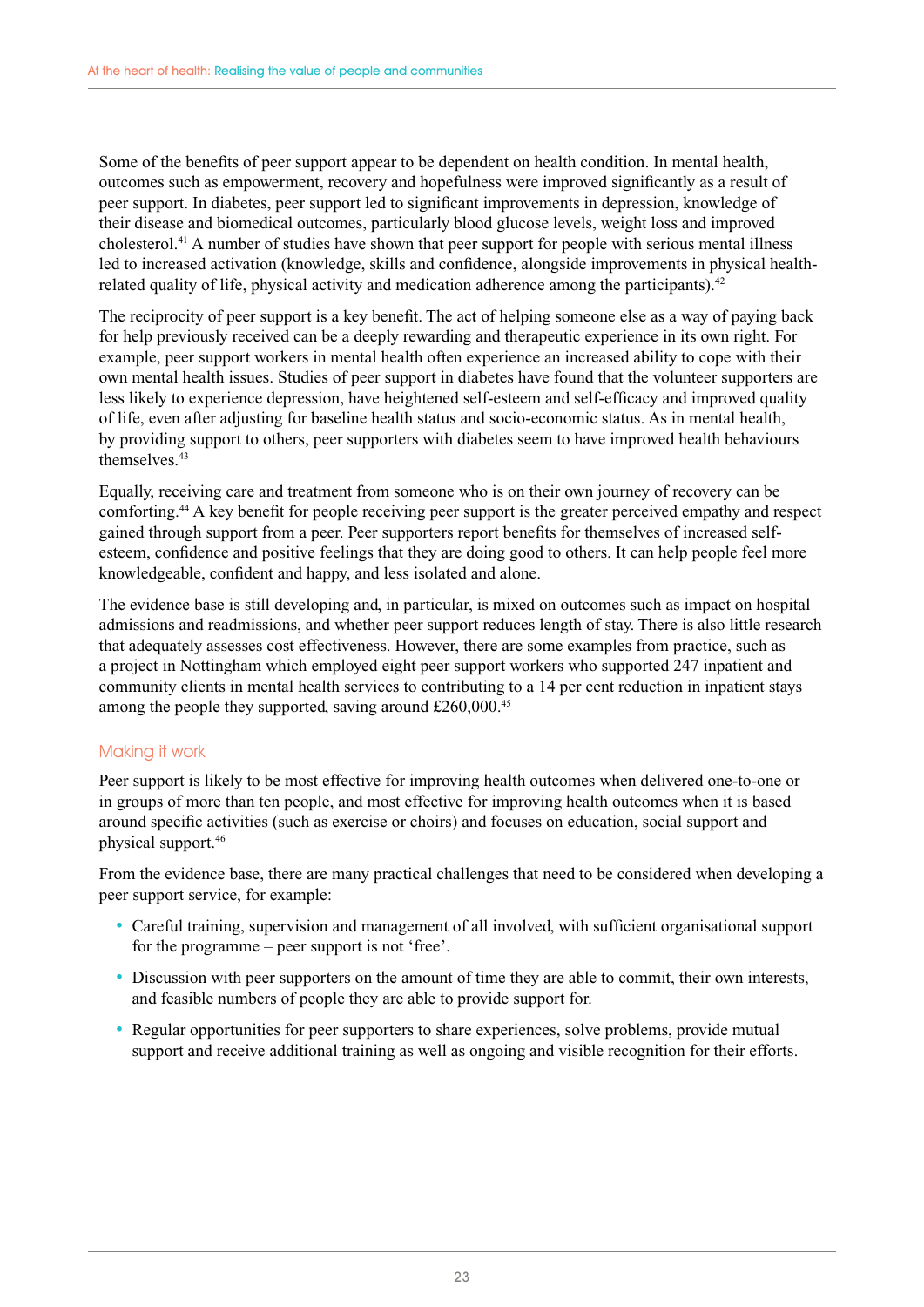Some of the benefits of peer support appear to be dependent on health condition. In mental health, outcomes such as empowerment, recovery and hopefulness were improved significantly as a result of peer support. In diabetes, peer support led to significant improvements in depression, knowledge of their disease and biomedical outcomes, particularly blood glucose levels, weight loss and improved cholesterol.[41] A number of studies have shown that peer support for people with serious mental illness led to increased activation (knowledge, skills and confidence, alongside improvements in physical health-related quality of life, physical activity and medication adherence among the participants).[42]

The reciprocity of peer support is a key benefit. The act of helping someone else as a way of paying back for help previously received can be a deeply rewarding and therapeutic experience in its own right. For example, peer support workers in mental health often experience an increased ability to cope with their own mental health issues. Studies of peer support in diabetes have found that the volunteer supporters are less likely to experience depression, have heightened self-esteem and self-efficacy and improved quality of life, even after adjusting for baseline health status and socio-economic status. As in mental health, by providing support to others, peer supporters with diabetes seem to have improved health behaviours themselves.[43]

Equally, receiving care and treatment from someone who is on their own journey of recovery can be comforting.[44] A key benefit for people receiving peer support is the greater perceived empathy and respect gained through support from a peer. Peer supporters report benefits for themselves of increased self-esteem, confidence and positive feelings that they are doing good to others. It can help people feel more knowledgeable, confident and happy, and less isolated and alone.

The evidence base is still developing and, in particular, is mixed on outcomes such as impact on hospital admissions and readmissions, and whether peer support reduces length of stay. There is also little research that adequately assesses cost effectiveness. However, there are some examples from practice, such as a project in Nottingham which employed eight peer support workers who supported 247 inpatient and community clients in mental health services to contributing to a 14 per cent reduction in inpatient stays among the people they supported, saving around £260,000.[45]

### Making it work

Peer support is likely to be most effective for improving health outcomes when delivered one-to-one or in groups of more than ten people, and most effective for improving health outcomes when it is based around specific activities (such as exercise or choirs) and focuses on education, social support and physical support.[46]

From the evidence base, there are many practical challenges that need to be considered when developing a peer support service, for example:

- Careful training, supervision and management of all involved, with sufficient organisational support for the programme – peer support is not 'free'.
- Discussion with peer supporters on the amount of time they are able to commit, their own interests, and feasible numbers of people they are able to provide support for.
- Regular opportunities for peer supporters to share experiences, solve problems, provide mutual support and receive additional training as well as ongoing and visible recognition for their efforts.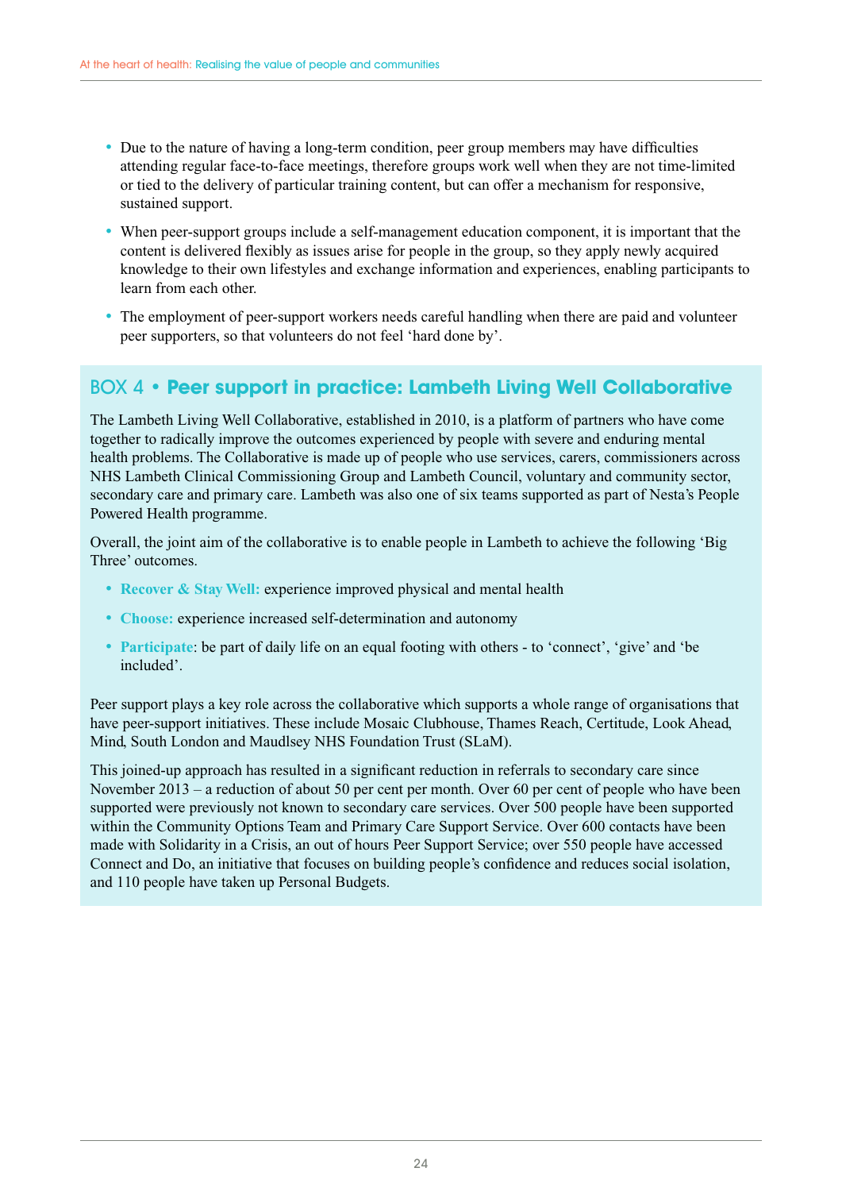- Due to the nature of having a long-term condition, peer group members may have difficulties attending regular face-to-face meetings, therefore groups work well when they are not time-limited or tied to the delivery of particular training content, but can offer a mechanism for responsive, sustained support.
- When peer-support groups include a self-management education component, it is important that the content is delivered flexibly as issues arise for people in the group, so they apply newly acquired knowledge to their own lifestyles and exchange information and experiences, enabling participants to learn from each other.
- The employment of peer-support workers needs careful handling when there are paid and volunteer peer supporters, so that volunteers do not feel 'hard done by'.

## BOX 4 • Peer support in practice: Lambeth Living Well Collaborative

The Lambeth Living Well Collaborative, established in 2010, is a platform of partners who have come together to radically improve the outcomes experienced by people with severe and enduring mental health problems. The Collaborative is made up of people who use services, carers, commissioners across NHS Lambeth Clinical Commissioning Group and Lambeth Council, voluntary and community sector, secondary care and primary care. Lambeth was also one of six teams supported as part of Nesta's People Powered Health programme.

Overall, the joint aim of the collaborative is to enable people in Lambeth to achieve the following 'Big Three' outcomes.

- **Recover & Stay Well:** experience improved physical and mental health
- **Choose:** experience increased self-determination and autonomy
- **Participate**: be part of daily life on an equal footing with others - to 'connect', 'give' and 'be included'.

Peer support plays a key role across the collaborative which supports a whole range of organisations that have peer-support initiatives. These include Mosaic Clubhouse, Thames Reach, Certitude, Look Ahead, Mind, South London and Maudlsey NHS Foundation Trust (SLaM).

This joined-up approach has resulted in a significant reduction in referrals to secondary care since November 2013 – a reduction of about 50 per cent per month. Over 60 per cent of people who have been supported were previously not known to secondary care services. Over 500 people have been supported within the Community Options Team and Primary Care Support Service. Over 600 contacts have been made with Solidarity in a Crisis, an out of hours Peer Support Service; over 550 people have accessed Connect and Do, an initiative that focuses on building people's confidence and reduces social isolation, and 110 people have taken up Personal Budgets.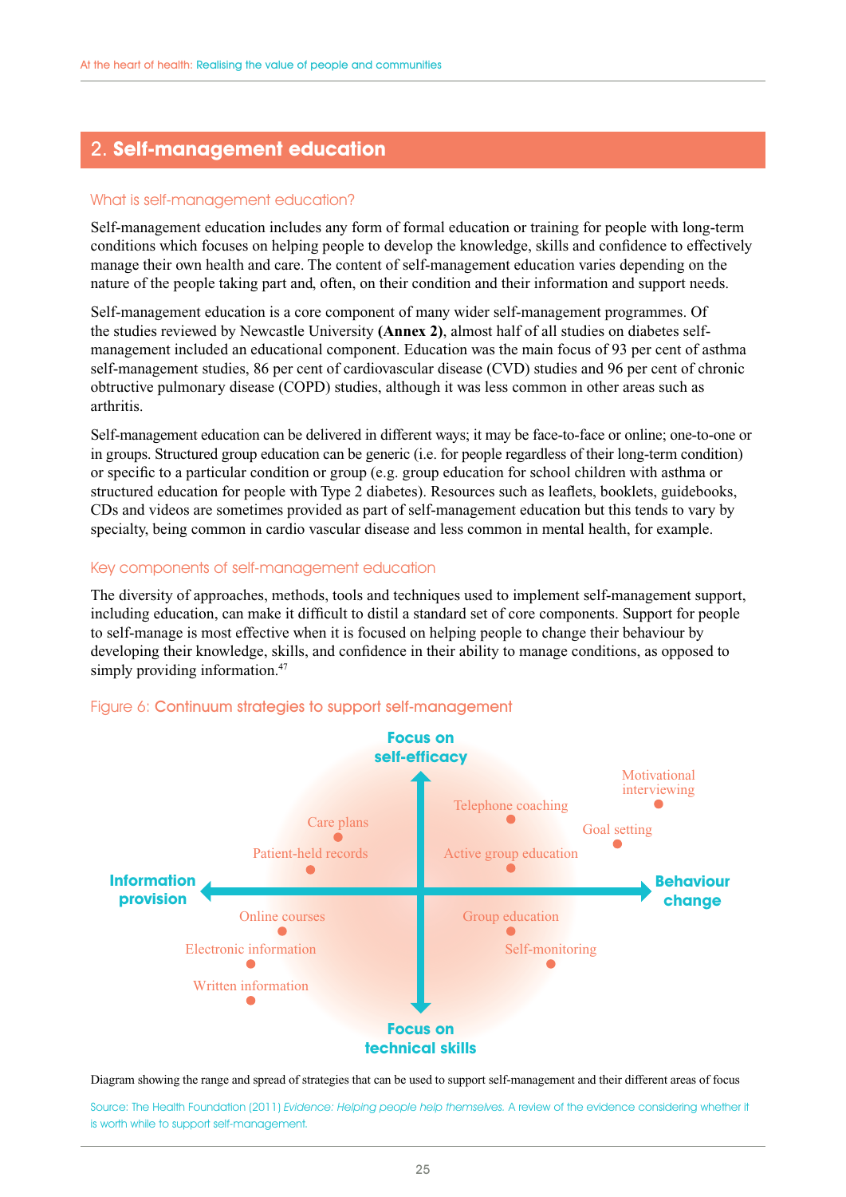## 2. Self-management education

### What is self-management education?

Self-management education includes any form of formal education or training for people with long-term conditions which focuses on helping people to develop the knowledge, skills and confidence to effectively manage their own health and care. The content of self-management education varies depending on the nature of the people taking part and, often, on their condition and their information and support needs.

Self-management education is a core component of many wider self-management programmes. Of the studies reviewed by Newcastle University **(Annex 2)**, almost half of all studies on diabetes self-management included an educational component. Education was the main focus of 93 per cent of asthma self-management studies, 86 per cent of cardiovascular disease (CVD) studies and 96 per cent of chronic obtructive pulmonary disease (COPD) studies, although it was less common in other areas such as arthritis.

Self-management education can be delivered in different ways; it may be face-to-face or online; one-to-one or in groups. Structured group education can be generic (i.e. for people regardless of their long-term condition) or specific to a particular condition or group (e.g. group education for school children with asthma or structured education for people with Type 2 diabetes). Resources such as leaflets, booklets, guidebooks, CDs and videos are sometimes provided as part of self-management education but this tends to vary by specialty, being common in cardio vascular disease and less common in mental health, for example.

### Key components of self-management education

The diversity of approaches, methods, tools and techniques used to implement self-management support, including education, can make it difficult to distil a standard set of core components. Support for people to self-manage is most effective when it is focused on helping people to change their behaviour by developing their knowledge, skills, and confidence in their ability to manage conditions, as opposed to simply providing information.[47]

Figure 6: **Continuum strategies to support self-management**

Focus on self-efficacy / Focus on technical skills / Information provision / Behaviour change

Motivational interviewing, Telephone coaching, Goal setting, Care plans, Patient-held records, Active group education, Online courses, Group education, Electronic information, Self-monitoring, Written information

Diagram showing the range and spread of strategies that can be used to support self-management and their different areas of focus

Source: The Health Foundation (2011) *Evidence: Helping people help themselves.* A review of the evidence considering whether it is worth while to support self-management.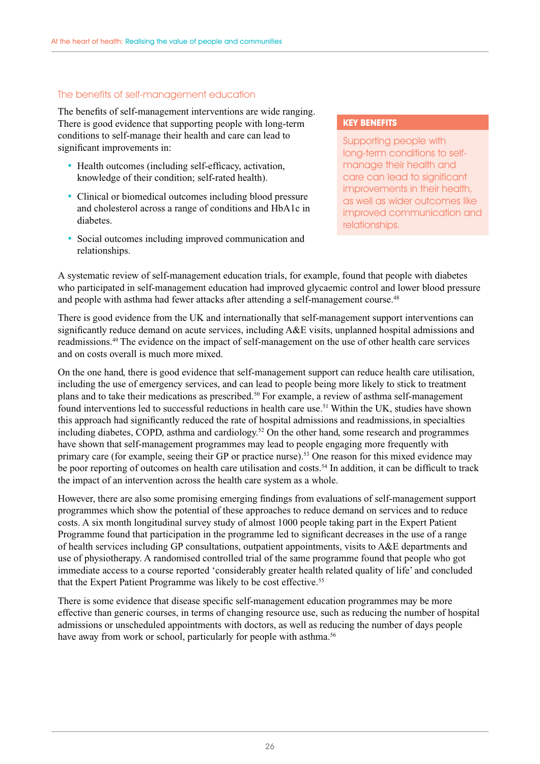## The benefits of self-management education

The benefits of self-management interventions are wide ranging. There is good evidence that supporting people with long-term conditions to self-manage their health and care can lead to significant improvements in:

- Health outcomes (including self-efficacy, activation, knowledge of their condition; self-rated health).
- Clinical or biomedical outcomes including blood pressure and cholesterol across a range of conditions and HbA1c in diabetes.
- Social outcomes including improved communication and relationships.

**KEY BENEFITS**

Supporting people with long-term conditions to self-manage their health and care can lead to significant improvements in their health, as well as wider outcomes like improved communication and relationships.

A systematic review of self-management education trials, for example, found that people with diabetes who participated in self-management education had improved glycaemic control and lower blood pressure and people with asthma had fewer attacks after attending a self-management course.[48]

There is good evidence from the UK and internationally that self-management support interventions can significantly reduce demand on acute services, including A&E visits, unplanned hospital admissions and readmissions.[49] The evidence on the impact of self-management on the use of other health care services and on costs overall is much more mixed.

On the one hand, there is good evidence that self-management support can reduce health care utilisation, including the use of emergency services, and can lead to people being more likely to stick to treatment plans and to take their medications as prescribed.[50] For example, a review of asthma self-management found interventions led to successful reductions in health care use.[51] Within the UK, studies have shown this approach had significantly reduced the rate of hospital admissions and readmissions, in specialties including diabetes, COPD, asthma and cardiology.[52] On the other hand, some research and programmes have shown that self-management programmes may lead to people engaging more frequently with primary care (for example, seeing their GP or practice nurse).[53] One reason for this mixed evidence may be poor reporting of outcomes on health care utilisation and costs.[54] In addition, it can be difficult to track the impact of an intervention across the health care system as a whole.

However, there are also some promising emerging findings from evaluations of self-management support programmes which show the potential of these approaches to reduce demand on services and to reduce costs. A six month longitudinal survey study of almost 1000 people taking part in the Expert Patient Programme found that participation in the programme led to significant decreases in the use of a range of health services including GP consultations, outpatient appointments, visits to A&E departments and use of physiotherapy. A randomised controlled trial of the same programme found that people who got immediate access to a course reported 'considerably greater health related quality of life' and concluded that the Expert Patient Programme was likely to be cost effective.[55]

There is some evidence that disease specific self-management education programmes may be more effective than generic courses, in terms of changing resource use, such as reducing the number of hospital admissions or unscheduled appointments with doctors, as well as reducing the number of days people have away from work or school, particularly for people with asthma.[56]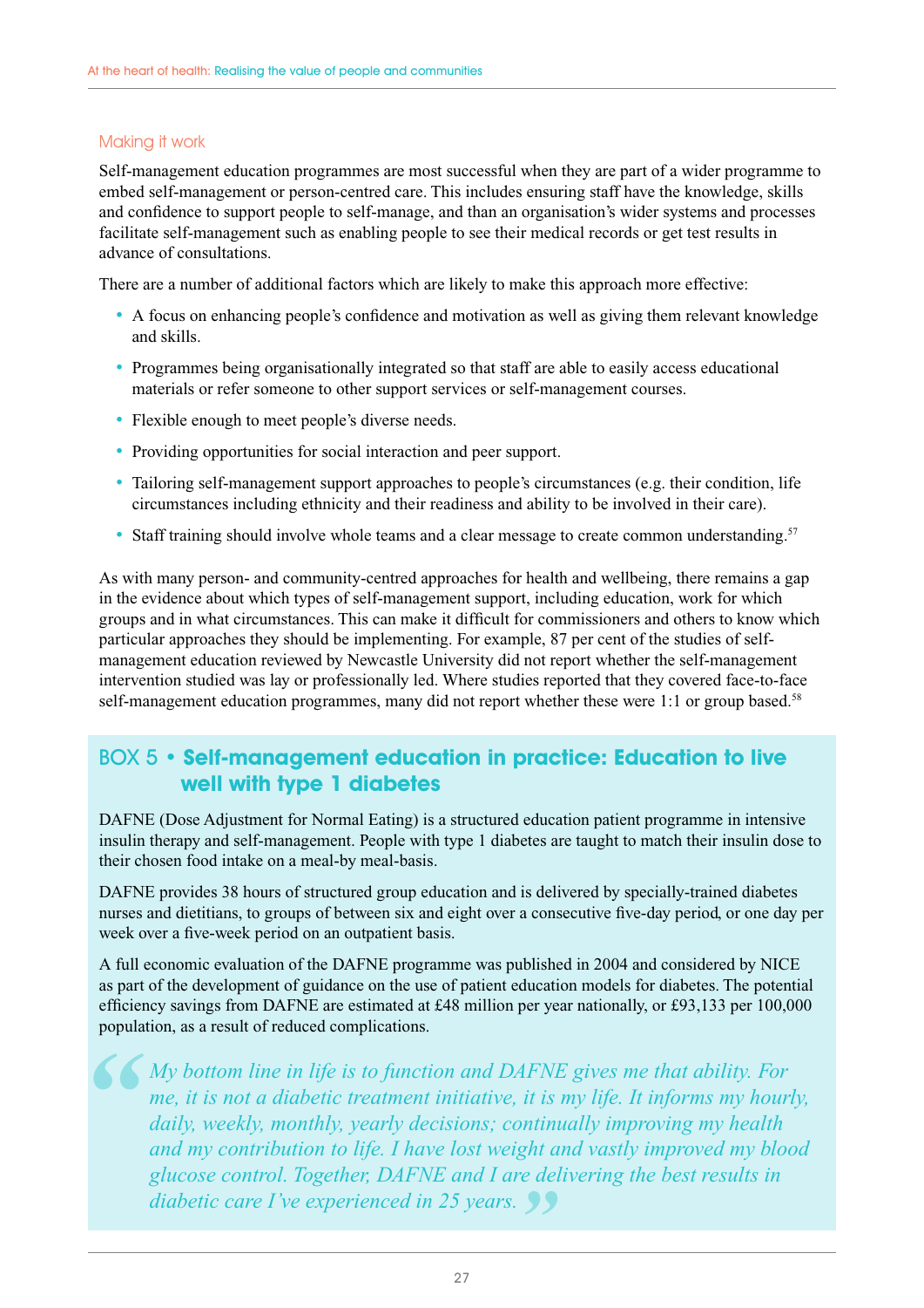## Making it work

Self-management education programmes are most successful when they are part of a wider programme to embed self-management or person-centred care. This includes ensuring staff have the knowledge, skills and confidence to support people to self-manage, and than an organisation's wider systems and processes facilitate self-management such as enabling people to see their medical records or get test results in advance of consultations.

There are a number of additional factors which are likely to make this approach more effective:

- A focus on enhancing people's confidence and motivation as well as giving them relevant knowledge and skills.
- Programmes being organisationally integrated so that staff are able to easily access educational materials or refer someone to other support services or self-management courses.
- Flexible enough to meet people's diverse needs.
- Providing opportunities for social interaction and peer support.
- Tailoring self-management support approaches to people's circumstances (e.g. their condition, life circumstances including ethnicity and their readiness and ability to be involved in their care).
- Staff training should involve whole teams and a clear message to create common understanding.[57]

As with many person- and community-centred approaches for health and wellbeing, there remains a gap in the evidence about which types of self-management support, including education, work for which groups and in what circumstances. This can make it difficult for commissioners and others to know which particular approaches they should be implementing. For example, 87 per cent of the studies of self-management education reviewed by Newcastle University did not report whether the self-management intervention studied was lay or professionally led. Where studies reported that they covered face-to-face self-management education programmes, many did not report whether these were 1:1 or group based.[58]

### BOX 5 • Self-management education in practice: Education to live well with type 1 diabetes

DAFNE (Dose Adjustment for Normal Eating) is a structured education patient programme in intensive insulin therapy and self-management. People with type 1 diabetes are taught to match their insulin dose to their chosen food intake on a meal-by meal-basis.

DAFNE provides 38 hours of structured group education and is delivered by specially-trained diabetes nurses and dietitians, to groups of between six and eight over a consecutive five-day period, or one day per week over a five-week period on an outpatient basis.

A full economic evaluation of the DAFNE programme was published in 2004 and considered by NICE as part of the development of guidance on the use of patient education models for diabetes. The potential efficiency savings from DAFNE are estimated at £48 million per year nationally, or £93,133 per 100,000 population, as a result of reduced complications.

> *"My bottom line in life is to function and DAFNE gives me that ability. For me, it is not a diabetic treatment initiative, it is my life. It informs my hourly, daily, weekly, monthly, yearly decisions; continually improving my health and my contribution to life. I have lost weight and vastly improved my blood glucose control. Together, DAFNE and I are delivering the best results in diabetic care I've experienced in 25 years."*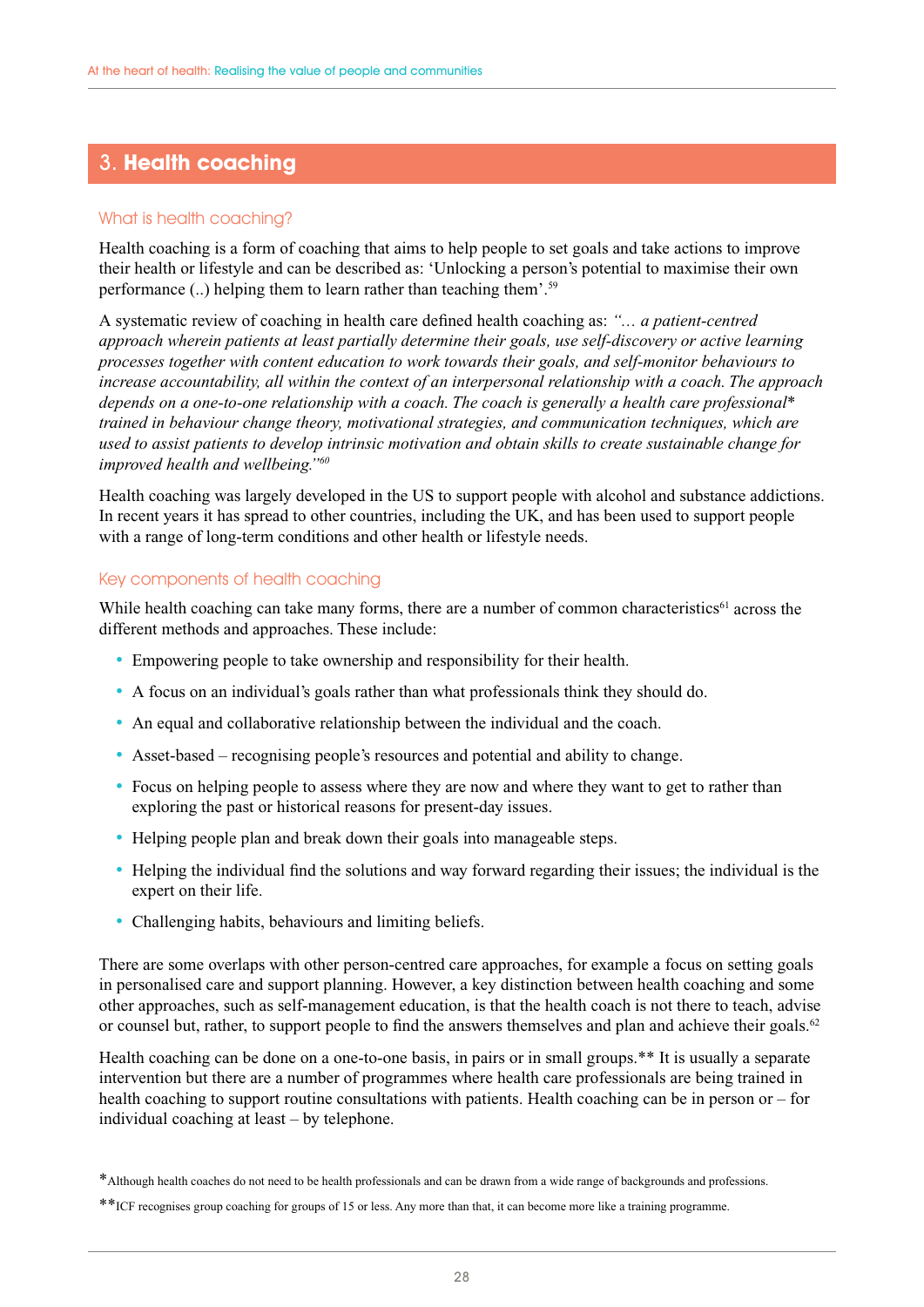## 3. Health coaching

### What is health coaching?

Health coaching is a form of coaching that aims to help people to set goals and take actions to improve their health or lifestyle and can be described as: 'Unlocking a person's potential to maximise their own performance (..) helping them to learn rather than teaching them'.[59]

A systematic review of coaching in health care defined health coaching as: *"… a patient-centred approach wherein patients at least partially determine their goals, use self-discovery or active learning processes together with content education to work towards their goals, and self-monitor behaviours to increase accountability, all within the context of an interpersonal relationship with a coach. The approach depends on a one-to-one relationship with a coach. The coach is generally a health care professional\* trained in behaviour change theory, motivational strategies, and communication techniques, which are used to assist patients to develop intrinsic motivation and obtain skills to create sustainable change for improved health and wellbeing."*[60]

Health coaching was largely developed in the US to support people with alcohol and substance addictions. In recent years it has spread to other countries, including the UK, and has been used to support people with a range of long-term conditions and other health or lifestyle needs.

### Key components of health coaching

While health coaching can take many forms, there are a number of common characteristics[61] across the different methods and approaches. These include:

- Empowering people to take ownership and responsibility for their health.
- A focus on an individual's goals rather than what professionals think they should do.
- An equal and collaborative relationship between the individual and the coach.
- Asset-based – recognising people's resources and potential and ability to change.
- Focus on helping people to assess where they are now and where they want to get to rather than exploring the past or historical reasons for present-day issues.
- Helping people plan and break down their goals into manageable steps.
- Helping the individual find the solutions and way forward regarding their issues; the individual is the expert on their life.
- Challenging habits, behaviours and limiting beliefs.

There are some overlaps with other person-centred care approaches, for example a focus on setting goals in personalised care and support planning. However, a key distinction between health coaching and some other approaches, such as self-management education, is that the health coach is not there to teach, advise or counsel but, rather, to support people to find the answers themselves and plan and achieve their goals.[62]

Health coaching can be done on a one-to-one basis, in pairs or in small groups.** It is usually a separate intervention but there are a number of programmes where health care professionals are being trained in health coaching to support routine consultations with patients. Health coaching can be in person or – for individual coaching at least – by telephone.

*Although health coaches do not need to be health professionals and can be drawn from a wide range of backgrounds and professions.

**ICF recognises group coaching for groups of 15 or less. Any more than that, it can become more like a training programme.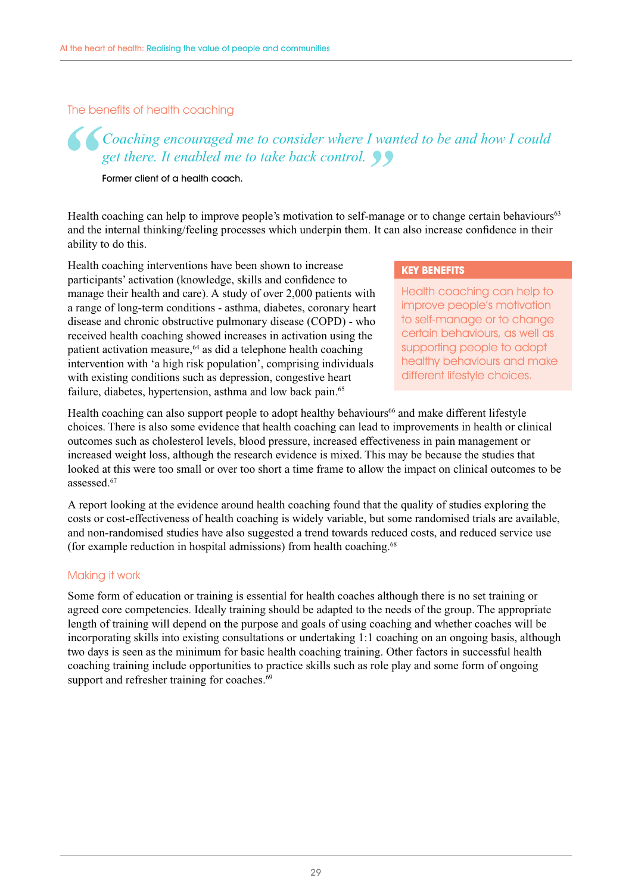## The benefits of health coaching

> *Coaching encouraged me to consider where I wanted to be and how I could get there. It enabled me to take back control.*
>
> Former client of a health coach.

Health coaching can help to improve people's motivation to self-manage or to change certain behaviours[63] and the internal thinking/feeling processes which underpin them. It can also increase confidence in their ability to do this.

Health coaching interventions have been shown to increase participants' activation (knowledge, skills and confidence to manage their health and care). A study of over 2,000 patients with a range of long-term conditions - asthma, diabetes, coronary heart disease and chronic obstructive pulmonary disease (COPD) - who received health coaching showed increases in activation using the patient activation measure,[64] as did a telephone health coaching intervention with 'a high risk population', comprising individuals with existing conditions such as depression, congestive heart failure, diabetes, hypertension, asthma and low back pain.[65]

**KEY BENEFITS**

Health coaching can help to improve people's motivation to self-manage or to change certain behaviours, as well as supporting people to adopt healthy behaviours and make different lifestyle choices.

Health coaching can also support people to adopt healthy behaviours[66] and make different lifestyle choices. There is also some evidence that health coaching can lead to improvements in health or clinical outcomes such as cholesterol levels, blood pressure, increased effectiveness in pain management or increased weight loss, although the research evidence is mixed. This may be because the studies that looked at this were too small or over too short a time frame to allow the impact on clinical outcomes to be assessed.[67]

A report looking at the evidence around health coaching found that the quality of studies exploring the costs or cost-effectiveness of health coaching is widely variable, but some randomised trials are available, and non-randomised studies have also suggested a trend towards reduced costs, and reduced service use (for example reduction in hospital admissions) from health coaching.[68]

## Making it work

Some form of education or training is essential for health coaches although there is no set training or agreed core competencies. Ideally training should be adapted to the needs of the group. The appropriate length of training will depend on the purpose and goals of using coaching and whether coaches will be incorporating skills into existing consultations or undertaking 1:1 coaching on an ongoing basis, although two days is seen as the minimum for basic health coaching training. Other factors in successful health coaching training include opportunities to practice skills such as role play and some form of ongoing support and refresher training for coaches.[69]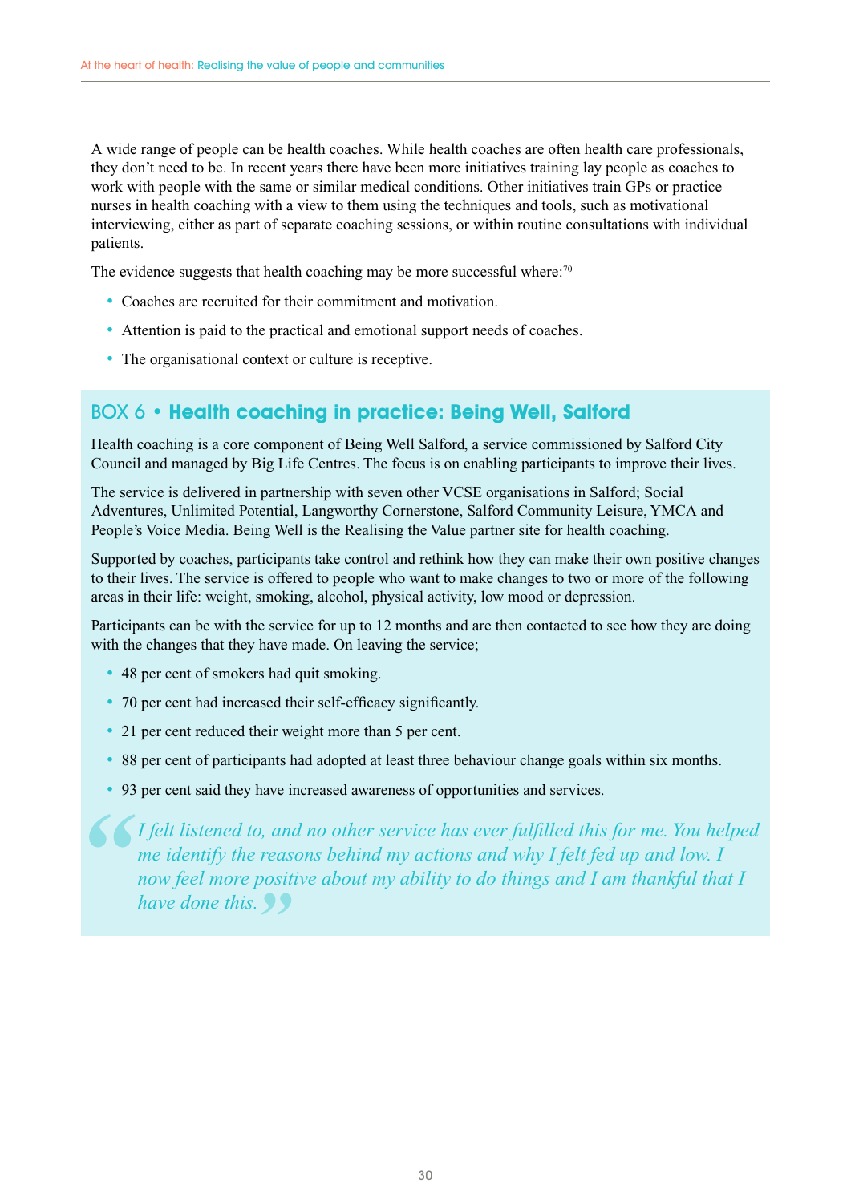A wide range of people can be health coaches. While health coaches are often health care professionals, they don't need to be. In recent years there have been more initiatives training lay people as coaches to work with people with the same or similar medical conditions. Other initiatives train GPs or practice nurses in health coaching with a view to them using the techniques and tools, such as motivational interviewing, either as part of separate coaching sessions, or within routine consultations with individual patients.

The evidence suggests that health coaching may be more successful where:[70]

- Coaches are recruited for their commitment and motivation.
- Attention is paid to the practical and emotional support needs of coaches.
- The organisational context or culture is receptive.

## BOX 6 • Health coaching in practice: Being Well, Salford

Health coaching is a core component of Being Well Salford, a service commissioned by Salford City Council and managed by Big Life Centres. The focus is on enabling participants to improve their lives.

The service is delivered in partnership with seven other VCSE organisations in Salford; Social Adventures, Unlimited Potential, Langworthy Cornerstone, Salford Community Leisure, YMCA and People's Voice Media. Being Well is the Realising the Value partner site for health coaching.

Supported by coaches, participants take control and rethink how they can make their own positive changes to their lives. The service is offered to people who want to make changes to two or more of the following areas in their life: weight, smoking, alcohol, physical activity, low mood or depression.

Participants can be with the service for up to 12 months and are then contacted to see how they are doing with the changes that they have made. On leaving the service;

- 48 per cent of smokers had quit smoking.
- 70 per cent had increased their self-efficacy significantly.
- 21 per cent reduced their weight more than 5 per cent.
- 88 per cent of participants had adopted at least three behaviour change goals within six months.
- 93 per cent said they have increased awareness of opportunities and services.

> *"I felt listened to, and no other service has ever fulfilled this for me. You helped me identify the reasons behind my actions and why I felt fed up and low. I now feel more positive about my ability to do things and I am thankful that I have done this."*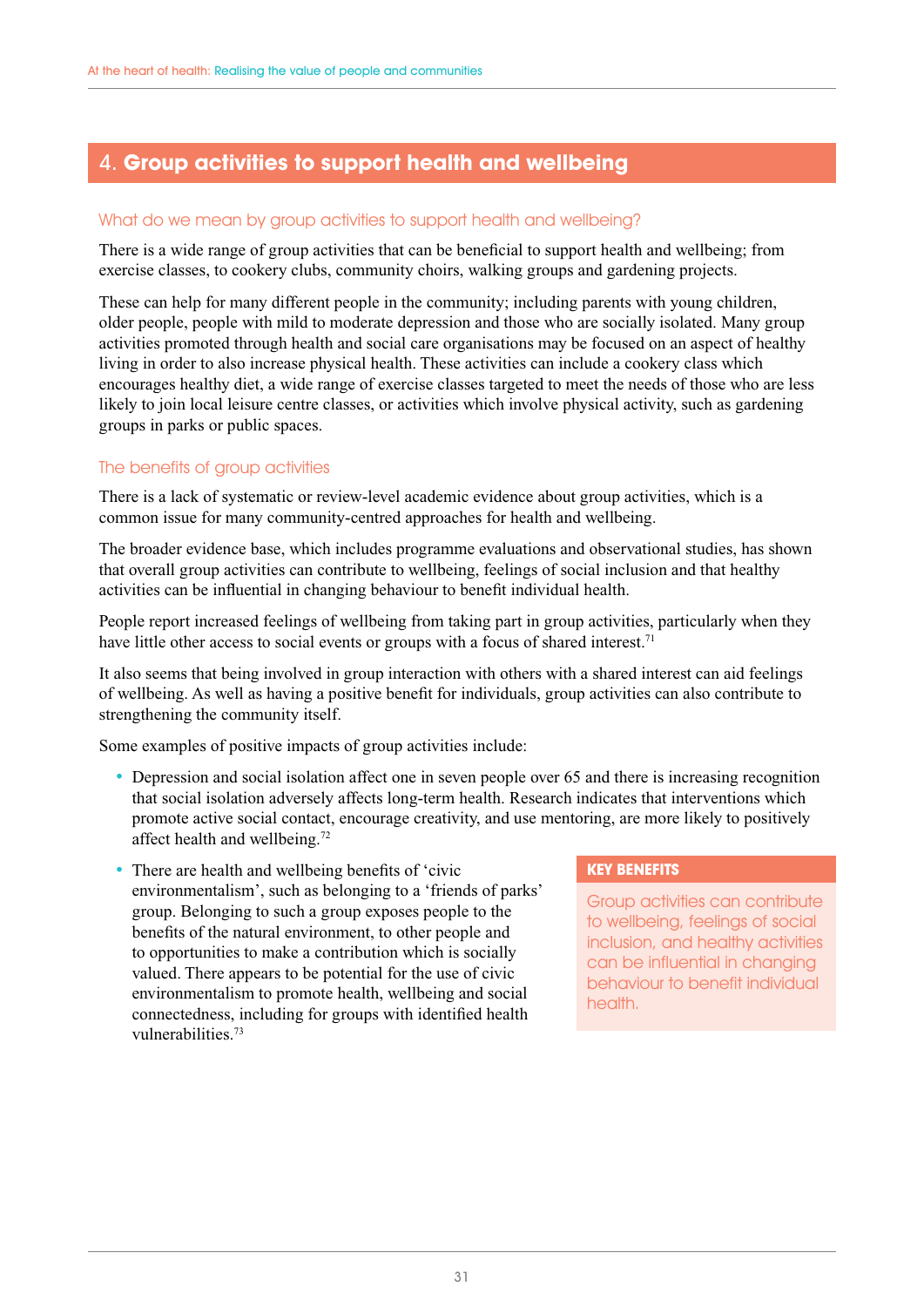# 4. Group activities to support health and wellbeing

### What do we mean by group activities to support health and wellbeing?

There is a wide range of group activities that can be beneficial to support health and wellbeing; from exercise classes, to cookery clubs, community choirs, walking groups and gardening projects.

These can help for many different people in the community; including parents with young children, older people, people with mild to moderate depression and those who are socially isolated. Many group activities promoted through health and social care organisations may be focused on an aspect of healthy living in order to also increase physical health. These activities can include a cookery class which encourages healthy diet, a wide range of exercise classes targeted to meet the needs of those who are less likely to join local leisure centre classes, or activities which involve physical activity, such as gardening groups in parks or public spaces.

### The benefits of group activities

There is a lack of systematic or review-level academic evidence about group activities, which is a common issue for many community-centred approaches for health and wellbeing.

The broader evidence base, which includes programme evaluations and observational studies, has shown that overall group activities can contribute to wellbeing, feelings of social inclusion and that healthy activities can be influential in changing behaviour to benefit individual health.

People report increased feelings of wellbeing from taking part in group activities, particularly when they have little other access to social events or groups with a focus of shared interest.[71]

It also seems that being involved in group interaction with others with a shared interest can aid feelings of wellbeing. As well as having a positive benefit for individuals, group activities can also contribute to strengthening the community itself.

Some examples of positive impacts of group activities include:

- Depression and social isolation affect one in seven people over 65 and there is increasing recognition that social isolation adversely affects long-term health. Research indicates that interventions which promote active social contact, encourage creativity, and use mentoring, are more likely to positively affect health and wellbeing.[72]
- There are health and wellbeing benefits of 'civic environmentalism', such as belonging to a 'friends of parks' group. Belonging to such a group exposes people to the benefits of the natural environment, to other people and to opportunities to make a contribution which is socially valued. There appears to be potential for the use of civic environmentalism to promote health, wellbeing and social connectedness, including for groups with identified health vulnerabilities.[73]

**KEY BENEFITS**

Group activities can contribute to wellbeing, feelings of social inclusion, and healthy activities can be influential in changing behaviour to benefit individual health.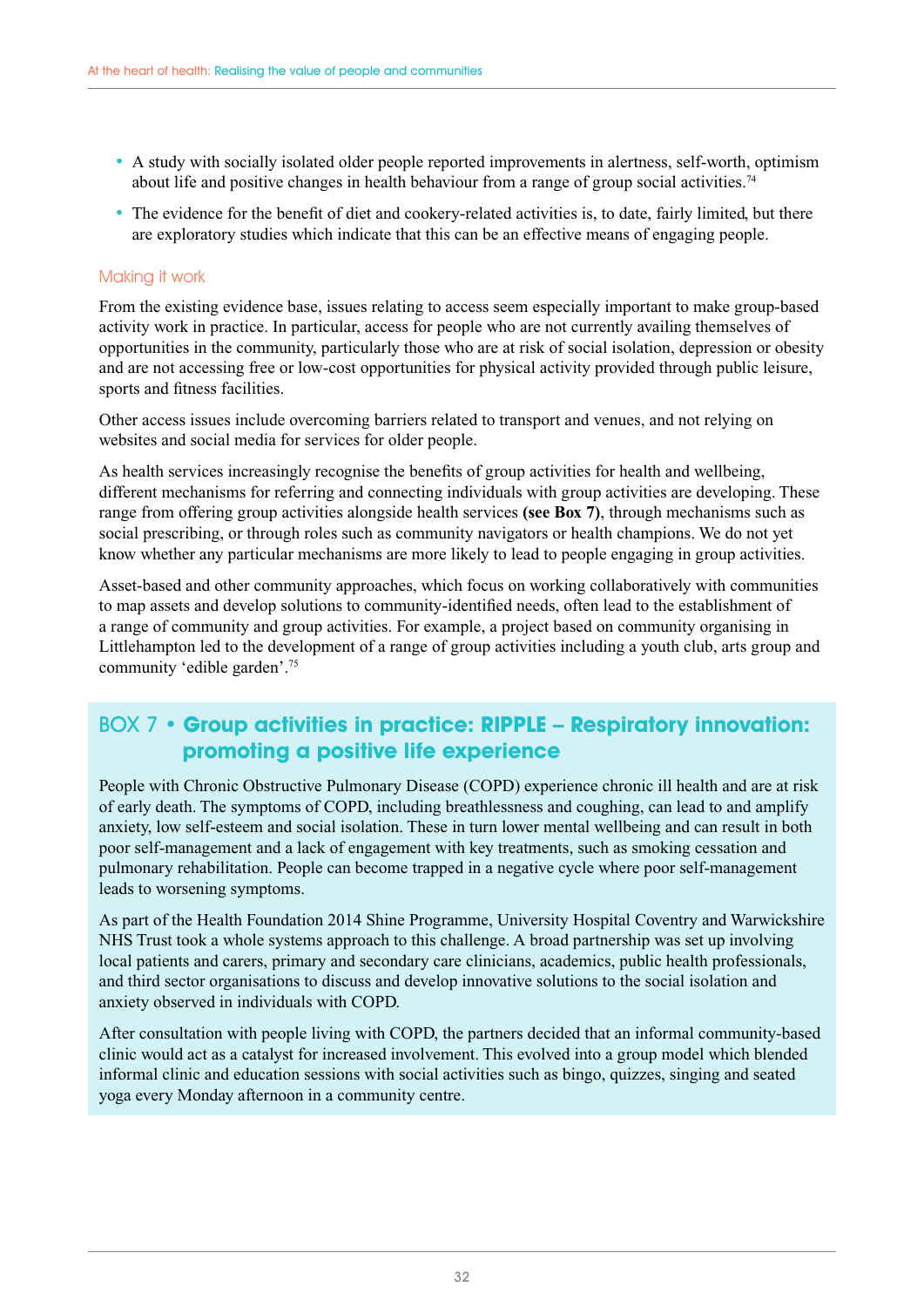- A study with socially isolated older people reported improvements in alertness, self-worth, optimism about life and positive changes in health behaviour from a range of group social activities.[74]
- The evidence for the benefit of diet and cookery-related activities is, to date, fairly limited, but there are exploratory studies which indicate that this can be an effective means of engaging people.

### Making it work

From the existing evidence base, issues relating to access seem especially important to make group-based activity work in practice. In particular, access for people who are not currently availing themselves of opportunities in the community, particularly those who are at risk of social isolation, depression or obesity and are not accessing free or low-cost opportunities for physical activity provided through public leisure, sports and fitness facilities.

Other access issues include overcoming barriers related to transport and venues, and not relying on websites and social media for services for older people.

As health services increasingly recognise the benefits of group activities for health and wellbeing, different mechanisms for referring and connecting individuals with group activities are developing. These range from offering group activities alongside health services **(see Box 7)**, through mechanisms such as social prescribing, or through roles such as community navigators or health champions. We do not yet know whether any particular mechanisms are more likely to lead to people engaging in group activities.

Asset-based and other community approaches, which focus on working collaboratively with communities to map assets and develop solutions to community-identified needs, often lead to the establishment of a range of community and group activities. For example, a project based on community organising in Littlehampton led to the development of a range of group activities including a youth club, arts group and community 'edible garden'.[75]

## BOX 7 • Group activities in practice: RIPPLE – Respiratory innovation: promoting a positive life experience

People with Chronic Obstructive Pulmonary Disease (COPD) experience chronic ill health and are at risk of early death. The symptoms of COPD, including breathlessness and coughing, can lead to and amplify anxiety, low self-esteem and social isolation. These in turn lower mental wellbeing and can result in both poor self-management and a lack of engagement with key treatments, such as smoking cessation and pulmonary rehabilitation. People can become trapped in a negative cycle where poor self-management leads to worsening symptoms.

As part of the Health Foundation 2014 Shine Programme, University Hospital Coventry and Warwickshire NHS Trust took a whole systems approach to this challenge. A broad partnership was set up involving local patients and carers, primary and secondary care clinicians, academics, public health professionals, and third sector organisations to discuss and develop innovative solutions to the social isolation and anxiety observed in individuals with COPD.

After consultation with people living with COPD, the partners decided that an informal community-based clinic would act as a catalyst for increased involvement. This evolved into a group model which blended informal clinic and education sessions with social activities such as bingo, quizzes, singing and seated yoga every Monday afternoon in a community centre.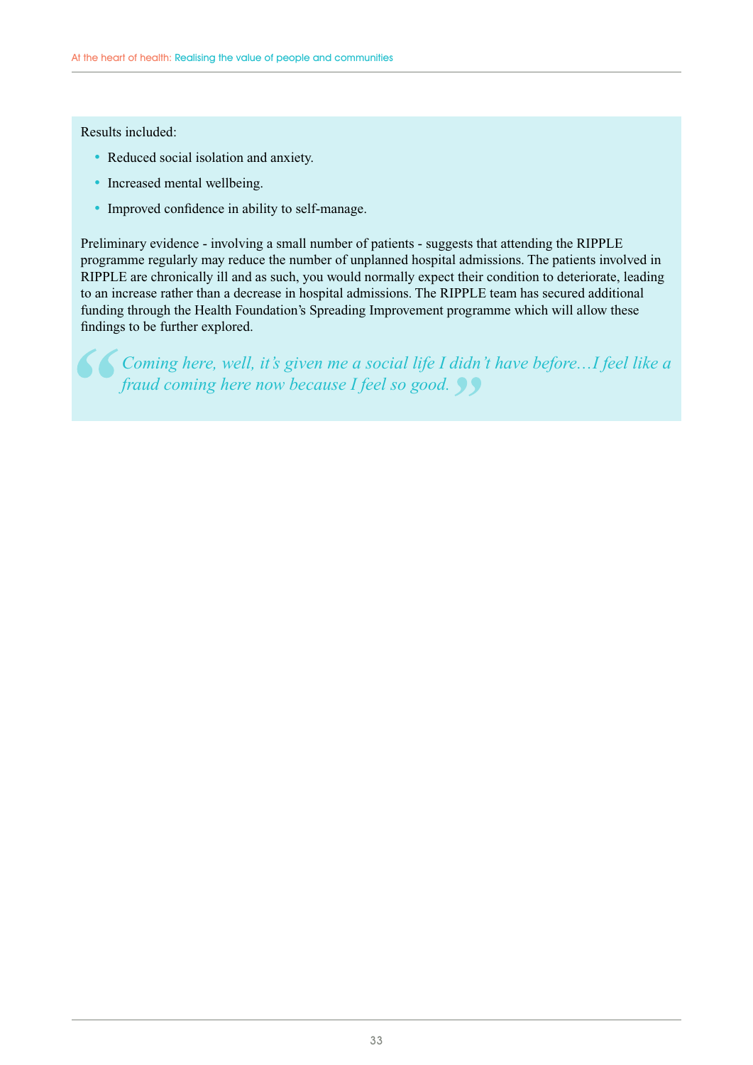Results included:

- Reduced social isolation and anxiety.
- Increased mental wellbeing.
- Improved confidence in ability to self-manage.

Preliminary evidence - involving a small number of patients - suggests that attending the RIPPLE programme regularly may reduce the number of unplanned hospital admissions. The patients involved in RIPPLE are chronically ill and as such, you would normally expect their condition to deteriorate, leading to an increase rather than a decrease in hospital admissions. The RIPPLE team has secured additional funding through the Health Foundation's Spreading Improvement programme which will allow these findings to be further explored.

> *Coming here, well, it's given me a social life I didn't have before…I feel like a fraud coming here now because I feel so good.*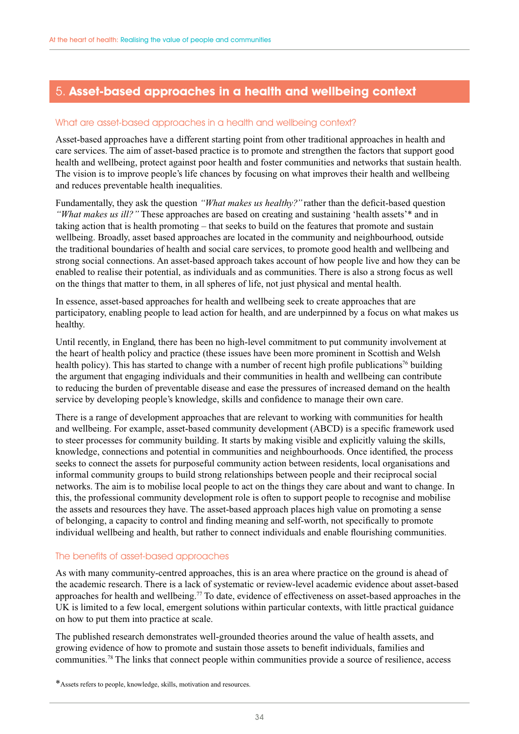# 5. **Asset-based approaches in a health and wellbeing context**

## What are asset-based approaches in a health and wellbeing context?

Asset-based approaches have a different starting point from other traditional approaches in health and care services. The aim of asset-based practice is to promote and strengthen the factors that support good health and wellbeing, protect against poor health and foster communities and networks that sustain health. The vision is to improve people's life chances by focusing on what improves their health and wellbeing and reduces preventable health inequalities.

Fundamentally, they ask the question *"What makes us healthy?"* rather than the deficit-based question *"What makes us ill?"* These approaches are based on creating and sustaining 'health assets'* and in taking action that is health promoting – that seeks to build on the features that promote and sustain wellbeing. Broadly, asset based approaches are located in the community and neighbourhood, outside the traditional boundaries of health and social care services, to promote good health and wellbeing and strong social connections. An asset-based approach takes account of how people live and how they can be enabled to realise their potential, as individuals and as communities. There is also a strong focus as well on the things that matter to them, in all spheres of life, not just physical and mental health.

In essence, asset-based approaches for health and wellbeing seek to create approaches that are participatory, enabling people to lead action for health, and are underpinned by a focus on what makes us healthy.

Until recently, in England, there has been no high-level commitment to put community involvement at the heart of health policy and practice (these issues have been more prominent in Scottish and Welsh health policy). This has started to change with a number of recent high profile publications[76] building the argument that engaging individuals and their communities in health and wellbeing can contribute to reducing the burden of preventable disease and ease the pressures of increased demand on the health service by developing people's knowledge, skills and confidence to manage their own care.

There is a range of development approaches that are relevant to working with communities for health and wellbeing. For example, asset-based community development (ABCD) is a specific framework used to steer processes for community building. It starts by making visible and explicitly valuing the skills, knowledge, connections and potential in communities and neighbourhoods. Once identified, the process seeks to connect the assets for purposeful community action between residents, local organisations and informal community groups to build strong relationships between people and their reciprocal social networks. The aim is to mobilise local people to act on the things they care about and want to change. In this, the professional community development role is often to support people to recognise and mobilise the assets and resources they have. The asset-based approach places high value on promoting a sense of belonging, a capacity to control and finding meaning and self-worth, not specifically to promote individual wellbeing and health, but rather to connect individuals and enable flourishing communities.

## The benefits of asset-based approaches

As with many community-centred approaches, this is an area where practice on the ground is ahead of the academic research. There is a lack of systematic or review-level academic evidence about asset-based approaches for health and wellbeing.[77] To date, evidence of effectiveness on asset-based approaches in the UK is limited to a few local, emergent solutions within particular contexts, with little practical guidance on how to put them into practice at scale.

The published research demonstrates well-grounded theories around the value of health assets, and growing evidence of how to promote and sustain those assets to benefit individuals, families and communities.[78] The links that connect people within communities provide a source of resilience, access

*Assets refers to people, knowledge, skills, motivation and resources.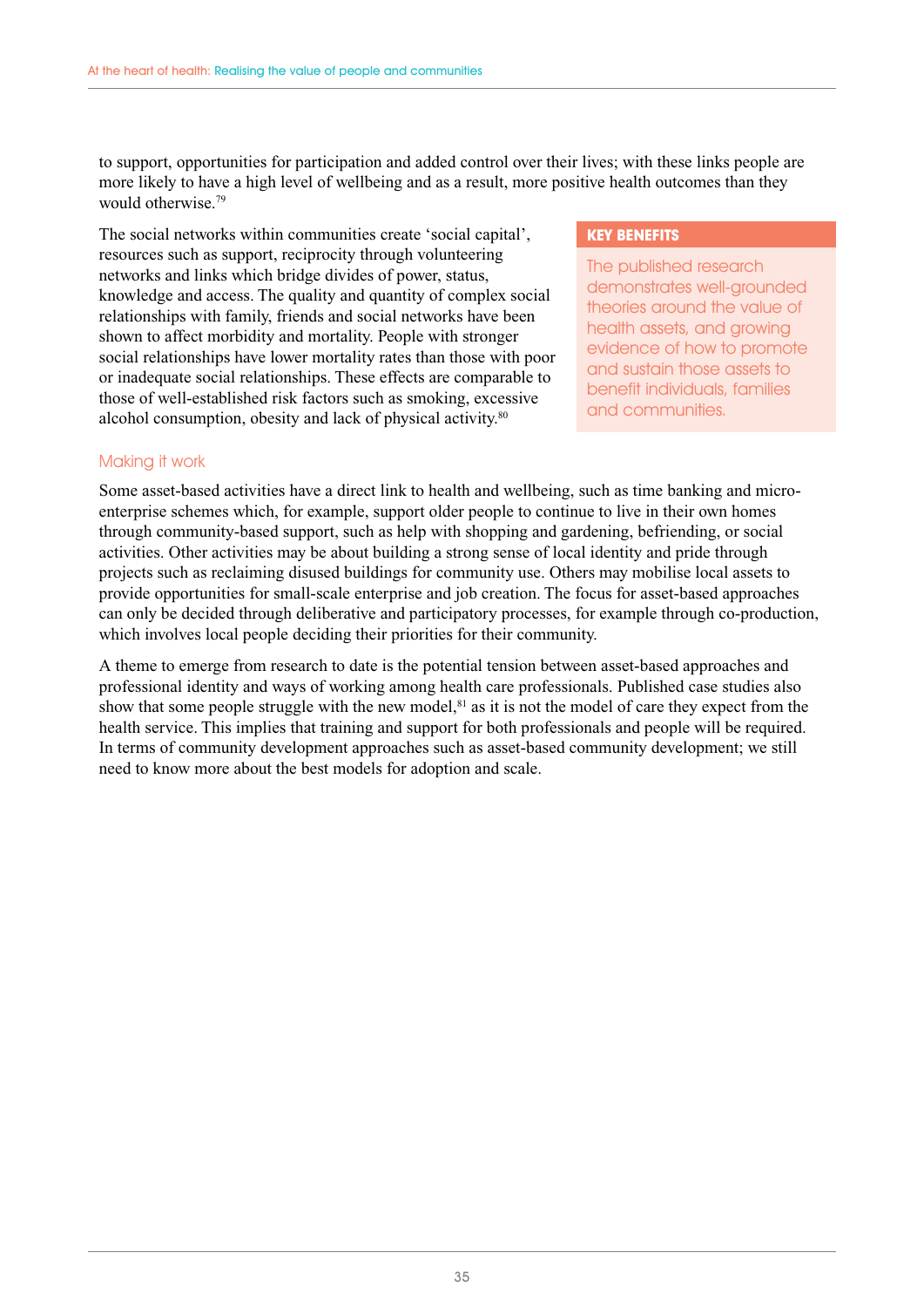to support, opportunities for participation and added control over their lives; with these links people are more likely to have a high level of wellbeing and as a result, more positive health outcomes than they would otherwise.[79]

The social networks within communities create 'social capital', resources such as support, reciprocity through volunteering networks and links which bridge divides of power, status, knowledge and access. The quality and quantity of complex social relationships with family, friends and social networks have been shown to affect morbidity and mortality. People with stronger social relationships have lower mortality rates than those with poor or inadequate social relationships. These effects are comparable to those of well-established risk factors such as smoking, excessive alcohol consumption, obesity and lack of physical activity.[80]

**KEY BENEFITS**

The published research demonstrates well-grounded theories around the value of health assets, and growing evidence of how to promote and sustain those assets to benefit individuals, families and communities.

### Making it work

Some asset-based activities have a direct link to health and wellbeing, such as time banking and micro-enterprise schemes which, for example, support older people to continue to live in their own homes through community-based support, such as help with shopping and gardening, befriending, or social activities. Other activities may be about building a strong sense of local identity and pride through projects such as reclaiming disused buildings for community use. Others may mobilise local assets to provide opportunities for small-scale enterprise and job creation. The focus for asset-based approaches can only be decided through deliberative and participatory processes, for example through co-production, which involves local people deciding their priorities for their community.

A theme to emerge from research to date is the potential tension between asset-based approaches and professional identity and ways of working among health care professionals. Published case studies also show that some people struggle with the new model,[81] as it is not the model of care they expect from the health service. This implies that training and support for both professionals and people will be required. In terms of community development approaches such as asset-based community development; we still need to know more about the best models for adoption and scale.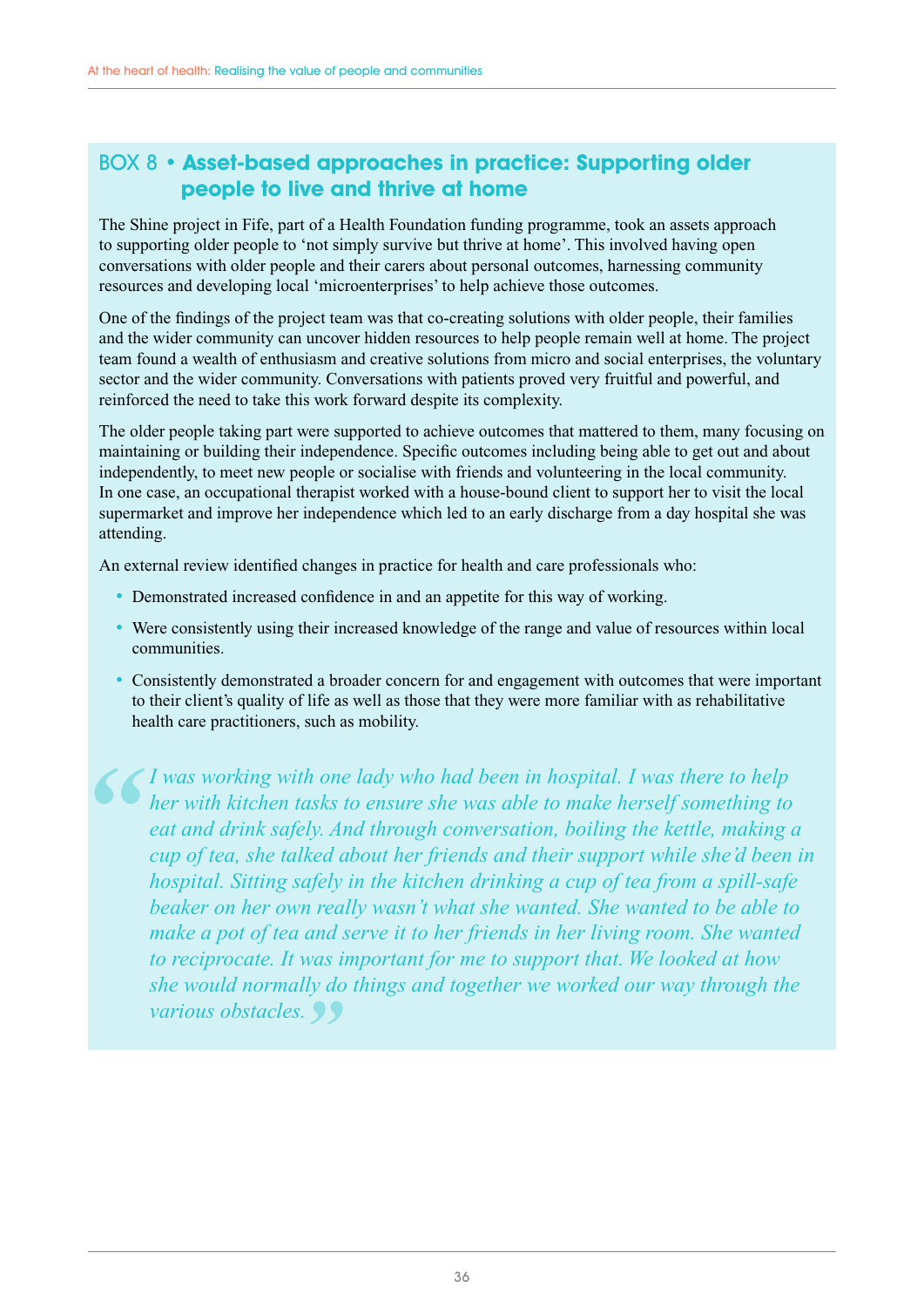## BOX 8 • Asset-based approaches in practice: Supporting older people to live and thrive at home

The Shine project in Fife, part of a Health Foundation funding programme, took an assets approach to supporting older people to 'not simply survive but thrive at home'. This involved having open conversations with older people and their carers about personal outcomes, harnessing community resources and developing local 'microenterprises' to help achieve those outcomes.

One of the findings of the project team was that co-creating solutions with older people, their families and the wider community can uncover hidden resources to help people remain well at home. The project team found a wealth of enthusiasm and creative solutions from micro and social enterprises, the voluntary sector and the wider community. Conversations with patients proved very fruitful and powerful, and reinforced the need to take this work forward despite its complexity.

The older people taking part were supported to achieve outcomes that mattered to them, many focusing on maintaining or building their independence. Specific outcomes including being able to get out and about independently, to meet new people or socialise with friends and volunteering in the local community. In one case, an occupational therapist worked with a house-bound client to support her to visit the local supermarket and improve her independence which led to an early discharge from a day hospital she was attending.

An external review identified changes in practice for health and care professionals who:

- Demonstrated increased confidence in and an appetite for this way of working.
- Were consistently using their increased knowledge of the range and value of resources within local communities.
- Consistently demonstrated a broader concern for and engagement with outcomes that were important to their client's quality of life as well as those that they were more familiar with as rehabilitative health care practitioners, such as mobility.

> *"I was working with one lady who had been in hospital. I was there to help her with kitchen tasks to ensure she was able to make herself something to eat and drink safely. And through conversation, boiling the kettle, making a cup of tea, she talked about her friends and their support while she'd been in hospital. Sitting safely in the kitchen drinking a cup of tea from a spill-safe beaker on her own really wasn't what she wanted. She wanted to be able to make a pot of tea and serve it to her friends in her living room. She wanted to reciprocate. It was important for me to support that. We looked at how she would normally do things and together we worked our way through the various obstacles."*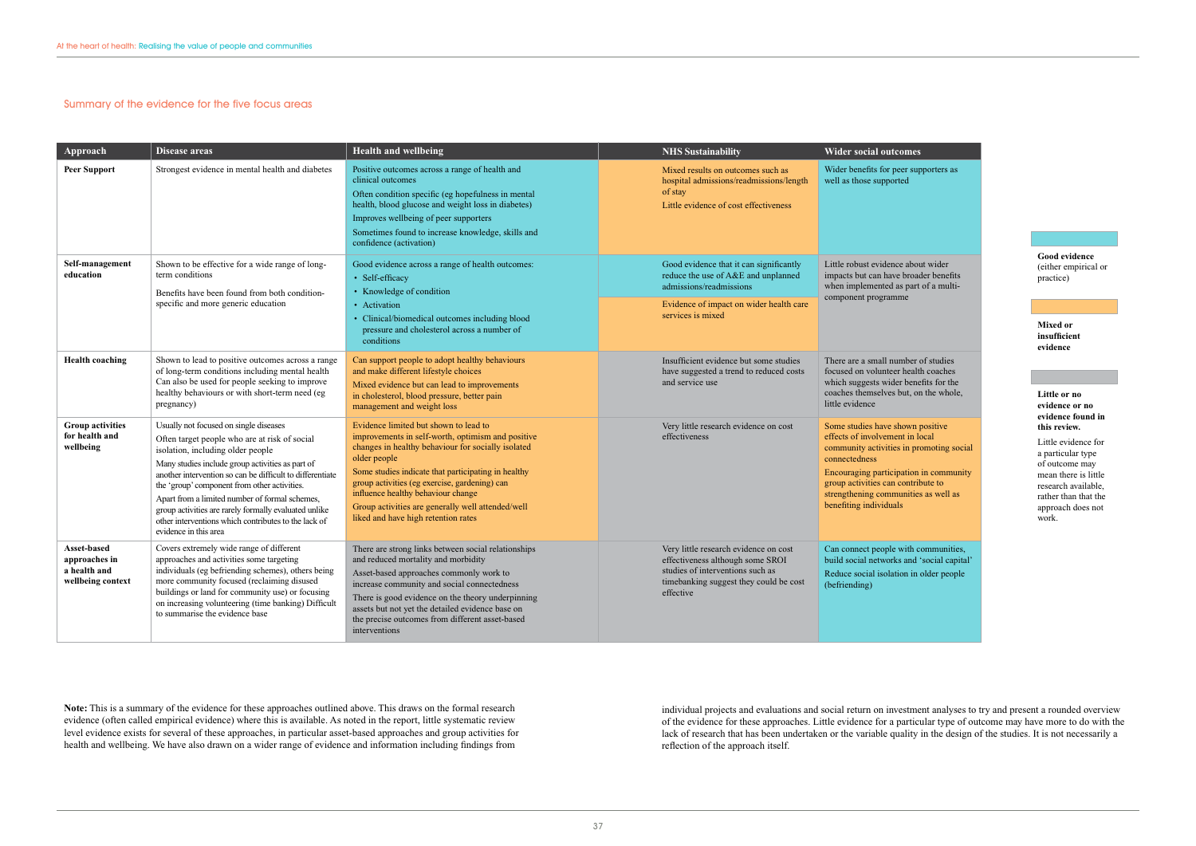## Summary of the evidence for the five focus areas

| Approach | Disease areas | Health and wellbeing | NHS Sustainability | Wider social outcomes |
|---|---|---|---|---|
| **Peer Support** | Strongest evidence in mental health and diabetes | Positive outcomes across a range of health and clinical outcomes<br>Often condition specific (eg hopefulness in mental health, blood glucose and weight loss in diabetes)<br>Improves wellbeing of peer supporters<br>Sometimes found to increase knowledge, skills and confidence (activation) | Mixed results on outcomes such as hospital admissions/readmissions/length of stay<br>Little evidence of cost effectiveness | Wider benefits for peer supporters as well as those supported |
| **Self-management education** | Shown to be effective for a wide range of long-term conditions<br>Benefits have been found from both condition-specific and more generic education | Good evidence across a range of health outcomes:<br>• Self-efficacy<br>• Knowledge of condition<br>• Activation<br>• Clinical/biomedical outcomes including blood pressure and cholesterol across a number of conditions | Good evidence that it can significantly reduce the use of A&E and unplanned admissions/readmissions<br>Evidence of impact on wider health care services is mixed | Little robust evidence about wider impacts but can have broader benefits when implemented as part of a multi-component programme |
| **Health coaching** | Shown to lead to positive outcomes across a range of long-term conditions including mental health Can also be used for people seeking to improve healthy behaviours or with short-term need (eg pregnancy) | Can support people to adopt healthy behaviours and make different lifestyle choices<br>Mixed evidence but can lead to improvements in cholesterol, blood pressure, better pain management and weight loss | Insufficient evidence but some studies have suggested a trend to reduced costs and service use | There are a small number of studies focused on volunteer health coaches which suggests wider benefits for the coaches themselves but, on the whole, little evidence |
| **Group activities for health and wellbeing** | Usually not focused on single diseases<br>Often target people who are at risk of social isolation, including older people<br>Many studies include group activities as part of another intervention so can be difficult to differentiate the 'group' component from other activities.<br>Apart from a limited number of formal schemes, group activities are rarely formally evaluated unlike other interventions which contributes to the lack of evidence in this area | Evidence limited but shown to lead to improvements in self-worth, optimism and positive changes in healthy behaviour for socially isolated older people<br>Some studies indicate that participating in healthy group activities (eg exercise, gardening) can influence healthy behaviour change<br>Group activities are generally well attended/well liked and have high retention rates | Very little research evidence on cost effectiveness | Some studies have shown positive effects of involvement in local community activities in promoting social connectedness<br>Encouraging participation in community group activities can contribute to strengthening communities as well as benefiting individuals |
| **Asset-based approaches in a health and wellbeing context** | Covers extremely wide range of different approaches and activities some targeting individuals (eg befriending schemes), others being more community focused (reclaiming disused buildings or land for community use) or focusing on increasing volunteering (time banking) Difficult to summarise the evidence base | There are strong links between social relationships and reduced mortality and morbidity<br>Asset-based approaches commonly work to increase community and social connectedness<br>There is good evidence on the theory underpinning assets but not yet the detailed evidence base on the precise outcomes from different asset-based interventions | Very little research evidence on cost effectiveness although some SROI studies of interventions such as timebanking suggest they could be cost effective | Can connect people with communities, build social networks and 'social capital'<br>Reduce social isolation in older people (befriending) |

**Good evidence** (either empirical or practice)

**Mixed or insufficient evidence**

**Little or no evidence or no evidence found in this review.**

Little evidence for a particular type of outcome may mean there is little research available, rather than that the approach does not work.

**Note:** This is a summary of the evidence for these approaches outlined above. This draws on the formal research evidence (often called empirical evidence) where this is available. As noted in the report, little systematic review level evidence exists for several of these approaches, in particular asset-based approaches and group activities for health and wellbeing. We have also drawn on a wider range of evidence and information including findings from individual projects and evaluations and social return on investment analyses to try and present a rounded overview of the evidence for these approaches. Little evidence for a particular type of outcome may have more to do with the lack of research that has been undertaken or the variable quality in the design of the studies. It is not necessarily a reflection of the approach itself.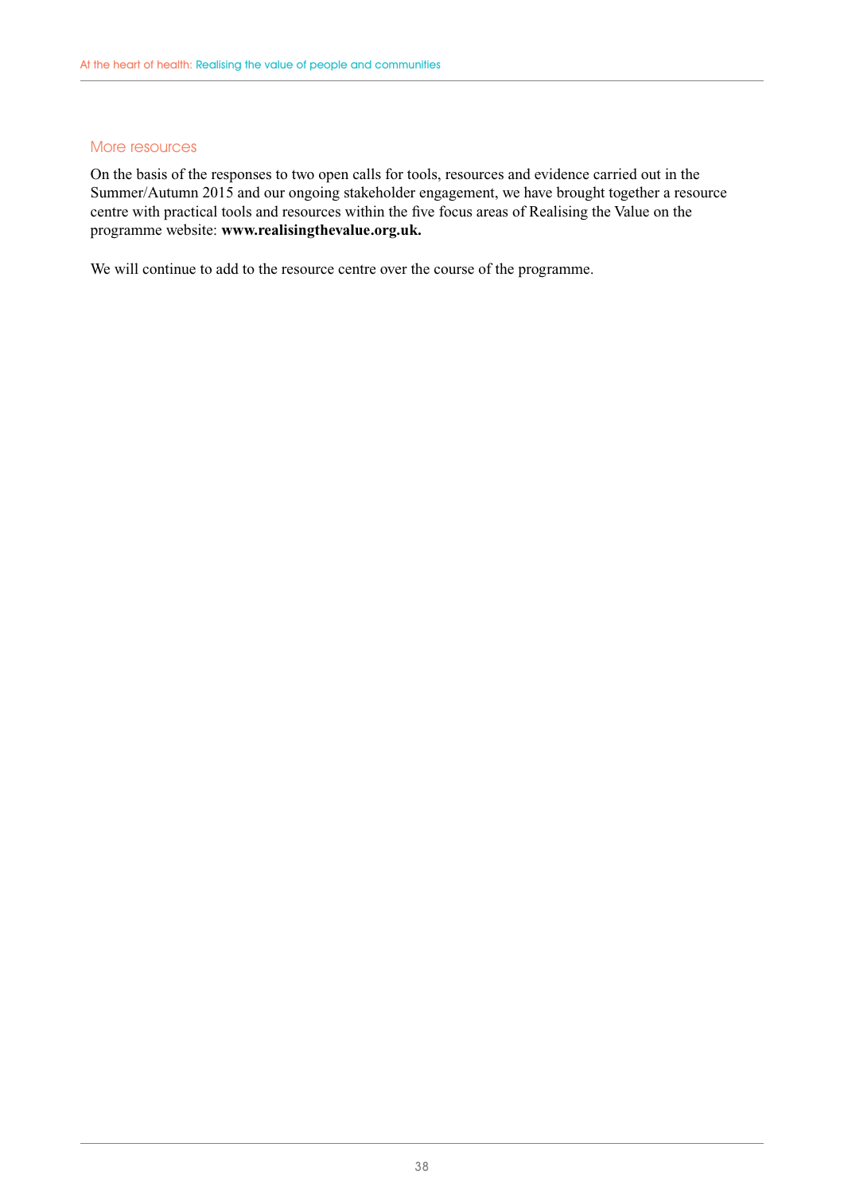## More resources

On the basis of the responses to two open calls for tools, resources and evidence carried out in the Summer/Autumn 2015 and our ongoing stakeholder engagement, we have brought together a resource centre with practical tools and resources within the five focus areas of Realising the Value on the programme website: **www.realisingthevalue.org.uk.**

We will continue to add to the resource centre over the course of the programme.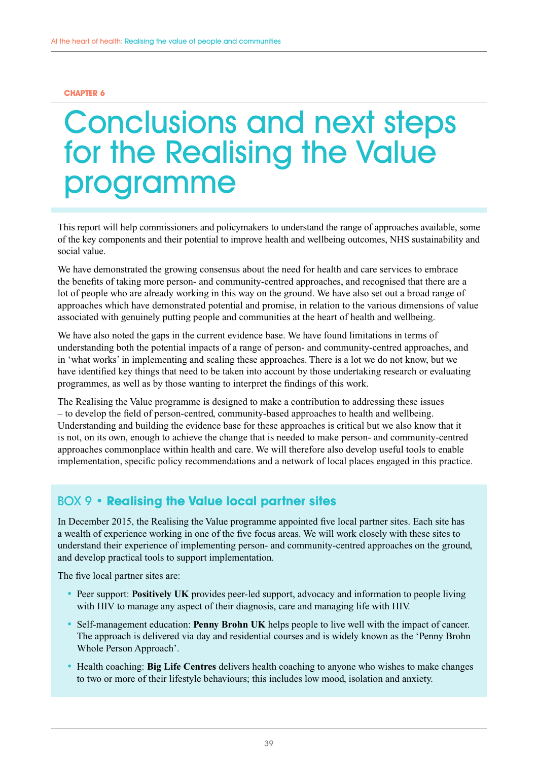CHAPTER 6

# Conclusions and next steps for the Realising the Value programme

This report will help commissioners and policymakers to understand the range of approaches available, some of the key components and their potential to improve health and wellbeing outcomes, NHS sustainability and social value.

We have demonstrated the growing consensus about the need for health and care services to embrace the benefits of taking more person- and community-centred approaches, and recognised that there are a lot of people who are already working in this way on the ground. We have also set out a broad range of approaches which have demonstrated potential and promise, in relation to the various dimensions of value associated with genuinely putting people and communities at the heart of health and wellbeing.

We have also noted the gaps in the current evidence base. We have found limitations in terms of understanding both the potential impacts of a range of person- and community-centred approaches, and in 'what works' in implementing and scaling these approaches. There is a lot we do not know, but we have identified key things that need to be taken into account by those undertaking research or evaluating programmes, as well as by those wanting to interpret the findings of this work.

The Realising the Value programme is designed to make a contribution to addressing these issues – to develop the field of person-centred, community-based approaches to health and wellbeing. Understanding and building the evidence base for these approaches is critical but we also know that it is not, on its own, enough to achieve the change that is needed to make person- and community-centred approaches commonplace within health and care. We will therefore also develop useful tools to enable implementation, specific policy recommendations and a network of local places engaged in this practice.

## BOX 9 • Realising the Value local partner sites

In December 2015, the Realising the Value programme appointed five local partner sites. Each site has a wealth of experience working in one of the five focus areas. We will work closely with these sites to understand their experience of implementing person- and community-centred approaches on the ground, and develop practical tools to support implementation.

The five local partner sites are:

- Peer support: **Positively UK** provides peer-led support, advocacy and information to people living with HIV to manage any aspect of their diagnosis, care and managing life with HIV.
- Self-management education: **Penny Brohn UK** helps people to live well with the impact of cancer. The approach is delivered via day and residential courses and is widely known as the 'Penny Brohn Whole Person Approach'.
- Health coaching: **Big Life Centres** delivers health coaching to anyone who wishes to make changes to two or more of their lifestyle behaviours; this includes low mood, isolation and anxiety.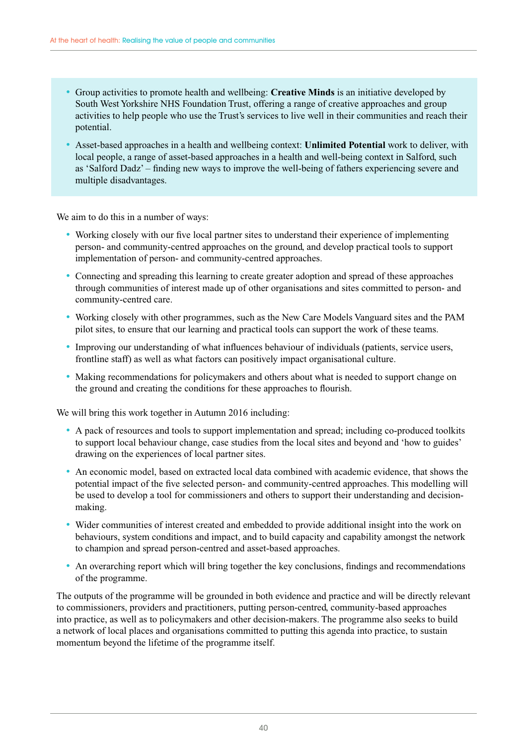- Group activities to promote health and wellbeing: **Creative Minds** is an initiative developed by South West Yorkshire NHS Foundation Trust, offering a range of creative approaches and group activities to help people who use the Trust's services to live well in their communities and reach their potential.
- Asset-based approaches in a health and wellbeing context: **Unlimited Potential** work to deliver, with local people, a range of asset-based approaches in a health and well-being context in Salford, such as 'Salford Dadz' – finding new ways to improve the well-being of fathers experiencing severe and multiple disadvantages.

We aim to do this in a number of ways:

- Working closely with our five local partner sites to understand their experience of implementing person- and community-centred approaches on the ground, and develop practical tools to support implementation of person- and community-centred approaches.
- Connecting and spreading this learning to create greater adoption and spread of these approaches through communities of interest made up of other organisations and sites committed to person- and community-centred care.
- Working closely with other programmes, such as the New Care Models Vanguard sites and the PAM pilot sites, to ensure that our learning and practical tools can support the work of these teams.
- Improving our understanding of what influences behaviour of individuals (patients, service users, frontline staff) as well as what factors can positively impact organisational culture.
- Making recommendations for policymakers and others about what is needed to support change on the ground and creating the conditions for these approaches to flourish.

We will bring this work together in Autumn 2016 including:

- A pack of resources and tools to support implementation and spread; including co-produced toolkits to support local behaviour change, case studies from the local sites and beyond and 'how to guides' drawing on the experiences of local partner sites.
- An economic model, based on extracted local data combined with academic evidence, that shows the potential impact of the five selected person- and community-centred approaches. This modelling will be used to develop a tool for commissioners and others to support their understanding and decision-making.
- Wider communities of interest created and embedded to provide additional insight into the work on behaviours, system conditions and impact, and to build capacity and capability amongst the network to champion and spread person-centred and asset-based approaches.
- An overarching report which will bring together the key conclusions, findings and recommendations of the programme.

The outputs of the programme will be grounded in both evidence and practice and will be directly relevant to commissioners, providers and practitioners, putting person-centred, community-based approaches into practice, as well as to policymakers and other decision-makers. The programme also seeks to build a network of local places and organisations committed to putting this agenda into practice, to sustain momentum beyond the lifetime of the programme itself.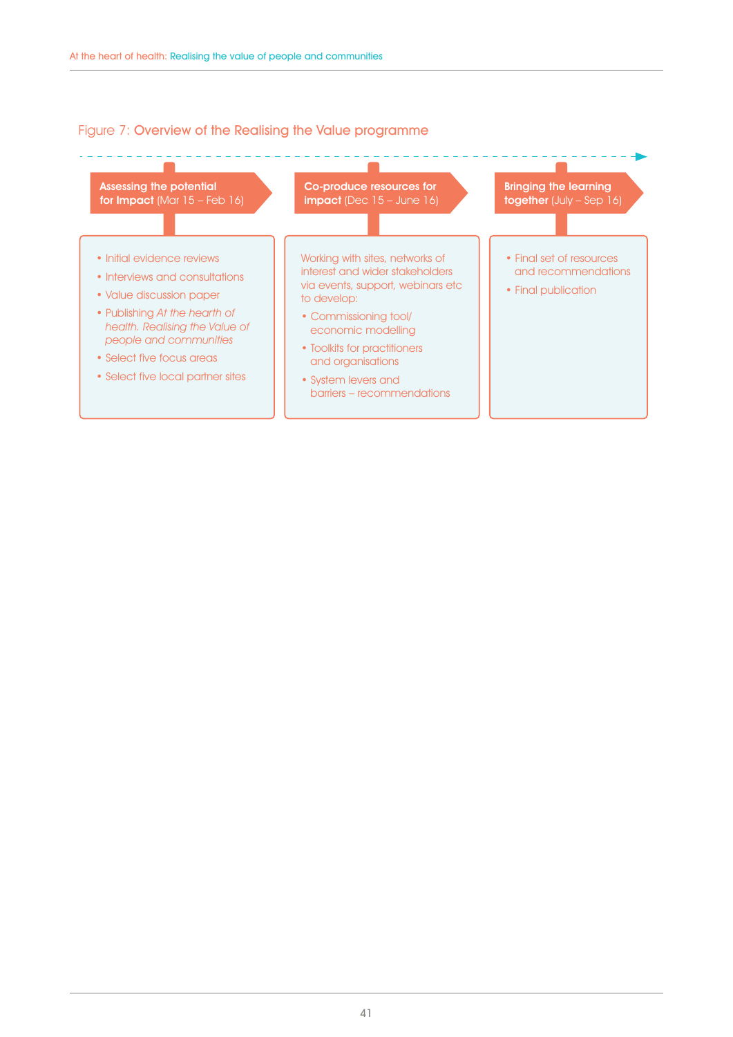Figure 7: **Overview of the Realising the Value programme**

**Assessing the potential for Impact** (Mar 15 – Feb 16)

- Initial evidence reviews
- Interviews and consultations
- Value discussion paper
- Publishing *At the hearth of health. Realising the Value of people and communities*
- Select five focus areas
- Select five local partner sites

**Co-produce resources for impact** (Dec 15 – June 16)

Working with sites, networks of interest and wider stakeholders via events, support, webinars etc to develop:

- Commissioning tool/ economic modelling
- Toolkits for practitioners and organisations
- System levers and barriers – recommendations

**Bringing the learning together** (July – Sep 16)

- Final set of resources and recommendations
- Final publication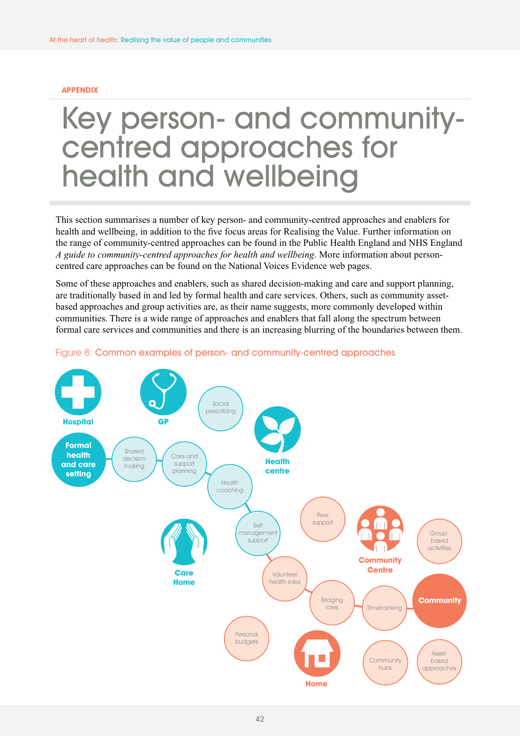**APPENDIX**

# Key person- and community-centred approaches for health and wellbeing

This section summarises a number of key person- and community-centred approaches and enablers for health and wellbeing, in addition to the five focus areas for Realising the Value. Further information on the range of community-centred approaches can be found in the Public Health England and NHS England *A guide to community-centred approaches for health and wellbeing*. More information about person-centred care approaches can be found on the National Voices Evidence web pages.

Some of these approaches and enablers, such as shared decision-making and care and support planning, are traditionally based in and led by formal health and care services. Others, such as community asset-based approaches and group activities are, as their name suggests, more commonly developed within communities. There is a wide range of approaches and enablers that fall along the spectrum between formal care services and communities and there is an increasing blurring of the boundaries between them.

Figure 8: Common examples of person- and community-centred approaches

Hospital

GP

Social prescribing

Health centre

Formal health and care setting

Shared decision making

Care and support planning

Health coaching

Self management support

Peer support

Community Centre

Group-based activities

Care Home

Volunteer health roles

Bridging roles

Timebanking

Community

Personal budgets

Home

Community hubs

Asset-based approaches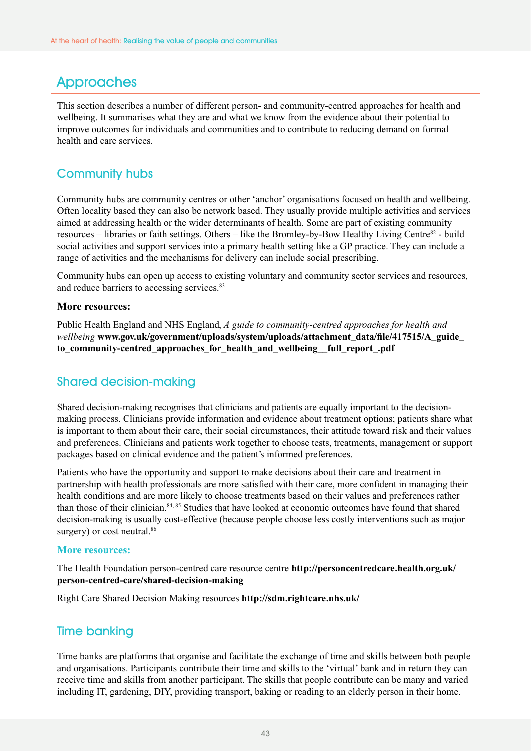## Approaches

This section describes a number of different person- and community-centred approaches for health and wellbeing. It summarises what they are and what we know from the evidence about their potential to improve outcomes for individuals and communities and to contribute to reducing demand on formal health and care services.

### Community hubs

Community hubs are community centres or other 'anchor' organisations focused on health and wellbeing. Often locality based they can also be network based. They usually provide multiple activities and services aimed at addressing health or the wider determinants of health. Some are part of existing community resources – libraries or faith settings. Others – like the Bromley-by-Bow Healthy Living Centre[82] - build social activities and support services into a primary health setting like a GP practice. They can include a range of activities and the mechanisms for delivery can include social prescribing.

Community hubs can open up access to existing voluntary and community sector services and resources, and reduce barriers to accessing services.[83]

**More resources:**

Public Health England and NHS England, *A guide to community-centred approaches for health and wellbeing* **www.gov.uk/government/uploads/system/uploads/attachment_data/file/417515/A_guide_to_community-centred_approaches_for_health_and_wellbeing__full_report_.pdf**

### Shared decision-making

Shared decision-making recognises that clinicians and patients are equally important to the decision-making process. Clinicians provide information and evidence about treatment options; patients share what is important to them about their care, their social circumstances, their attitude toward risk and their values and preferences. Clinicians and patients work together to choose tests, treatments, management or support packages based on clinical evidence and the patient's informed preferences.

Patients who have the opportunity and support to make decisions about their care and treatment in partnership with health professionals are more satisfied with their care, more confident in managing their health conditions and are more likely to choose treatments based on their values and preferences rather than those of their clinician.[84, 85] Studies that have looked at economic outcomes have found that shared decision-making is usually cost-effective (because people choose less costly interventions such as major surgery) or cost neutral.[86]

**More resources:**

The Health Foundation person-centred care resource centre **http://personcentredcare.health.org.uk/person-centred-care/shared-decision-making**

Right Care Shared Decision Making resources **http://sdm.rightcare.nhs.uk/**

### Time banking

Time banks are platforms that organise and facilitate the exchange of time and skills between both people and organisations. Participants contribute their time and skills to the 'virtual' bank and in return they can receive time and skills from another participant. The skills that people contribute can be many and varied including IT, gardening, DIY, providing transport, baking or reading to an elderly person in their home.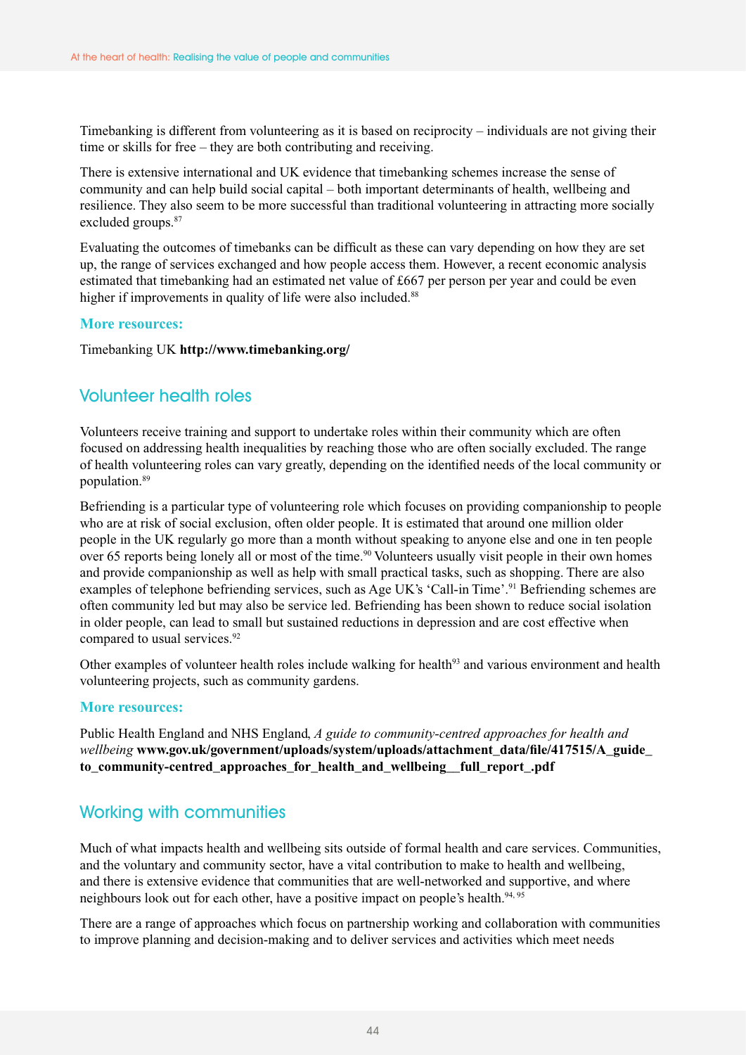Timebanking is different from volunteering as it is based on reciprocity – individuals are not giving their time or skills for free – they are both contributing and receiving.

There is extensive international and UK evidence that timebanking schemes increase the sense of community and can help build social capital – both important determinants of health, wellbeing and resilience. They also seem to be more successful than traditional volunteering in attracting more socially excluded groups.[87]

Evaluating the outcomes of timebanks can be difficult as these can vary depending on how they are set up, the range of services exchanged and how people access them. However, a recent economic analysis estimated that timebanking had an estimated net value of £667 per person per year and could be even higher if improvements in quality of life were also included.[88]

### More resources:

Timebanking UK **http://www.timebanking.org/**

## Volunteer health roles

Volunteers receive training and support to undertake roles within their community which are often focused on addressing health inequalities by reaching those who are often socially excluded. The range of health volunteering roles can vary greatly, depending on the identified needs of the local community or population.[89]

Befriending is a particular type of volunteering role which focuses on providing companionship to people who are at risk of social exclusion, often older people. It is estimated that around one million older people in the UK regularly go more than a month without speaking to anyone else and one in ten people over 65 reports being lonely all or most of the time.[90] Volunteers usually visit people in their own homes and provide companionship as well as help with small practical tasks, such as shopping. There are also examples of telephone befriending services, such as Age UK's 'Call-in Time'.[91] Befriending schemes are often community led but may also be service led. Befriending has been shown to reduce social isolation in older people, can lead to small but sustained reductions in depression and are cost effective when compared to usual services.[92]

Other examples of volunteer health roles include walking for health[93] and various environment and health volunteering projects, such as community gardens.

### More resources:

Public Health England and NHS England, *A guide to community-centred approaches for health and wellbeing* **www.gov.uk/government/uploads/system/uploads/attachment_data/file/417515/A_guide_to_community-centred_approaches_for_health_and_wellbeing__full_report_.pdf**

## Working with communities

Much of what impacts health and wellbeing sits outside of formal health and care services. Communities, and the voluntary and community sector, have a vital contribution to make to health and wellbeing, and there is extensive evidence that communities that are well-networked and supportive, and where neighbours look out for each other, have a positive impact on people's health.[94, 95]

There are a range of approaches which focus on partnership working and collaboration with communities to improve planning and decision-making and to deliver services and activities which meet needs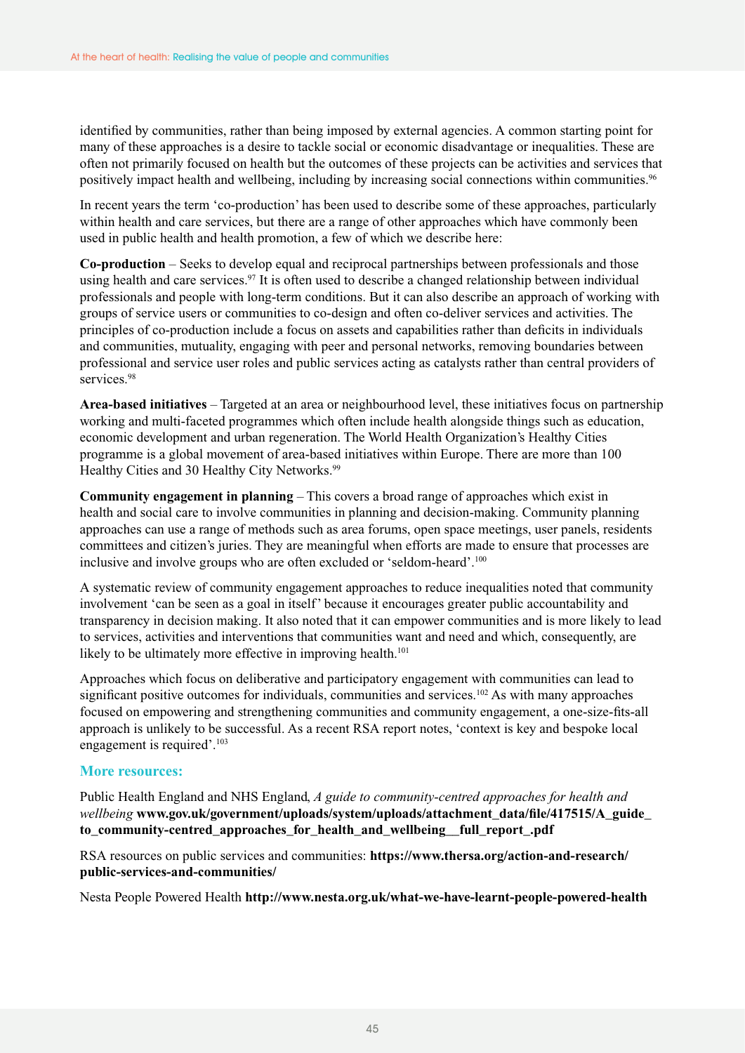identified by communities, rather than being imposed by external agencies. A common starting point for many of these approaches is a desire to tackle social or economic disadvantage or inequalities. These are often not primarily focused on health but the outcomes of these projects can be activities and services that positively impact health and wellbeing, including by increasing social connections within communities.[96]

In recent years the term 'co-production' has been used to describe some of these approaches, particularly within health and care services, but there are a range of other approaches which have commonly been used in public health and health promotion, a few of which we describe here:

**Co-production** – Seeks to develop equal and reciprocal partnerships between professionals and those using health and care services.[97] It is often used to describe a changed relationship between individual professionals and people with long-term conditions. But it can also describe an approach of working with groups of service users or communities to co-design and often co-deliver services and activities. The principles of co-production include a focus on assets and capabilities rather than deficits in individuals and communities, mutuality, engaging with peer and personal networks, removing boundaries between professional and service user roles and public services acting as catalysts rather than central providers of services.[98]

**Area-based initiatives** – Targeted at an area or neighbourhood level, these initiatives focus on partnership working and multi-faceted programmes which often include health alongside things such as education, economic development and urban regeneration. The World Health Organization's Healthy Cities programme is a global movement of area-based initiatives within Europe. There are more than 100 Healthy Cities and 30 Healthy City Networks.[99]

**Community engagement in planning** – This covers a broad range of approaches which exist in health and social care to involve communities in planning and decision-making. Community planning approaches can use a range of methods such as area forums, open space meetings, user panels, residents committees and citizen's juries. They are meaningful when efforts are made to ensure that processes are inclusive and involve groups who are often excluded or 'seldom-heard'.[100]

A systematic review of community engagement approaches to reduce inequalities noted that community involvement 'can be seen as a goal in itself' because it encourages greater public accountability and transparency in decision making. It also noted that it can empower communities and is more likely to lead to services, activities and interventions that communities want and need and which, consequently, are likely to be ultimately more effective in improving health.[101]

Approaches which focus on deliberative and participatory engagement with communities can lead to significant positive outcomes for individuals, communities and services.[102] As with many approaches focused on empowering and strengthening communities and community engagement, a one-size-fits-all approach is unlikely to be successful. As a recent RSA report notes, 'context is key and bespoke local engagement is required'.[103]

### More resources:

Public Health England and NHS England, *A guide to community-centred approaches for health and wellbeing* **www.gov.uk/government/uploads/system/uploads/attachment_data/file/417515/A_guide_to_community-centred_approaches_for_health_and_wellbeing__full_report_.pdf**

RSA resources on public services and communities: **https://www.thersa.org/action-and-research/public-services-and-communities/**

Nesta People Powered Health **http://www.nesta.org.uk/what-we-have-learnt-people-powered-health**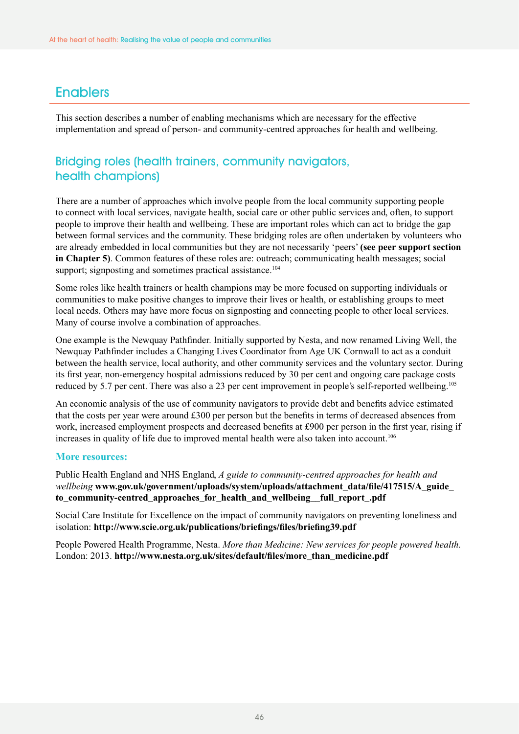## Enablers

This section describes a number of enabling mechanisms which are necessary for the effective implementation and spread of person- and community-centred approaches for health and wellbeing.

### Bridging roles (health trainers, community navigators, health champions)

There are a number of approaches which involve people from the local community supporting people to connect with local services, navigate health, social care or other public services and, often, to support people to improve their health and wellbeing. These are important roles which can act to bridge the gap between formal services and the community. These bridging roles are often undertaken by volunteers who are already embedded in local communities but they are not necessarily 'peers' **(see peer support section in Chapter 5)**. Common features of these roles are: outreach; communicating health messages; social support; signposting and sometimes practical assistance.[104]

Some roles like health trainers or health champions may be more focused on supporting individuals or communities to make positive changes to improve their lives or health, or establishing groups to meet local needs. Others may have more focus on signposting and connecting people to other local services. Many of course involve a combination of approaches.

One example is the Newquay Pathfinder. Initially supported by Nesta, and now renamed Living Well, the Newquay Pathfinder includes a Changing Lives Coordinator from Age UK Cornwall to act as a conduit between the health service, local authority, and other community services and the voluntary sector. During its first year, non-emergency hospital admissions reduced by 30 per cent and ongoing care package costs reduced by 5.7 per cent. There was also a 23 per cent improvement in people's self-reported wellbeing.[105]

An economic analysis of the use of community navigators to provide debt and benefits advice estimated that the costs per year were around £300 per person but the benefits in terms of decreased absences from work, increased employment prospects and decreased benefits at £900 per person in the first year, rising if increases in quality of life due to improved mental health were also taken into account.[106]

**More resources:**

Public Health England and NHS England, *A guide to community-centred approaches for health and wellbeing* **www.gov.uk/government/uploads/system/uploads/attachment_data/file/417515/A_guide_to_community-centred_approaches_for_health_and_wellbeing__full_report_.pdf**

Social Care Institute for Excellence on the impact of community navigators on preventing loneliness and isolation: **http://www.scie.org.uk/publications/briefings/files/briefing39.pdf**

People Powered Health Programme, Nesta. *More than Medicine: New services for people powered health.* London: 2013. **http://www.nesta.org.uk/sites/default/files/more_than_medicine.pdf**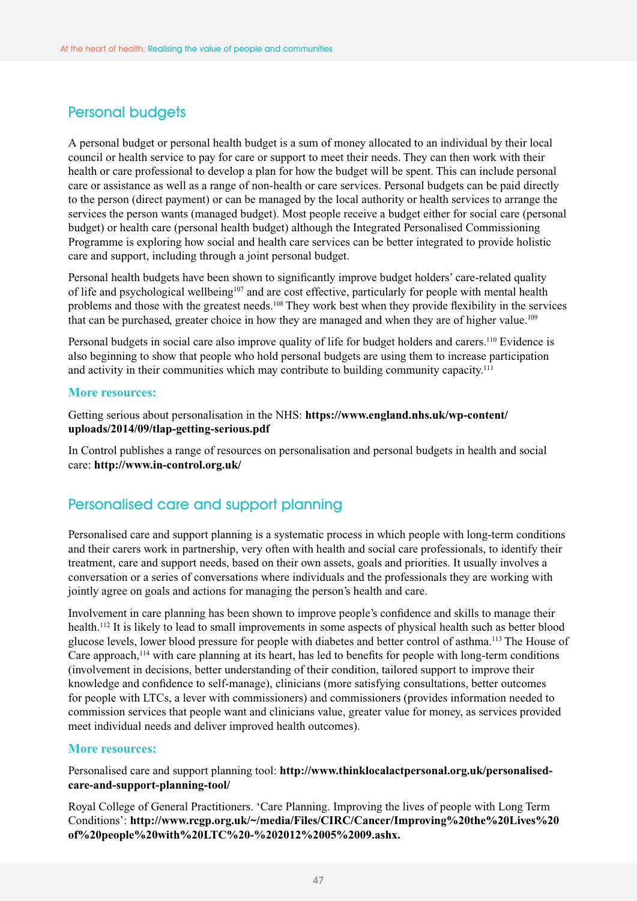## Personal budgets

A personal budget or personal health budget is a sum of money allocated to an individual by their local council or health service to pay for care or support to meet their needs. They can then work with their health or care professional to develop a plan for how the budget will be spent. This can include personal care or assistance as well as a range of non-health or care services. Personal budgets can be paid directly to the person (direct payment) or can be managed by the local authority or health services to arrange the services the person wants (managed budget). Most people receive a budget either for social care (personal budget) or health care (personal health budget) although the Integrated Personalised Commissioning Programme is exploring how social and health care services can be better integrated to provide holistic care and support, including through a joint personal budget.

Personal health budgets have been shown to significantly improve budget holders' care-related quality of life and psychological wellbeing[107] and are cost effective, particularly for people with mental health problems and those with the greatest needs.[108] They work best when they provide flexibility in the services that can be purchased, greater choice in how they are managed and when they are of higher value.[109]

Personal budgets in social care also improve quality of life for budget holders and carers.[110] Evidence is also beginning to show that people who hold personal budgets are using them to increase participation and activity in their communities which may contribute to building community capacity.[111]

**More resources:**

Getting serious about personalisation in the NHS: **https://www.england.nhs.uk/wp-content/uploads/2014/09/tlap-getting-serious.pdf**

In Control publishes a range of resources on personalisation and personal budgets in health and social care: **http://www.in-control.org.uk/**

## Personalised care and support planning

Personalised care and support planning is a systematic process in which people with long-term conditions and their carers work in partnership, very often with health and social care professionals, to identify their treatment, care and support needs, based on their own assets, goals and priorities. It usually involves a conversation or a series of conversations where individuals and the professionals they are working with jointly agree on goals and actions for managing the person's health and care.

Involvement in care planning has been shown to improve people's confidence and skills to manage their health.[112] It is likely to lead to small improvements in some aspects of physical health such as better blood glucose levels, lower blood pressure for people with diabetes and better control of asthma.[113] The House of Care approach,[114] with care planning at its heart, has led to benefits for people with long-term conditions (involvement in decisions, better understanding of their condition, tailored support to improve their knowledge and confidence to self-manage), clinicians (more satisfying consultations, better outcomes for people with LTCs, a lever with commissioners) and commissioners (provides information needed to commission services that people want and clinicians value, greater value for money, as services provided meet individual needs and deliver improved health outcomes).

**More resources:**

Personalised care and support planning tool: **http://www.thinklocalactpersonal.org.uk/personalised-care-and-support-planning-tool/**

Royal College of General Practitioners. 'Care Planning. Improving the lives of people with Long Term Conditions': **http://www.rcgp.org.uk/~/media/Files/CIRC/Cancer/Improving%20the%20Lives%20of%20people%20with%20LTC%20-%202012%2005%2009.ashx.**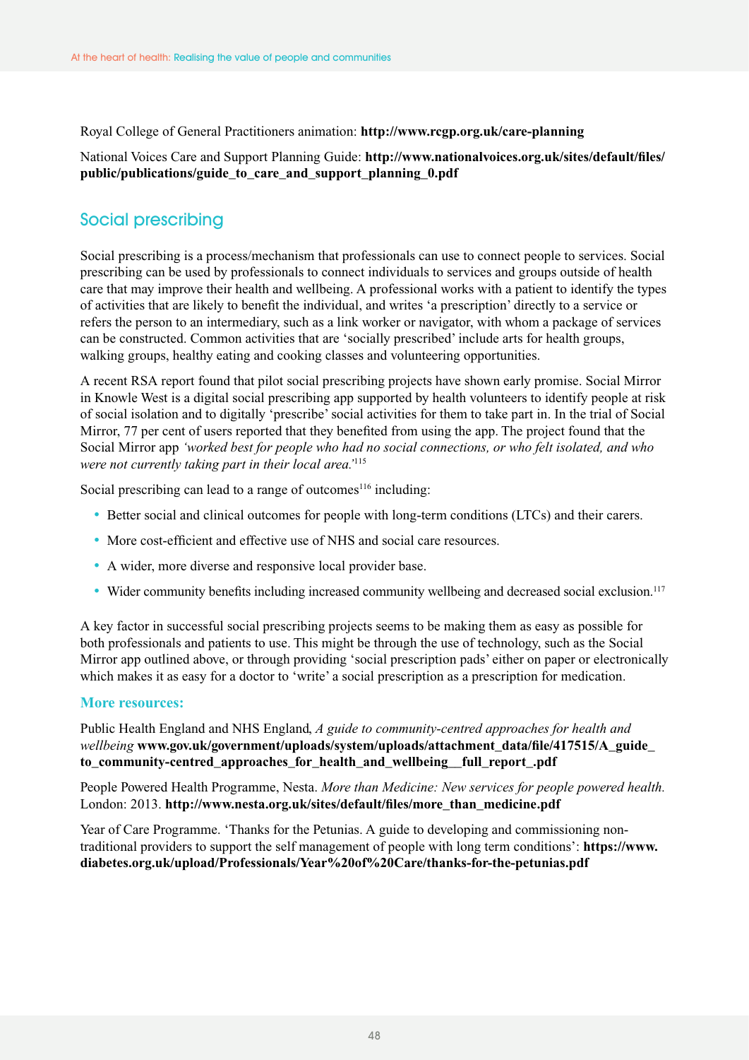Royal College of General Practitioners animation: **http://www.rcgp.org.uk/care-planning**

National Voices Care and Support Planning Guide: **http://www.nationalvoices.org.uk/sites/default/files/public/publications/guide_to_care_and_support_planning_0.pdf**

## Social prescribing

Social prescribing is a process/mechanism that professionals can use to connect people to services. Social prescribing can be used by professionals to connect individuals to services and groups outside of health care that may improve their health and wellbeing. A professional works with a patient to identify the types of activities that are likely to benefit the individual, and writes 'a prescription' directly to a service or refers the person to an intermediary, such as a link worker or navigator, with whom a package of services can be constructed. Common activities that are 'socially prescribed' include arts for health groups, walking groups, healthy eating and cooking classes and volunteering opportunities.

A recent RSA report found that pilot social prescribing projects have shown early promise. Social Mirror in Knowle West is a digital social prescribing app supported by health volunteers to identify people at risk of social isolation and to digitally 'prescribe' social activities for them to take part in. In the trial of Social Mirror, 77 per cent of users reported that they benefited from using the app. The project found that the Social Mirror app *'worked best for people who had no social connections, or who felt isolated, and who were not currently taking part in their local area.'*[115]

Social prescribing can lead to a range of outcomes[116] including:

- Better social and clinical outcomes for people with long-term conditions (LTCs) and their carers.
- More cost-efficient and effective use of NHS and social care resources.
- A wider, more diverse and responsive local provider base.
- Wider community benefits including increased community wellbeing and decreased social exclusion.[117]

A key factor in successful social prescribing projects seems to be making them as easy as possible for both professionals and patients to use. This might be through the use of technology, such as the Social Mirror app outlined above, or through providing 'social prescription pads' either on paper or electronically which makes it as easy for a doctor to 'write' a social prescription as a prescription for medication.

### More resources:

Public Health England and NHS England, *A guide to community-centred approaches for health and wellbeing* **www.gov.uk/government/uploads/system/uploads/attachment_data/file/417515/A_guide_to_community-centred_approaches_for_health_and_wellbeing__full_report_.pdf**

People Powered Health Programme, Nesta. *More than Medicine: New services for people powered health.* London: 2013. **http://www.nesta.org.uk/sites/default/files/more_than_medicine.pdf**

Year of Care Programme. 'Thanks for the Petunias. A guide to developing and commissioning non-traditional providers to support the self management of people with long term conditions': **https://www.diabetes.org.uk/upload/Professionals/Year%20of%20Care/thanks-for-the-petunias.pdf**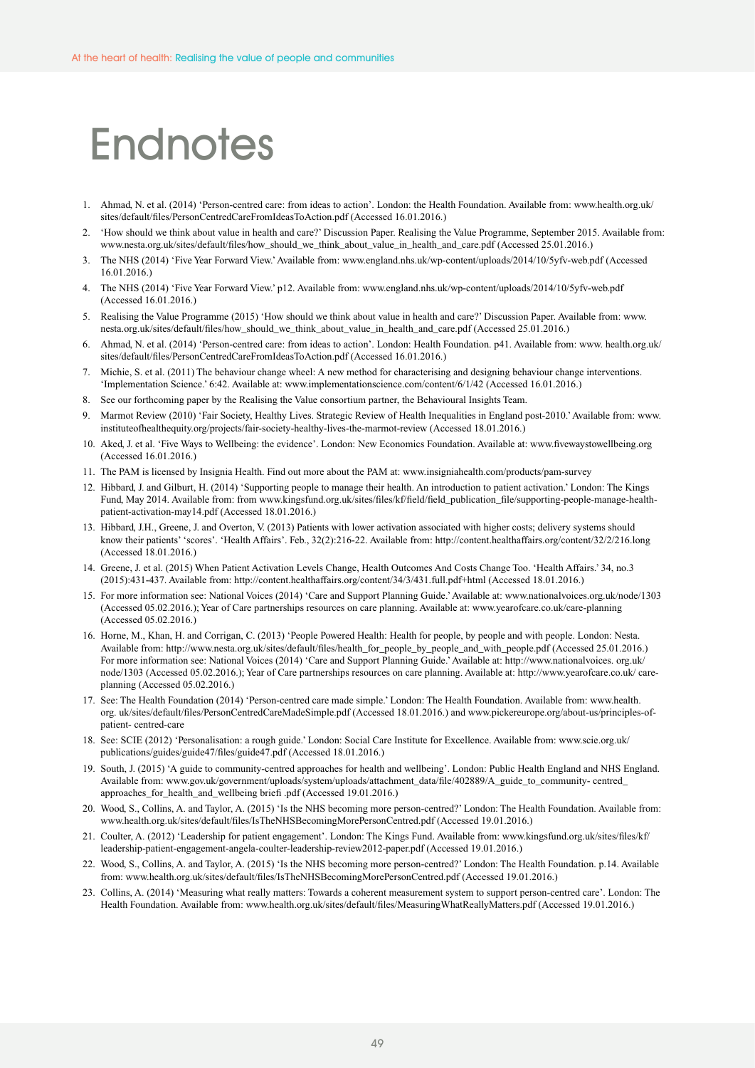# Endnotes

1. Ahmad, N. et al. (2014) 'Person-centred care: from ideas to action'. London: the Health Foundation. Available from: www.health.org.uk/sites/default/files/PersonCentredCareFromIdeasToAction.pdf (Accessed 16.01.2016.)
2. 'How should we think about value in health and care?' Discussion Paper. Realising the Value Programme, September 2015. Available from: www.nesta.org.uk/sites/default/files/how_should_we_think_about_value_in_health_and_care.pdf (Accessed 25.01.2016.)
3. The NHS (2014) 'Five Year Forward View.' Available from: www.england.nhs.uk/wp-content/uploads/2014/10/5yfv-web.pdf (Accessed 16.01.2016.)
4. The NHS (2014) 'Five Year Forward View.' p12. Available from: www.england.nhs.uk/wp-content/uploads/2014/10/5yfv-web.pdf (Accessed 16.01.2016.)
5. Realising the Value Programme (2015) 'How should we think about value in health and care?' Discussion Paper. Available from: www.nesta.org.uk/sites/default/files/how_should_we_think_about_value_in_health_and_care.pdf (Accessed 25.01.2016.)
6. Ahmad, N. et al. (2014) 'Person-centred care: from ideas to action'. London: Health Foundation. p41. Available from: www. health.org.uk/sites/default/files/PersonCentredCareFromIdeasToAction.pdf (Accessed 16.01.2016.)
7. Michie, S. et al. (2011) The behaviour change wheel: A new method for characterising and designing behaviour change interventions. 'Implementation Science.' 6:42. Available at: www.implementationscience.com/content/6/1/42 (Accessed 16.01.2016.)
8. See our forthcoming paper by the Realising the Value consortium partner, the Behavioural Insights Team.
9. Marmot Review (2010) 'Fair Society, Healthy Lives. Strategic Review of Health Inequalities in England post-2010.' Available from: www.instituteofhealthequity.org/projects/fair-society-healthy-lives-the-marmot-review (Accessed 18.01.2016.)
10. Aked, J. et al. 'Five Ways to Wellbeing: the evidence'. London: New Economics Foundation. Available at: www.fivewaystowellbeing.org (Accessed 16.01.2016.)
11. The PAM is licensed by Insignia Health. Find out more about the PAM at: www.insigniahealth.com/products/pam-survey
12. Hibbard, J. and Gilburt, H. (2014) 'Supporting people to manage their health. An introduction to patient activation.' London: The Kings Fund, May 2014. Available from: from www.kingsfund.org.uk/sites/files/kf/field/field_publication_file/supporting-people-manage-health-patient-activation-may14.pdf (Accessed 18.01.2016.)
13. Hibbard, J.H., Greene, J. and Overton, V. (2013) Patients with lower activation associated with higher costs; delivery systems should know their patients' 'scores'. 'Health Affairs'. Feb., 32(2):216-22. Available from: http://content.healthaffairs.org/content/32/2/216.long (Accessed 18.01.2016.)
14. Greene, J. et al. (2015) When Patient Activation Levels Change, Health Outcomes And Costs Change Too. 'Health Affairs.' 34, no.3 (2015):431-437. Available from: http://content.healthaffairs.org/content/34/3/431.full.pdf+html (Accessed 18.01.2016.)
15. For more information see: National Voices (2014) 'Care and Support Planning Guide.' Available at: www.nationalvoices.org.uk/node/1303 (Accessed 05.02.2016.); Year of Care partnerships resources on care planning. Available at: www.yearofcare.co.uk/care-planning (Accessed 05.02.2016.)
16. Horne, M., Khan, H. and Corrigan, C. (2013) 'People Powered Health: Health for people, by people and with people. London: Nesta. Available from: http://www.nesta.org.uk/sites/default/files/health_for_people_by_people_and_with_people.pdf (Accessed 25.01.2016.) For more information see: National Voices (2014) 'Care and Support Planning Guide.' Available at: http://www.nationalvoices. org.uk/node/1303 (Accessed 05.02.2016.); Year of Care partnerships resources on care planning. Available at: http://www.yearofcare.co.uk/ care-planning (Accessed 05.02.2016.)
17. See: The Health Foundation (2014) 'Person-centred care made simple.' London: The Health Foundation. Available from: www.health. org. uk/sites/default/files/PersonCentredCareMadeSimple.pdf (Accessed 18.01.2016.) and www.pickereurope.org/about-us/principles-of-patient- centred-care
18. See: SCIE (2012) 'Personalisation: a rough guide.' London: Social Care Institute for Excellence. Available from: www.scie.org.uk/publications/guides/guide47/files/guide47.pdf (Accessed 18.01.2016.)
19. South, J. (2015) 'A guide to community-centred approaches for health and wellbeing'. London: Public Health England and NHS England. Available from: www.gov.uk/government/uploads/system/uploads/attachment_data/file/402889/A_guide_to_community- centred_approaches_for_health_and_wellbeing briefi .pdf (Accessed 19.01.2016.)
20. Wood, S., Collins, A. and Taylor, A. (2015) 'Is the NHS becoming more person-centred?' London: The Health Foundation. Available from: www.health.org.uk/sites/default/files/IsTheNHSBecomingMorePersonCentred.pdf (Accessed 19.01.2016.)
21. Coulter, A. (2012) 'Leadership for patient engagement'. London: The Kings Fund. Available from: www.kingsfund.org.uk/sites/files/kf/leadership-patient-engagement-angela-coulter-leadership-review2012-paper.pdf (Accessed 19.01.2016.)
22. Wood, S., Collins, A. and Taylor, A. (2015) 'Is the NHS becoming more person-centred?' London: The Health Foundation. p.14. Available from: www.health.org.uk/sites/default/files/IsTheNHSBecomingMorePersonCentred.pdf (Accessed 19.01.2016.)
23. Collins, A. (2014) 'Measuring what really matters: Towards a coherent measurement system to support person-centred care'. London: The Health Foundation. Available from: www.health.org.uk/sites/default/files/MeasuringWhatReallyMatters.pdf (Accessed 19.01.2016.)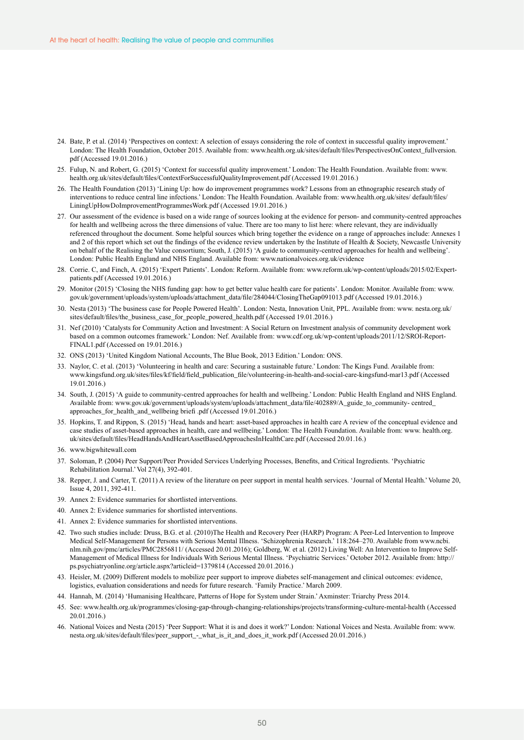24. Bate, P. et al. (2014) 'Perspectives on context: A selection of essays considering the role of context in successful quality improvement.' London: The Health Foundation, October 2015. Available from: www.health.org.uk/sites/default/files/PerspectivesOnContext_fullversion.pdf (Accessed 19.01.2016.)
25. Fulup, N. and Robert, G. (2015) 'Context for successful quality improvement.' London: The Health Foundation. Available from: www.health.org.uk/sites/default/files/ContextForSuccessfulQualityImprovement.pdf (Accessed 19.01.2016.)
26. The Health Foundation (2013) 'Lining Up: how do improvement programmes work? Lessons from an ethnographic research study of interventions to reduce central line infections.' London: The Health Foundation. Available from: www.health.org.uk/sites/ default/files/LiningUpHowDoImprovementProgrammesWork.pdf (Accessed 19.01.2016.)
27. Our assessment of the evidence is based on a wide range of sources looking at the evidence for person- and community-centred approaches for health and wellbeing across the three dimensions of value. There are too many to list here: where relevant, they are individually referenced throughout the document. Some helpful sources which bring together the evidence on a range of approaches include: Annexes 1 and 2 of this report which set out the findings of the evidence review undertaken by the Institute of Health & Society, Newcastle University on behalf of the Realising the Value consortium; South, J. (2015) 'A guide to community-centred approaches for health and wellbeing'. London: Public Health England and NHS England. Available from: www.nationalvoices.org.uk/evidence
28. Corrie. C, and Finch, A. (2015) 'Expert Patients'. London: Reform. Available from: www.reform.uk/wp-content/uploads/2015/02/Expert-patients.pdf (Accessed 19.01.2016.)
29. Monitor (2015) 'Closing the NHS funding gap: how to get better value health care for patients'. London: Monitor. Available from: www.gov.uk/government/uploads/system/uploads/attachment_data/file/284044/ClosingTheGap091013.pdf (Accessed 19.01.2016.)
30. Nesta (2013) 'The business case for People Powered Health'. London: Nesta, Innovation Unit, PPL. Available from: www. nesta.org.uk/sites/default/files/the_business_case_for_people_powered_health.pdf (Accessed 19.01.2016.)
31. Nef (2010) 'Catalysts for Community Action and Investment: A Social Return on Investment analysis of community development work based on a common outcomes framework.' London: Nef. Available from: www.cdf.org.uk/wp-content/uploads/2011/12/SROI-Report-FINAL1.pdf (Accessed on 19.01.2016.)
32. ONS (2013) 'United Kingdom National Accounts, The Blue Book, 2013 Edition.' London: ONS.
33. Naylor, C. et al. (2013) 'Volunteering in health and care: Securing a sustainable future.' London: The Kings Fund. Available from: www.kingsfund.org.uk/sites/files/kf/field/field_publication_file/volunteering-in-health-and-social-care-kingsfund-mar13.pdf (Accessed 19.01.2016.)
34. South, J. (2015) 'A guide to community-centred approaches for health and wellbeing.' London: Public Health England and NHS England. Available from: www.gov.uk/government/uploads/system/uploads/attachment_data/file/402889/A_guide_to_community- centred_approaches_for_health_and_wellbeing briefi .pdf (Accessed 19.01.2016.)
35. Hopkins, T. and Rippon, S. (2015) 'Head, hands and heart: asset-based approaches in health care A review of the conceptual evidence and case studies of asset-based approaches in health, care and wellbeing.' London: The Health Foundation. Available from: www. health.org.uk/sites/default/files/HeadHandsAndHeartAssetBasedApproachesInHealthCare.pdf (Accessed 20.01.16.)
36. www.bigwhitewall.com
37. Soloman, P. (2004) Peer Support/Peer Provided Services Underlying Processes, Benefits, and Critical Ingredients. 'Psychiatric Rehabilitation Journal.' Vol 27(4), 392-401.
38. Repper, J. and Carter, T. (2011) A review of the literature on peer support in mental health services. 'Journal of Mental Health.' Volume 20, Issue 4, 2011, 392-411.
39. Annex 2: Evidence summaries for shortlisted interventions.
40. Annex 2: Evidence summaries for shortlisted interventions.
41. Annex 2: Evidence summaries for shortlisted interventions.
42. Two such studies include: Druss, B.G. et al. (2010)The Health and Recovery Peer (HARP) Program: A Peer-Led Intervention to Improve Medical Self-Management for Persons with Serious Mental Illness. 'Schizophrenia Research.' 118:264–270. Available from www.ncbi.nlm.nih.gov/pmc/articles/PMC2856811/ (Accessed 20.01.2016); Goldberg, W. et al. (2012) Living Well: An Intervention to Improve Self-Management of Medical Illness for Individuals With Serious Mental Illness. 'Psychiatric Services.' October 2012. Available from: http://ps.psychiatryonline.org/article.aspx?articleid=1379814 (Accessed 20.01.2016.)
43. Heisler, M. (2009) Different models to mobilize peer support to improve diabetes self-management and clinical outcomes: evidence, logistics, evaluation considerations and needs for future research. 'Family Practice.' March 2009.
44. Hannah, M. (2014) 'Humanising Healthcare, Patterns of Hope for System under Strain.' Axminster: Triarchy Press 2014.
45. See: www.health.org.uk/programmes/closing-gap-through-changing-relationships/projects/transforming-culture-mental-health (Accessed 20.01.2016.)
46. National Voices and Nesta (2015) 'Peer Support: What it is and does it work?' London: National Voices and Nesta. Available from: www. nesta.org.uk/sites/default/files/peer_support_-_what_is_it_and_does_it_work.pdf (Accessed 20.01.2016.)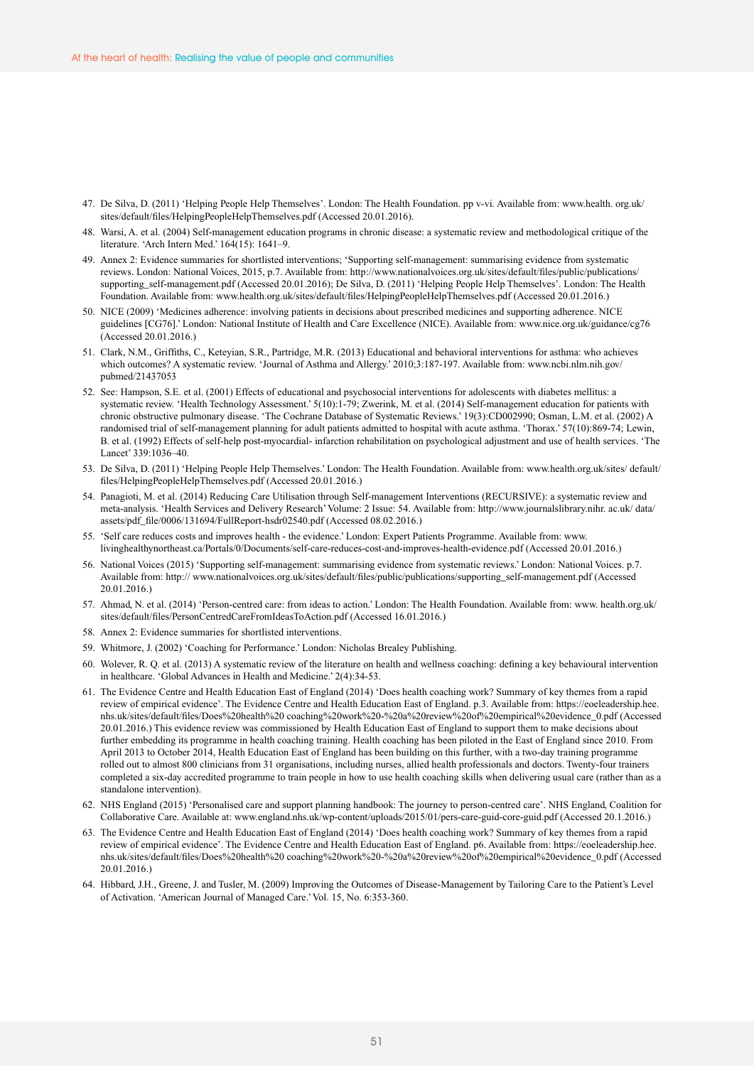47. De Silva, D. (2011) 'Helping People Help Themselves'. London: The Health Foundation. pp v-vi. Available from: www.health. org.uk/ sites/default/files/HelpingPeopleHelpThemselves.pdf (Accessed 20.01.2016).
48. Warsi, A. et al. (2004) Self-management education programs in chronic disease: a systematic review and methodological critique of the literature. 'Arch Intern Med.' 164(15): 1641–9.
49. Annex 2: Evidence summaries for shortlisted interventions; 'Supporting self-management: summarising evidence from systematic reviews. London: National Voices, 2015, p.7. Available from: http://www.nationalvoices.org.uk/sites/default/files/public/publications/ supporting_self-management.pdf (Accessed 20.01.2016); De Silva, D. (2011) 'Helping People Help Themselves'. London: The Health Foundation. Available from: www.health.org.uk/sites/default/files/HelpingPeopleHelpThemselves.pdf (Accessed 20.01.2016.)
50. NICE (2009) 'Medicines adherence: involving patients in decisions about prescribed medicines and supporting adherence. NICE guidelines [CG76].' London: National Institute of Health and Care Excellence (NICE). Available from: www.nice.org.uk/guidance/cg76 (Accessed 20.01.2016.)
51. Clark, N.M., Griffiths, C., Keteyian, S.R., Partridge, M.R. (2013) Educational and behavioral interventions for asthma: who achieves which outcomes? A systematic review. 'Journal of Asthma and Allergy.' 2010;3:187-197. Available from: www.ncbi.nlm.nih.gov/ pubmed/21437053
52. See: Hampson, S.E. et al. (2001) Effects of educational and psychosocial interventions for adolescents with diabetes mellitus: a systematic review. 'Health Technology Assessment.' 5(10):1-79; Zwerink, M. et al. (2014) Self-management education for patients with chronic obstructive pulmonary disease. 'The Cochrane Database of Systematic Reviews.' 19(3):CD002990; Osman, L.M. et al. (2002) A randomised trial of self-management planning for adult patients admitted to hospital with acute asthma. 'Thorax.' 57(10):869-74; Lewin, B. et al. (1992) Effects of self-help post-myocardial- infarction rehabilitation on psychological adjustment and use of health services. 'The Lancet' 339:1036–40.
53. De Silva, D. (2011) 'Helping People Help Themselves.' London: The Health Foundation. Available from: www.health.org.uk/sites/ default/ files/HelpingPeopleHelpThemselves.pdf (Accessed 20.01.2016.)
54. Panagioti, M. et al. (2014) Reducing Care Utilisation through Self-management Interventions (RECURSIVE): a systematic review and meta-analysis. 'Health Services and Delivery Research' Volume: 2 Issue: 54. Available from: http://www.journalslibrary.nihr. ac.uk/ data/ assets/pdf_file/0006/131694/FullReport-hsdr02540.pdf (Accessed 08.02.2016.)
55. 'Self care reduces costs and improves health - the evidence.' London: Expert Patients Programme. Available from: www. livinghealthynortheast.ca/Portals/0/Documents/self-care-reduces-cost-and-improves-health-evidence.pdf (Accessed 20.01.2016.)
56. National Voices (2015) 'Supporting self-management: summarising evidence from systematic reviews.' London: National Voices. p.7. Available from: http:// www.nationalvoices.org.uk/sites/default/files/public/publications/supporting_self-management.pdf (Accessed 20.01.2016.)
57. Ahmad, N. et al. (2014) 'Person-centred care: from ideas to action.' London: The Health Foundation. Available from: www. health.org.uk/ sites/default/files/PersonCentredCareFromIdeasToAction.pdf (Accessed 16.01.2016.)
58. Annex 2: Evidence summaries for shortlisted interventions.
59. Whitmore, J. (2002) 'Coaching for Performance.' London: Nicholas Brealey Publishing.
60. Wolever, R. Q. et al. (2013) A systematic review of the literature on health and wellness coaching: defining a key behavioural intervention in healthcare. 'Global Advances in Health and Medicine.' 2(4):34-53.
61. The Evidence Centre and Health Education East of England (2014) 'Does health coaching work? Summary of key themes from a rapid review of empirical evidence'. The Evidence Centre and Health Education East of England. p.3. Available from: https://eoeleadership.hee. nhs.uk/sites/default/files/Does%20health%20 coaching%20work%20-%20a%20review%20of%20empirical%20evidence_0.pdf (Accessed 20.01.2016.) This evidence review was commissioned by Health Education East of England to support them to make decisions about further embedding its programme in health coaching training. Health coaching has been piloted in the East of England since 2010. From April 2013 to October 2014, Health Education East of England has been building on this further, with a two-day training programme rolled out to almost 800 clinicians from 31 organisations, including nurses, allied health professionals and doctors. Twenty-four trainers completed a six-day accredited programme to train people in how to use health coaching skills when delivering usual care (rather than as a standalone intervention).
62. NHS England (2015) 'Personalised care and support planning handbook: The journey to person-centred care'. NHS England, Coalition for Collaborative Care. Available at: www.england.nhs.uk/wp-content/uploads/2015/01/pers-care-guid-core-guid.pdf (Accessed 20.1.2016.)
63. The Evidence Centre and Health Education East of England (2014) 'Does health coaching work? Summary of key themes from a rapid review of empirical evidence'. The Evidence Centre and Health Education East of England. p6. Available from: https://eoeleadership.hee. nhs.uk/sites/default/files/Does%20health%20 coaching%20work%20-%20a%20review%20of%20empirical%20evidence_0.pdf (Accessed 20.01.2016.)
64. Hibbard, J.H., Greene, J. and Tusler, M. (2009) Improving the Outcomes of Disease-Management by Tailoring Care to the Patient's Level of Activation. 'American Journal of Managed Care.' Vol. 15, No. 6:353-360.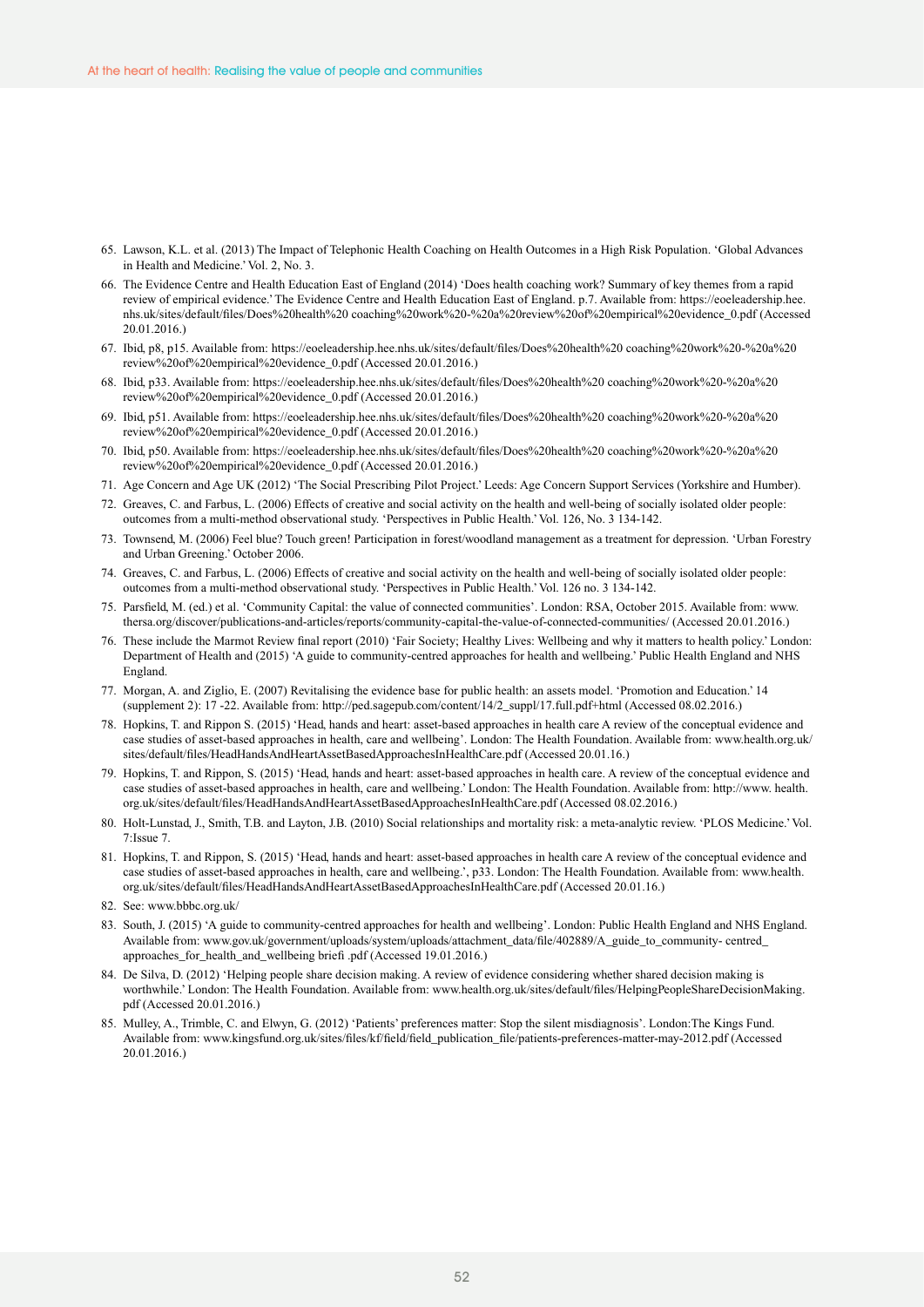65. Lawson, K.L. et al. (2013) The Impact of Telephonic Health Coaching on Health Outcomes in a High Risk Population. 'Global Advances in Health and Medicine.' Vol. 2, No. 3.
66. The Evidence Centre and Health Education East of England (2014) 'Does health coaching work? Summary of key themes from a rapid review of empirical evidence.' The Evidence Centre and Health Education East of England. p.7. Available from: https://eoeleadership.hee.nhs.uk/sites/default/files/Does%20health%20 coaching%20work%20-%20a%20review%20of%20empirical%20evidence_0.pdf (Accessed 20.01.2016.)
67. Ibid, p8, p15. Available from: https://eoeleadership.hee.nhs.uk/sites/default/files/Does%20health%20 coaching%20work%20-%20a%20 review%20of%20empirical%20evidence_0.pdf (Accessed 20.01.2016.)
68. Ibid, p33. Available from: https://eoeleadership.hee.nhs.uk/sites/default/files/Does%20health%20 coaching%20work%20-%20a%20 review%20of%20empirical%20evidence_0.pdf (Accessed 20.01.2016.)
69. Ibid, p51. Available from: https://eoeleadership.hee.nhs.uk/sites/default/files/Does%20health%20 coaching%20work%20-%20a%20 review%20of%20empirical%20evidence_0.pdf (Accessed 20.01.2016.)
70. Ibid, p50. Available from: https://eoeleadership.hee.nhs.uk/sites/default/files/Does%20health%20 coaching%20work%20-%20a%20 review%20of%20empirical%20evidence_0.pdf (Accessed 20.01.2016.)
71. Age Concern and Age UK (2012) 'The Social Prescribing Pilot Project.' Leeds: Age Concern Support Services (Yorkshire and Humber).
72. Greaves, C. and Farbus, L. (2006) Effects of creative and social activity on the health and well-being of socially isolated older people: outcomes from a multi-method observational study. 'Perspectives in Public Health.' Vol. 126, No. 3 134-142.
73. Townsend, M. (2006) Feel blue? Touch green! Participation in forest/woodland management as a treatment for depression. 'Urban Forestry and Urban Greening.' October 2006.
74. Greaves, C. and Farbus, L. (2006) Effects of creative and social activity on the health and well-being of socially isolated older people: outcomes from a multi-method observational study. 'Perspectives in Public Health.' Vol. 126 no. 3 134-142.
75. Parsfield, M. (ed.) et al. 'Community Capital: the value of connected communities'. London: RSA, October 2015. Available from: www.thersa.org/discover/publications-and-articles/reports/community-capital-the-value-of-connected-communities/ (Accessed 20.01.2016.)
76. These include the Marmot Review final report (2010) 'Fair Society; Healthy Lives: Wellbeing and why it matters to health policy.' London: Department of Health and (2015) 'A guide to community-centred approaches for health and wellbeing.' Public Health England and NHS England.
77. Morgan, A. and Ziglio, E. (2007) Revitalising the evidence base for public health: an assets model. 'Promotion and Education.' 14 (supplement 2): 17 -22. Available from: http://ped.sagepub.com/content/14/2_suppl/17.full.pdf+html (Accessed 08.02.2016.)
78. Hopkins, T. and Rippon S. (2015) 'Head, hands and heart: asset-based approaches in health care A review of the conceptual evidence and case studies of asset-based approaches in health, care and wellbeing'. London: The Health Foundation. Available from: www.health.org.uk/sites/default/files/HeadHandsAndHeartAssetBasedApproachesInHealthCare.pdf (Accessed 20.01.16.)
79. Hopkins, T. and Rippon, S. (2015) 'Head, hands and heart: asset-based approaches in health care. A review of the conceptual evidence and case studies of asset-based approaches in health, care and wellbeing.' London: The Health Foundation. Available from: http://www. health.org.uk/sites/default/files/HeadHandsAndHeartAssetBasedApproachesInHealthCare.pdf (Accessed 08.02.2016.)
80. Holt-Lunstad, J., Smith, T.B. and Layton, J.B. (2010) Social relationships and mortality risk: a meta-analytic review. 'PLOS Medicine.' Vol. 7:Issue 7.
81. Hopkins, T. and Rippon, S. (2015) 'Head, hands and heart: asset-based approaches in health care A review of the conceptual evidence and case studies of asset-based approaches in health, care and wellbeing.', p33. London: The Health Foundation. Available from: www.health.org.uk/sites/default/files/HeadHandsAndHeartAssetBasedApproachesInHealthCare.pdf (Accessed 20.01.16.)
82. See: www.bbbc.org.uk/
83. South, J. (2015) 'A guide to community-centred approaches for health and wellbeing'. London: Public Health England and NHS England. Available from: www.gov.uk/government/uploads/system/uploads/attachment_data/file/402889/A_guide_to_community- centred_approaches_for_health_and_wellbeing briefi .pdf (Accessed 19.01.2016.)
84. De Silva, D. (2012) 'Helping people share decision making. A review of evidence considering whether shared decision making is worthwhile.' London: The Health Foundation. Available from: www.health.org.uk/sites/default/files/HelpingPeopleShareDecisionMaking.pdf (Accessed 20.01.2016.)
85. Mulley, A., Trimble, C. and Elwyn, G. (2012) 'Patients' preferences matter: Stop the silent misdiagnosis'. London:The Kings Fund. Available from: www.kingsfund.org.uk/sites/files/kf/field/field_publication_file/patients-preferences-matter-may-2012.pdf (Accessed 20.01.2016.)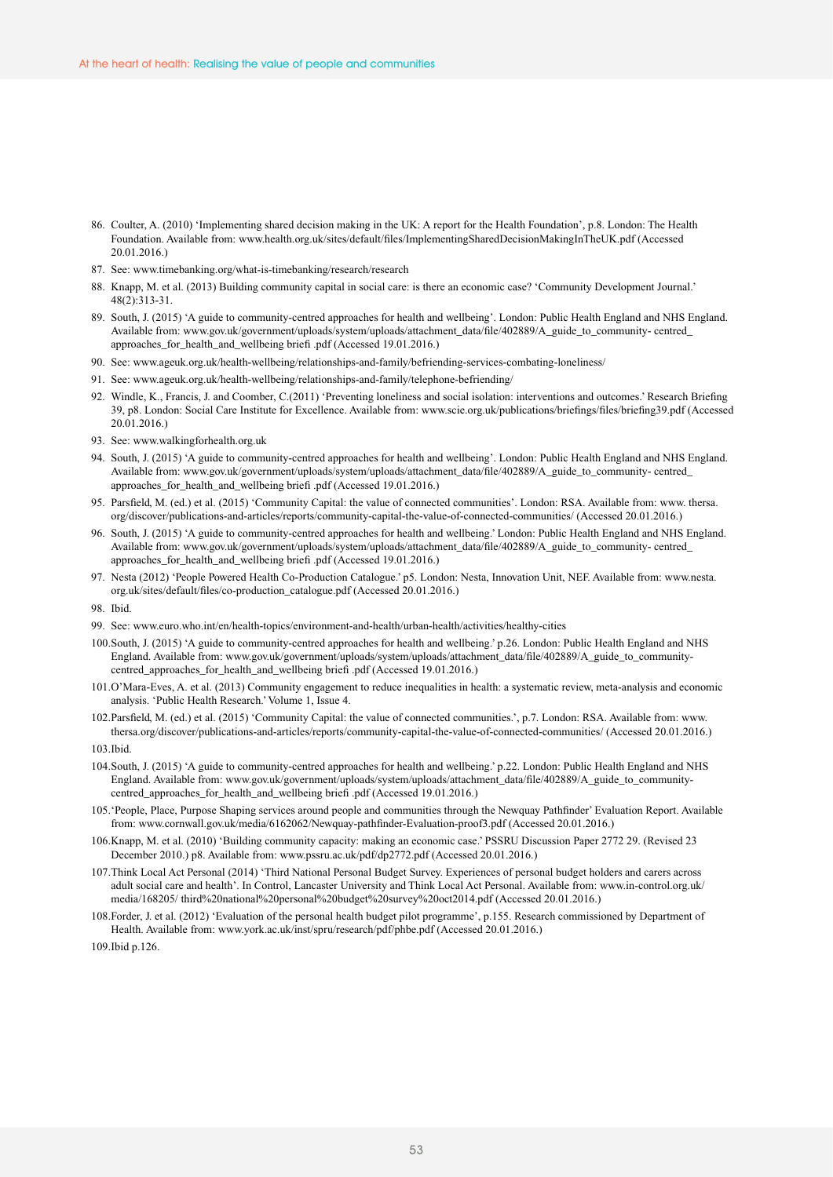86. Coulter, A. (2010) 'Implementing shared decision making in the UK: A report for the Health Foundation', p.8. London: The Health Foundation. Available from: www.health.org.uk/sites/default/files/ImplementingSharedDecisionMakingInTheUK.pdf (Accessed 20.01.2016.)
87. See: www.timebanking.org/what-is-timebanking/research/research
88. Knapp, M. et al. (2013) Building community capital in social care: is there an economic case? 'Community Development Journal.' 48(2):313-31.
89. South, J. (2015) 'A guide to community-centred approaches for health and wellbeing'. London: Public Health England and NHS England. Available from: www.gov.uk/government/uploads/system/uploads/attachment_data/file/402889/A_guide_to_community- centred_ approaches_for_health_and_wellbeing briefi .pdf (Accessed 19.01.2016.)
90. See: www.ageuk.org.uk/health-wellbeing/relationships-and-family/befriending-services-combating-loneliness/
91. See: www.ageuk.org.uk/health-wellbeing/relationships-and-family/telephone-befriending/
92. Windle, K., Francis, J. and Coomber, C.(2011) 'Preventing loneliness and social isolation: interventions and outcomes.' Research Briefing 39, p8. London: Social Care Institute for Excellence. Available from: www.scie.org.uk/publications/briefings/files/briefing39.pdf (Accessed 20.01.2016.)
93. See: www.walkingforhealth.org.uk
94. South, J. (2015) 'A guide to community-centred approaches for health and wellbeing'. London: Public Health England and NHS England. Available from: www.gov.uk/government/uploads/system/uploads/attachment_data/file/402889/A_guide_to_community- centred_ approaches_for_health_and_wellbeing briefi .pdf (Accessed 19.01.2016.)
95. Parsfield, M. (ed.) et al. (2015) 'Community Capital: the value of connected communities'. London: RSA. Available from: www. thersa. org/discover/publications-and-articles/reports/community-capital-the-value-of-connected-communities/ (Accessed 20.01.2016.)
96. South, J. (2015) 'A guide to community-centred approaches for health and wellbeing.' London: Public Health England and NHS England. Available from: www.gov.uk/government/uploads/system/uploads/attachment_data/file/402889/A_guide_to_community- centred_ approaches_for_health_and_wellbeing briefi .pdf (Accessed 19.01.2016.)
97. Nesta (2012) 'People Powered Health Co-Production Catalogue.' p5. London: Nesta, Innovation Unit, NEF. Available from: www.nesta. org.uk/sites/default/files/co-production_catalogue.pdf (Accessed 20.01.2016.)
98. Ibid.
99. See: www.euro.who.int/en/health-topics/environment-and-health/urban-health/activities/healthy-cities
100. South, J. (2015) 'A guide to community-centred approaches for health and wellbeing.' p.26. London: Public Health England and NHS England. Available from: www.gov.uk/government/uploads/system/uploads/attachment_data/file/402889/A_guide_to_community-centred_approaches_for_health_and_wellbeing briefi .pdf (Accessed 19.01.2016.)
101. O'Mara-Eves, A. et al. (2013) Community engagement to reduce inequalities in health: a systematic review, meta-analysis and economic analysis. 'Public Health Research.' Volume 1, Issue 4.
102. Parsfield, M. (ed.) et al. (2015) 'Community Capital: the value of connected communities.', p.7. London: RSA. Available from: www. thersa.org/discover/publications-and-articles/reports/community-capital-the-value-of-connected-communities/ (Accessed 20.01.2016.)
103. Ibid.
104. South, J. (2015) 'A guide to community-centred approaches for health and wellbeing.' p.22. London: Public Health England and NHS England. Available from: www.gov.uk/government/uploads/system/uploads/attachment_data/file/402889/A_guide_to_community-centred_approaches_for_health_and_wellbeing briefi .pdf (Accessed 19.01.2016.)
105. 'People, Place, Purpose Shaping services around people and communities through the Newquay Pathfinder' Evaluation Report. Available from: www.cornwall.gov.uk/media/6162062/Newquay-pathfinder-Evaluation-proof3.pdf (Accessed 20.01.2016.)
106. Knapp, M. et al. (2010) 'Building community capacity: making an economic case.' PSSRU Discussion Paper 2772 29. (Revised 23 December 2010.) p8. Available from: www.pssru.ac.uk/pdf/dp2772.pdf (Accessed 20.01.2016.)
107. Think Local Act Personal (2014) 'Third National Personal Budget Survey. Experiences of personal budget holders and carers across adult social care and health'. In Control, Lancaster University and Think Local Act Personal. Available from: www.in-control.org.uk/ media/168205/ third%20national%20personal%20budget%20survey%20oct2014.pdf (Accessed 20.01.2016.)
108. Forder, J. et al. (2012) 'Evaluation of the personal health budget pilot programme', p.155. Research commissioned by Department of Health. Available from: www.york.ac.uk/inst/spru/research/pdf/phbe.pdf (Accessed 20.01.2016.)
109. Ibid p.126.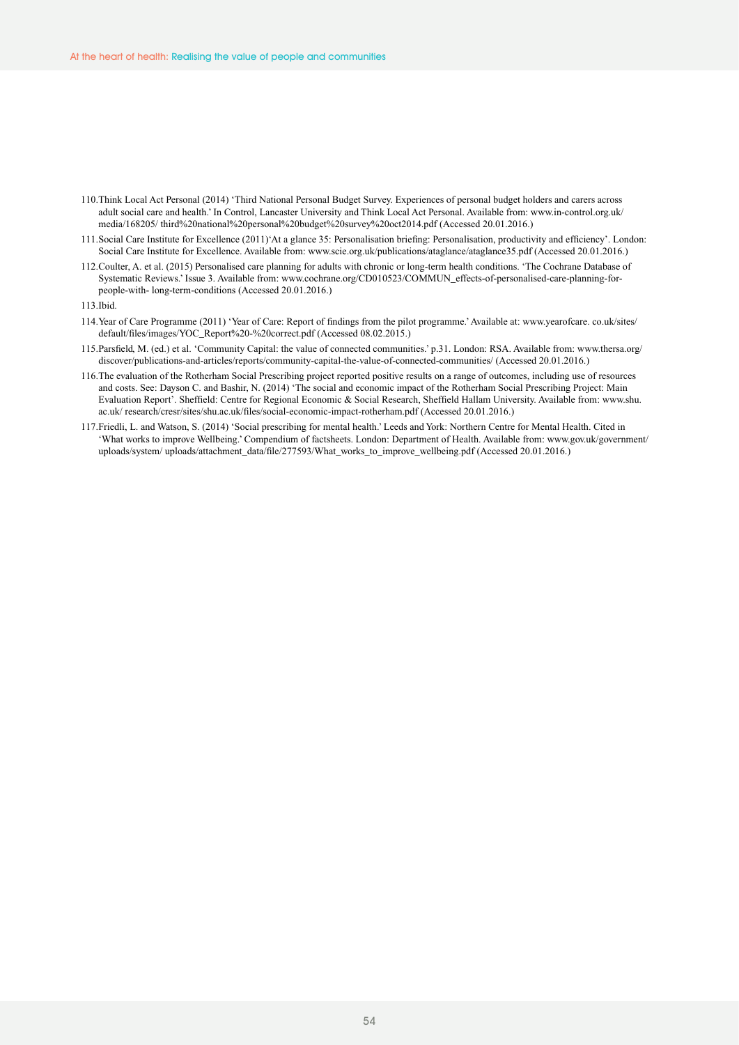110. Think Local Act Personal (2014) 'Third National Personal Budget Survey. Experiences of personal budget holders and carers across adult social care and health.' In Control, Lancaster University and Think Local Act Personal. Available from: www.in-control.org.uk/ media/168205/ third%20national%20personal%20budget%20survey%20oct2014.pdf (Accessed 20.01.2016.)

111. Social Care Institute for Excellence (2011)'At a glance 35: Personalisation briefing: Personalisation, productivity and efficiency'. London: Social Care Institute for Excellence. Available from: www.scie.org.uk/publications/ataglance/ataglance35.pdf (Accessed 20.01.2016.)

112. Coulter, A. et al. (2015) Personalised care planning for adults with chronic or long-term health conditions. 'The Cochrane Database of Systematic Reviews.' Issue 3. Available from: www.cochrane.org/CD010523/COMMUN_effects-of-personalised-care-planning-for-people-with- long-term-conditions (Accessed 20.01.2016.)

113. Ibid.

114. Year of Care Programme (2011) 'Year of Care: Report of findings from the pilot programme.' Available at: www.yearofcare. co.uk/sites/ default/files/images/YOC_Report%20-%20correct.pdf (Accessed 08.02.2015.)

115. Parsfield, M. (ed.) et al. 'Community Capital: the value of connected communities.' p.31. London: RSA. Available from: www.thersa.org/ discover/publications-and-articles/reports/community-capital-the-value-of-connected-communities/ (Accessed 20.01.2016.)

116. The evaluation of the Rotherham Social Prescribing project reported positive results on a range of outcomes, including use of resources and costs. See: Dayson C. and Bashir, N. (2014) 'The social and economic impact of the Rotherham Social Prescribing Project: Main Evaluation Report'. Sheffield: Centre for Regional Economic & Social Research, Sheffield Hallam University. Available from: www.shu. ac.uk/ research/cresr/sites/shu.ac.uk/files/social-economic-impact-rotherham.pdf (Accessed 20.01.2016.)

117. Friedli, L. and Watson, S. (2014) 'Social prescribing for mental health.' Leeds and York: Northern Centre for Mental Health. Cited in 'What works to improve Wellbeing.' Compendium of factsheets. London: Department of Health. Available from: www.gov.uk/government/ uploads/system/ uploads/attachment_data/file/277593/What_works_to_improve_wellbeing.pdf (Accessed 20.01.2016.)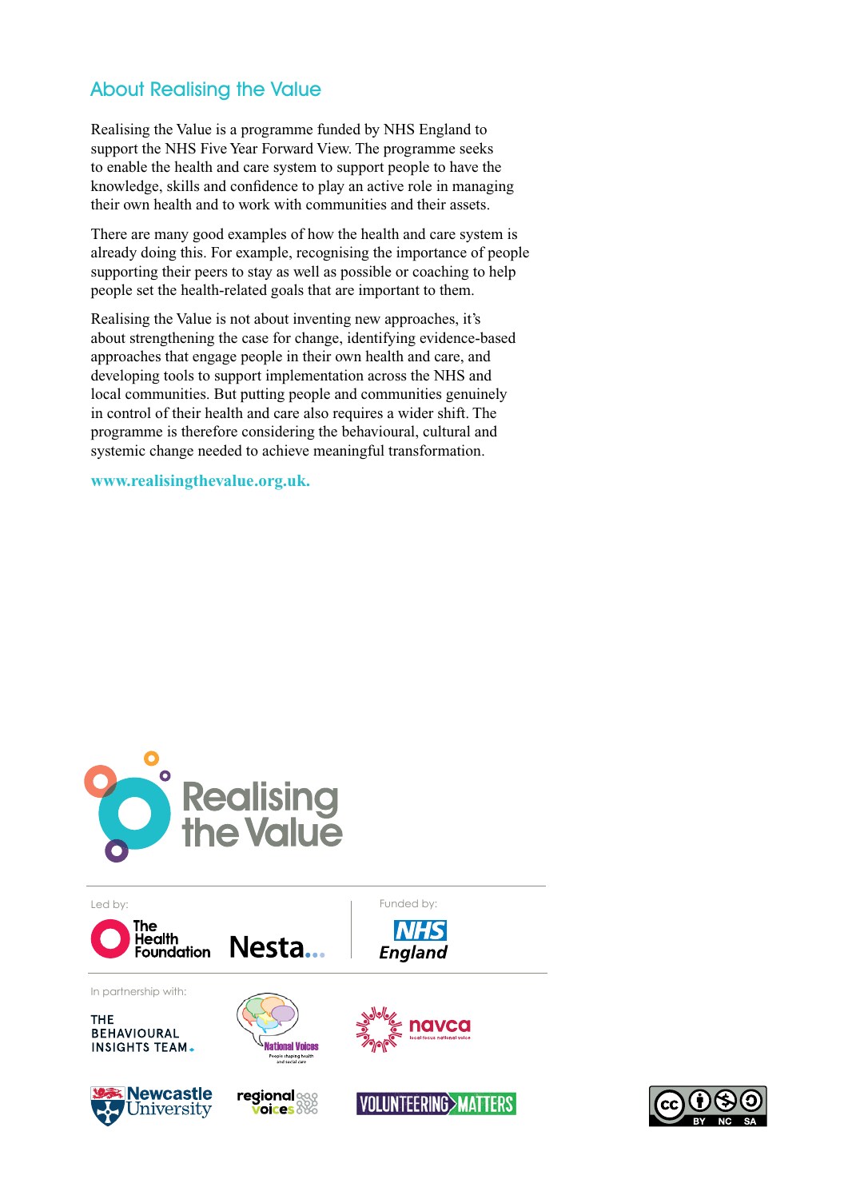## About Realising the Value

Realising the Value is a programme funded by NHS England to support the NHS Five Year Forward View. The programme seeks to enable the health and care system to support people to have the knowledge, skills and confidence to play an active role in managing their own health and to work with communities and their assets.

There are many good examples of how the health and care system is already doing this. For example, recognising the importance of people supporting their peers to stay as well as possible or coaching to help people set the health-related goals that are important to them.

Realising the Value is not about inventing new approaches, it's about strengthening the case for change, identifying evidence-based approaches that engage people in their own health and care, and developing tools to support implementation across the NHS and local communities. But putting people and communities genuinely in control of their health and care also requires a wider shift. The programme is therefore considering the behavioural, cultural and systemic change needed to achieve meaningful transformation.

**www.realisingthevalue.org.uk.**

Realising the Value

Led by:

The Health Foundation

Nesta

Funded by:

NHS England

In partnership with:

The Behavioural Insights Team

National Voices

navca

Newcastle University

regional voices

Volunteering Matters